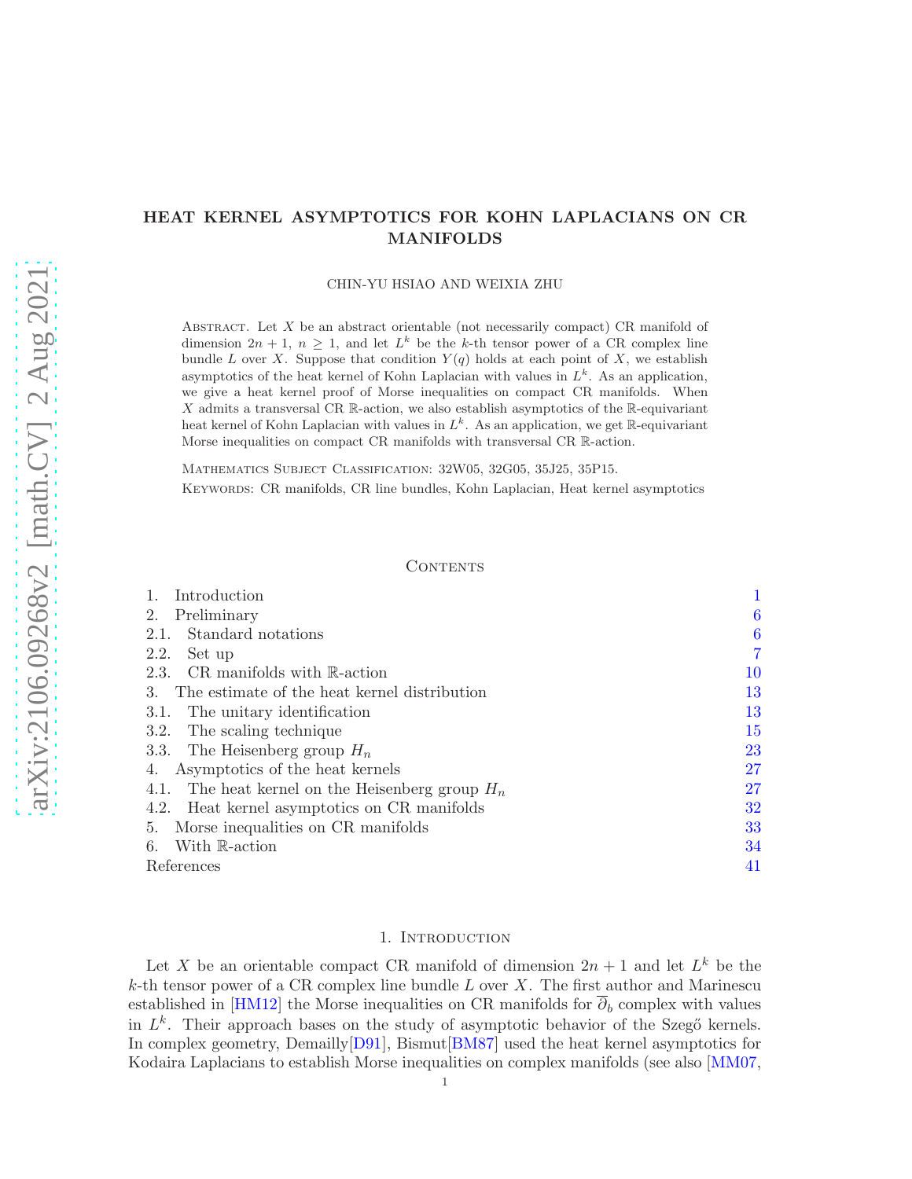# HEAT KERNEL ASYMPTOTICS FOR KOHN LAPLACIANS ON CR MANIFOLDS

CHIN-YU HSIAO AND WEIXIA ZHU

Abstract. Let $X$ be an abstract orientable (not necessarily compact) CR manifold of dimension $2n+1$, $n \geq 1$, and let $L^k$ be the $k$-th tensor power of a CR complex line bundle $L$ over $X$. Suppose that condition $Y(q)$ holds at each point of $X$, we establish asymptotics of the heat kernel of Kohn Laplacian with values in $L^k$. As an application, we give a heat kernel proof of Morse inequalities on compact CR manifolds. When $X$ admits a transversal CR $\mathbb{R}$-action, we also establish asymptotics of the $\mathbb{R}$-equivariant heat kernel of Kohn Laplacian with values in $L^k$. As an application, we get $\mathbb{R}$-equivariant Morse inequalities on compact CR manifolds with transversal CR $\mathbb{R}$-action.

Mathematics Subject Classification: 32W05, 32G05, 35J25, 35P15.

Keywords: CR manifolds, CR line bundles, Kohn Laplacian, Heat kernel asymptotics

## Contents

1. Introduction — 1
2. Preliminary — 6
   - 2.1. Standard notations — 6
   - 2.2. Set up — 7
   - 2.3. CR manifolds with $\mathbb{R}$-action — 10
3. The estimate of the heat kernel distribution — 13
   - 3.1. The unitary identification — 13
   - 3.2. The scaling technique — 15
   - 3.3. The Heisenberg group $H_n$ — 23
4. Asymptotics of the heat kernels — 27
   - 4.1. The heat kernel on the Heisenberg group $H_n$ — 27
   - 4.2. Heat kernel asymptotics on CR manifolds — 32
5. Morse inequalities on CR manifolds — 33
6. With $\mathbb{R}$-action — 34

References — 41

## 1. Introduction

Let $X$ be an orientable compact CR manifold of dimension $2n+1$ and let $L^k$ be the $k$-th tensor power of a CR complex line bundle $L$ over $X$. The first author and Marinescu established in [HM12] the Morse inequalities on CR manifolds for $\overline{\partial}_b$ complex with values in $L^k$. Their approach bases on the study of asymptotic behavior of the Szegő kernels. In complex geometry, Demailly[D91], Bismut[BM87] used the heat kernel asymptotics for Kodaira Laplacians to establish Morse inequalities on complex manifolds (see also [MM07,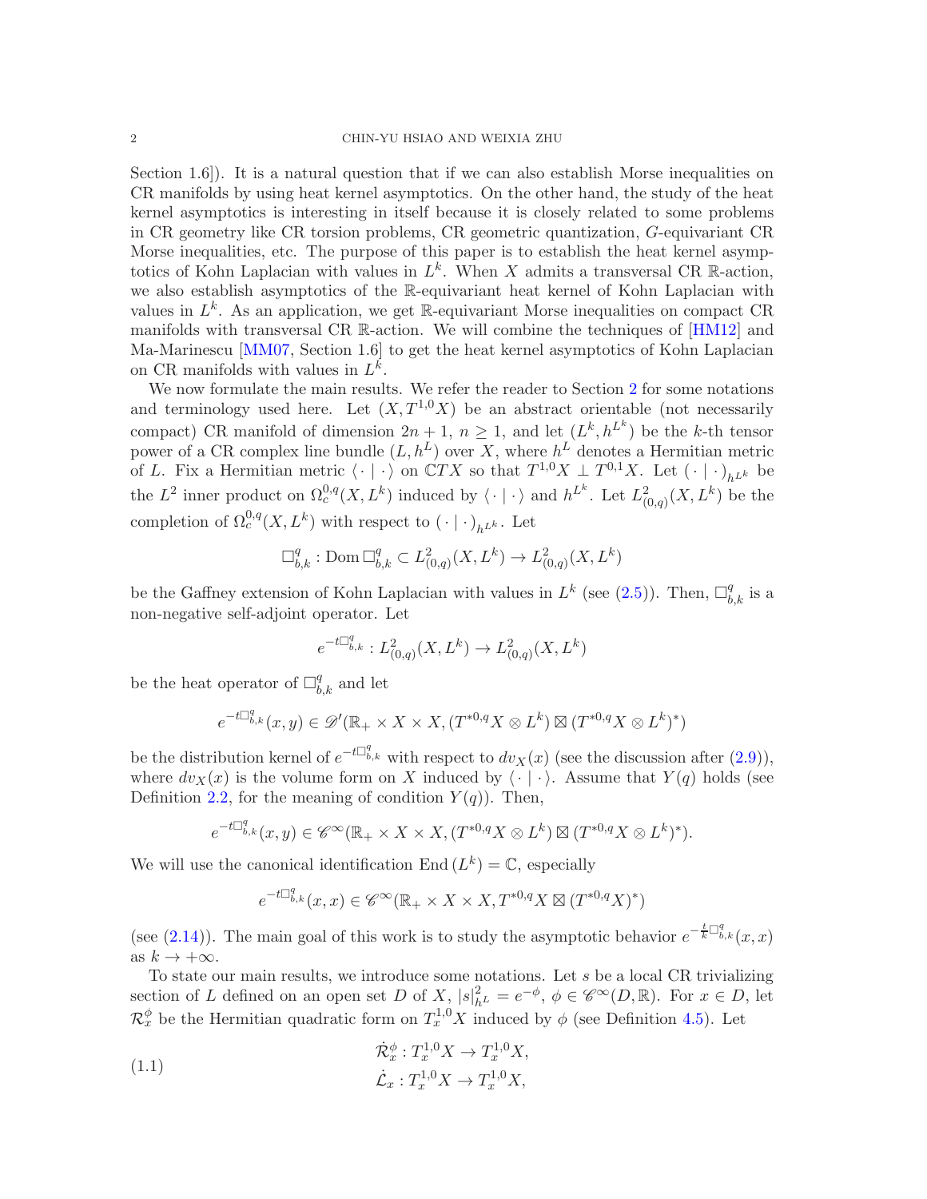Section 1.6]). It is a natural question that if we can also establish Morse inequalities on CR manifolds by using heat kernel asymptotics. On the other hand, the study of the heat kernel asymptotics is interesting in itself because it is closely related to some problems in CR geometry like CR torsion problems, CR geometric quantization, $G$-equivariant CR Morse inequalities, etc. The purpose of this paper is to establish the heat kernel asymptotics of Kohn Laplacian with values in $L^k$. When $X$ admits a transversal CR $\mathbb{R}$-action, we also establish asymptotics of the $\mathbb{R}$-equivariant heat kernel of Kohn Laplacian with values in $L^k$. As an application, we get $\mathbb{R}$-equivariant Morse inequalities on compact CR manifolds with transversal CR $\mathbb{R}$-action. We will combine the techniques of [HM12] and Ma-Marinescu [MM07, Section 1.6] to get the heat kernel asymptotics of Kohn Laplacian on CR manifolds with values in $L^k$.

We now formulate the main results. We refer the reader to Section 2 for some notations and terminology used here. Let $(X, T^{1,0}X)$ be an abstract orientable (not necessarily compact) CR manifold of dimension $2n+1$, $n \geq 1$, and let $(L^k, h^{L^k})$ be the $k$-th tensor power of a CR complex line bundle $(L, h^L)$ over $X$, where $h^L$ denotes a Hermitian metric of $L$. Fix a Hermitian metric $\langle \cdot \mid \cdot \rangle$ on $\mathbb{C}TX$ so that $T^{1,0}X \perp T^{0,1}X$. Let $(\cdot \mid \cdot)_{h^{L^k}}$ be the $L^2$ inner product on $\Omega^{0,q}_c(X, L^k)$ induced by $\langle \cdot \mid \cdot \rangle$ and $h^{L^k}$. Let $L^2_{(0,q)}(X, L^k)$ be the completion of $\Omega^{0,q}_c(X, L^k)$ with respect to $(\cdot \mid \cdot)_{h^{L^k}}$. Let

$$\Box^q_{b,k} : \operatorname{Dom} \Box^q_{b,k} \subset L^2_{(0,q)}(X, L^k) \to L^2_{(0,q)}(X, L^k)$$

be the Gaffney extension of Kohn Laplacian with values in $L^k$ (see (2.5)). Then, $\Box^q_{b,k}$ is a non-negative self-adjoint operator. Let

$$e^{-t\Box^q_{b,k}} : L^2_{(0,q)}(X, L^k) \to L^2_{(0,q)}(X, L^k)$$

be the heat operator of $\Box^q_{b,k}$ and let

$$e^{-t\Box^q_{b,k}}(x, y) \in \mathscr{D}'(\mathbb{R}_+ \times X \times X, (T^{*0,q}X \otimes L^k) \boxtimes (T^{*0,q}X \otimes L^k)^*)$$

be the distribution kernel of $e^{-t\Box^q_{b,k}}$ with respect to $dv_X(x)$ (see the discussion after (2.9)), where $dv_X(x)$ is the volume form on $X$ induced by $\langle \cdot \mid \cdot \rangle$. Assume that $Y(q)$ holds (see Definition 2.2, for the meaning of condition $Y(q)$). Then,

$$e^{-t\Box^q_{b,k}}(x, y) \in \mathscr{C}^\infty(\mathbb{R}_+ \times X \times X, (T^{*0,q}X \otimes L^k) \boxtimes (T^{*0,q}X \otimes L^k)^*).$$

We will use the canonical identification $\operatorname{End}(L^k) = \mathbb{C}$, especially

$$e^{-t\Box^q_{b,k}}(x, x) \in \mathscr{C}^\infty(\mathbb{R}_+ \times X \times X, T^{*0,q}X \boxtimes (T^{*0,q}X)^*)$$

(see (2.14)). The main goal of this work is to study the asymptotic behavior $e^{-\frac{t}{k}\Box^q_{b,k}}(x, x)$ as $k \to +\infty$.

To state our main results, we introduce some notations. Let $s$ be a local CR trivializing section of $L$ defined on an open set $D$ of $X$, $|s|^2_{h^L} = e^{-\phi}$, $\phi \in \mathscr{C}^\infty(D, \mathbb{R})$. For $x \in D$, let $\mathcal{R}^\phi_x$ be the Hermitian quadratic form on $T^{1,0}_x X$ induced by $\phi$ (see Definition 4.5). Let

$$\begin{aligned} &\dot{\mathcal{R}}^\phi_x : T^{1,0}_x X \to T^{1,0}_x X, \\ &\dot{\mathcal{L}}_x : T^{1,0}_x X \to T^{1,0}_x X, \end{aligned} \tag{1.1}$$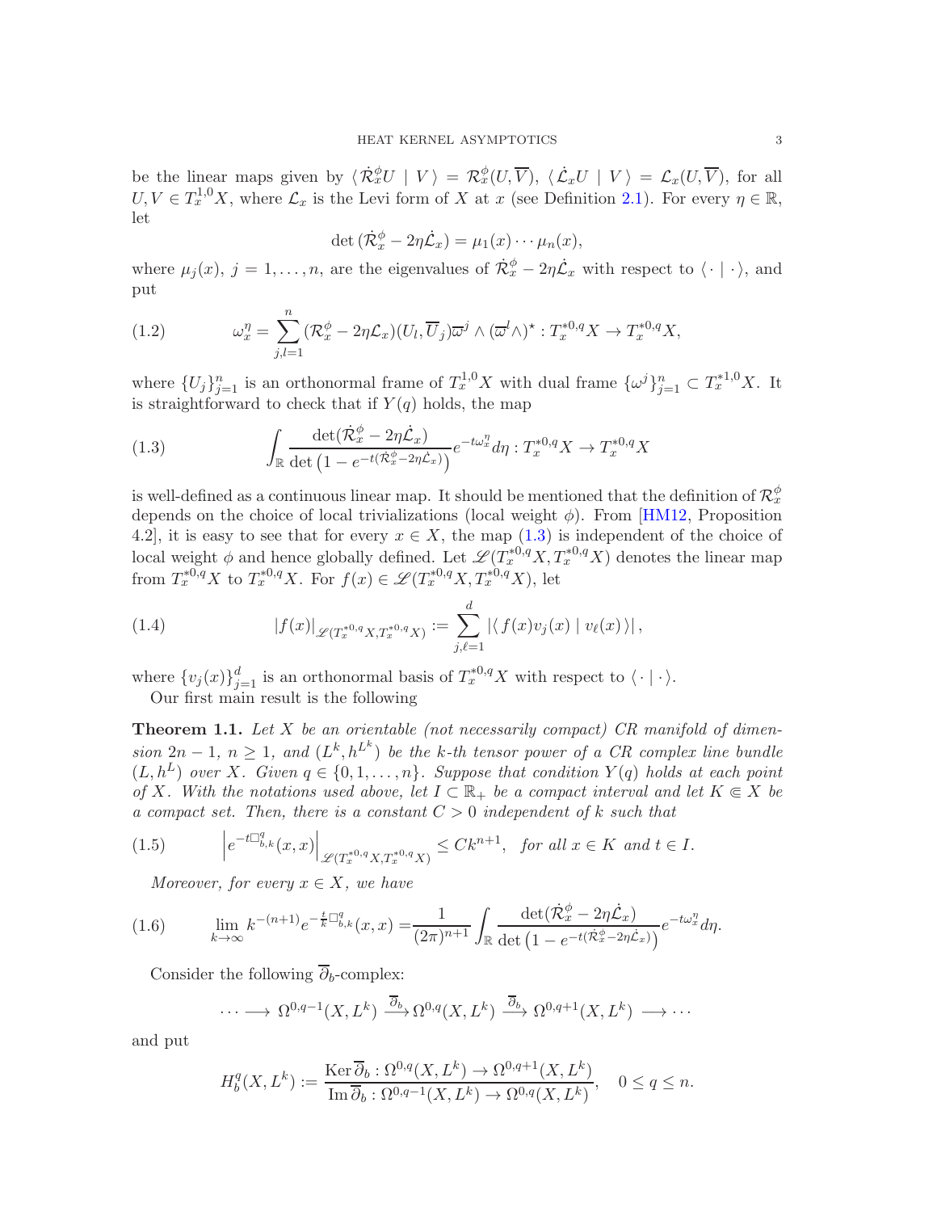be the linear maps given by $\langle \dot{\mathcal{R}}^\phi_x U \mid V \rangle = \mathcal{R}^\phi_x(U, \overline{V})$, $\langle \dot{\mathcal{L}}_x U \mid V \rangle = \mathcal{L}_x(U, \overline{V})$, for all $U, V \in T^{1,0}_x X$, where $\mathcal{L}_x$ is the Levi form of $X$ at $x$ (see Definition 2.1). For every $\eta \in \mathbb{R}$, let

$$\det(\dot{\mathcal{R}}^\phi_x - 2\eta\dot{\mathcal{L}}_x) = \mu_1(x) \cdots \mu_n(x),$$

where $\mu_j(x)$, $j = 1, \ldots, n$, are the eigenvalues of $\dot{\mathcal{R}}^\phi_x - 2\eta\dot{\mathcal{L}}_x$ with respect to $\langle \cdot \mid \cdot \rangle$, and put

$$\omega^\eta_x = \sum_{j,l=1}^n (\mathcal{R}^\phi_x - 2\eta\mathcal{L}_x)(U_l, \overline{U}_j)\overline{\omega}^j \wedge (\overline{\omega}^l \wedge)^\star : T^{*0,q}_x X \to T^{*0,q}_x X, \tag{1.2}$$

where $\{U_j\}_{j=1}^n$ is an orthonormal frame of $T^{1,0}_x X$ with dual frame $\{\omega^j\}_{j=1}^n \subset T^{*1,0}_x X$. It is straightforward to check that if $Y(q)$ holds, the map

$$\int_{\mathbb{R}} \frac{\det(\dot{\mathcal{R}}^\phi_x - 2\eta\dot{\mathcal{L}}_x)}{\det\left(1 - e^{-t(\dot{\mathcal{R}}^\phi_x - 2\eta\dot{\mathcal{L}}_x)}\right)} e^{-t\omega^\eta_x} d\eta : T^{*0,q}_x X \to T^{*0,q}_x X \tag{1.3}$$

is well-defined as a continuous linear map. It should be mentioned that the definition of $\mathcal{R}^\phi_x$ depends on the choice of local trivializations (local weight $\phi$). From [HM12, Proposition 4.2], it is easy to see that for every $x \in X$, the map (1.3) is independent of the choice of local weight $\phi$ and hence globally defined. Let $\mathscr{L}(T^{*0,q}_x X, T^{*0,q}_x X)$ denotes the linear map from $T^{*0,q}_x X$ to $T^{*0,q}_x X$. For $f(x) \in \mathscr{L}(T^{*0,q}_x X, T^{*0,q}_x X)$, let

$$|f(x)|_{\mathscr{L}(T^{*0,q}_x X, T^{*0,q}_x X)} := \sum_{j,\ell=1}^d |\langle f(x)v_j(x) \mid v_\ell(x) \rangle|, \tag{1.4}$$

where $\{v_j(x)\}_{j=1}^d$ is an orthonormal basis of $T^{*0,q}_x X$ with respect to $\langle \cdot \mid \cdot \rangle$.

Our first main result is the following

**Theorem 1.1.** *Let $X$ be an orientable (not necessarily compact) CR manifold of dimension $2n-1$, $n \geq 1$, and $(L^k, h^{L^k})$ be the $k$-th tensor power of a CR complex line bundle $(L, h^L)$ over $X$. Given $q \in \{0, 1, \ldots, n\}$. Suppose that condition $Y(q)$ holds at each point of $X$. With the notations used above, let $I \subset \mathbb{R}_+$ be a compact interval and let $K \Subset X$ be a compact set. Then, there is a constant $C > 0$ independent of $k$ such that*

$$\left| e^{-t\Box^q_{b,k}}(x,x) \right|_{\mathscr{L}(T^{*0,q}_x X, T^{*0,q}_x X)} \leq Ck^{n+1}, \quad \text{for all } x \in K \text{ and } t \in I. \tag{1.5}$$

*Moreover, for every $x \in X$, we have*

$$\lim_{k \to \infty} k^{-(n+1)} e^{-\frac{t}{k}\Box^q_{b,k}}(x,x) = \frac{1}{(2\pi)^{n+1}} \int_{\mathbb{R}} \frac{\det(\dot{\mathcal{R}}^\phi_x - 2\eta\dot{\mathcal{L}}_x)}{\det\left(1 - e^{-t(\dot{\mathcal{R}}^\phi_x - 2\eta\dot{\mathcal{L}}_x)}\right)} e^{-t\omega^\eta_x} d\eta. \tag{1.6}$$

Consider the following $\overline{\partial}_b$-complex:

$$\cdots \longrightarrow \Omega^{0,q-1}(X, L^k) \xrightarrow{\overline{\partial}_b} \Omega^{0,q}(X, L^k) \xrightarrow{\overline{\partial}_b} \Omega^{0,q+1}(X, L^k) \longrightarrow \cdots$$

and put

$$H^q_b(X, L^k) := \frac{\operatorname{Ker} \overline{\partial}_b : \Omega^{0,q}(X, L^k) \to \Omega^{0,q+1}(X, L^k)}{\operatorname{Im} \overline{\partial}_b : \Omega^{0,q-1}(X, L^k) \to \Omega^{0,q}(X, L^k)}, \quad 0 \leq q \leq n.$$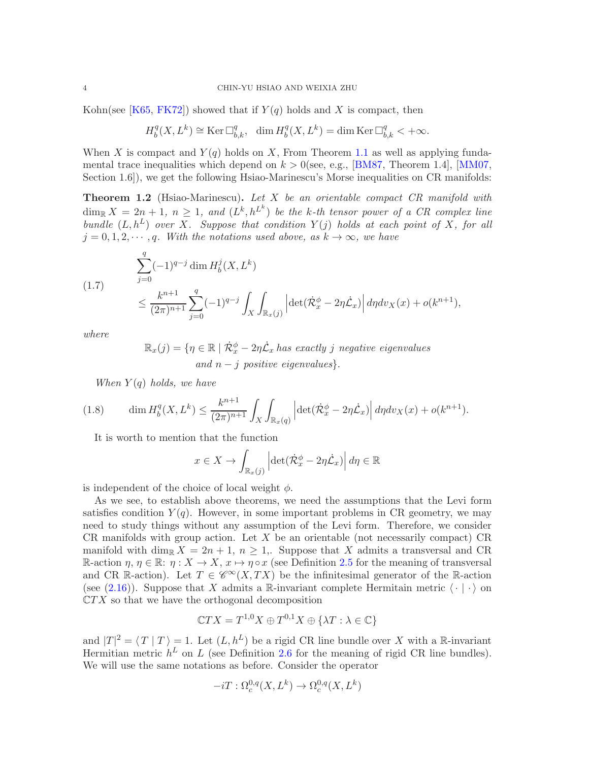Kohn(see [K65, FK72]) showed that if $Y(q)$ holds and $X$ is compact, then

$$H_b^q(X, L^k) \cong \operatorname{Ker} \Box_{b,k}^q, \quad \dim H_b^q(X, L^k) = \dim \operatorname{Ker} \Box_{b,k}^q < +\infty.$$

When $X$ is compact and $Y(q)$ holds on $X$, From Theorem 1.1 as well as applying fundamental trace inequalities which depend on $k > 0$(see, e.g., [BM87, Theorem 1.4], [MM07, Section 1.6]), we get the following Hsiao-Marinescu's Morse inequalities on CR manifolds:

**Theorem 1.2** (Hsiao-Marinescu). *Let $X$ be an orientable compact CR manifold with $\dim_{\mathbb{R}} X = 2n+1$, $n \geq 1$, and $(L^k, h^{L^k})$ be the $k$-th tensor power of a CR complex line bundle $(L, h^L)$ over $X$. Suppose that condition $Y(j)$ holds at each point of $X$, for all $j = 0, 1, 2, \cdots, q$. With the notations used above, as $k \to \infty$, we have*

$$\tag{1.7} \begin{aligned} &\sum_{j=0}^{q} (-1)^{q-j} \dim H_b^j(X, L^k) \\ &\leq \frac{k^{n+1}}{(2\pi)^{n+1}} \sum_{j=0}^{q} (-1)^{q-j} \int_X \int_{\mathbb{R}_x(j)} \left| \det(\dot{\mathcal{R}}_x^\phi - 2\eta \dot{\mathcal{L}}_x) \right| d\eta dv_X(x) + o(k^{n+1}), \end{aligned}$$

*where*

$$\begin{aligned} \mathbb{R}_x(j) = \{\eta \in \mathbb{R} \mid\ &\dot{\mathcal{R}}_x^\phi - 2\eta \dot{\mathcal{L}}_x \text{ has exactly } j \text{ negative eigenvalues} \\ &\text{and } n-j \text{ positive eigenvalues}\}. \end{aligned}$$

*When $Y(q)$ holds, we have*

$$\tag{1.8} \dim H_b^q(X, L^k) \leq \frac{k^{n+1}}{(2\pi)^{n+1}} \int_X \int_{\mathbb{R}_x(q)} \left| \det(\dot{\mathcal{R}}_x^\phi - 2\eta \dot{\mathcal{L}}_x) \right| d\eta dv_X(x) + o(k^{n+1}).$$

It is worth to mention that the function

$$x \in X \to \int_{\mathbb{R}_x(j)} \left| \det(\dot{\mathcal{R}}_x^\phi - 2\eta \dot{\mathcal{L}}_x) \right| d\eta \in \mathbb{R}$$

is independent of the choice of local weight $\phi$.

As we see, to establish above theorems, we need the assumptions that the Levi form satisfies condition $Y(q)$. However, in some important problems in CR geometry, we may need to study things without any assumption of the Levi form. Therefore, we consider CR manifolds with group action. Let $X$ be an orientable (not necessarily compact) CR manifold with $\dim_{\mathbb{R}} X = 2n+1$, $n \geq 1$,. Suppose that $X$ admits a transversal and CR $\mathbb{R}$-action $\eta$, $\eta \in \mathbb{R}$: $\eta : X \to X$, $x \mapsto \eta \circ x$ (see Definition 2.5 for the meaning of transversal and CR $\mathbb{R}$-action). Let $T \in \mathscr{C}^\infty(X, TX)$ be the infinitesimal generator of the $\mathbb{R}$-action (see (2.16)). Suppose that $X$ admits a $\mathbb{R}$-invariant complete Hermitain metric $\langle \cdot \mid \cdot \rangle$ on $\mathbb{C}TX$ so that we have the orthogonal decomposition

$$\mathbb{C}TX = T^{1,0}X \oplus T^{0,1}X \oplus \{\lambda T : \lambda \in \mathbb{C}\}$$

and $|T|^2 = \langle T \mid T \rangle = 1$. Let $(L, h^L)$ be a rigid CR line bundle over $X$ with a $\mathbb{R}$-invariant Hermitian metric $h^L$ on $L$ (see Definition 2.6 for the meaning of rigid CR line bundles). We will use the same notations as before. Consider the operator

$$-iT : \Omega_c^{0,q}(X, L^k) \to \Omega_c^{0,q}(X, L^k)$$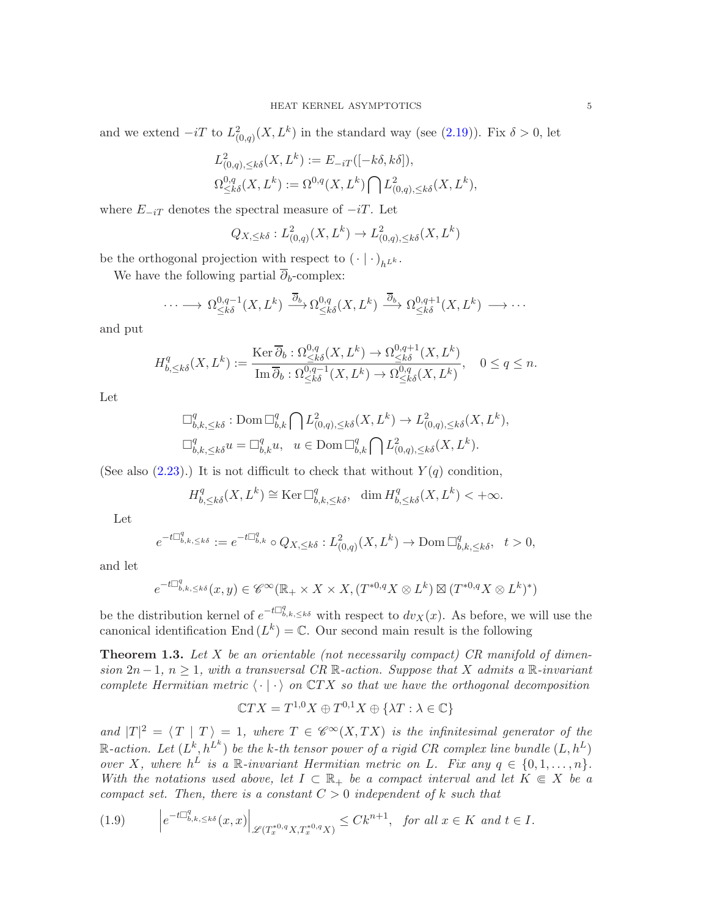and we extend $-iT$ to $L^2_{(0,q)}(X, L^k)$ in the standard way (see (2.19)). Fix $\delta > 0$, let

$$
\begin{aligned}
&L^2_{(0,q),\leq k\delta}(X, L^k) := E_{-iT}([-k\delta, k\delta]),\\
&\Omega^{0,q}_{\leq k\delta}(X, L^k) := \Omega^{0,q}(X, L^k) \bigcap L^2_{(0,q),\leq k\delta}(X, L^k),
\end{aligned}
$$

where $E_{-iT}$ denotes the spectral measure of $-iT$. Let

$$
Q_{X,\leq k\delta} : L^2_{(0,q)}(X, L^k) \to L^2_{(0,q),\leq k\delta}(X, L^k)
$$

be the orthogonal projection with respect to $(\,\cdot\,|\,\cdot\,)_{h^{L^k}}$.

We have the following partial $\overline{\partial}_b$-complex:

$$
\cdots \longrightarrow \Omega^{0,q-1}_{\leq k\delta}(X, L^k) \xrightarrow{\overline{\partial}_b} \Omega^{0,q}_{\leq k\delta}(X, L^k) \xrightarrow{\overline{\partial}_b} \Omega^{0,q+1}_{\leq k\delta}(X, L^k) \longrightarrow \cdots
$$

and put

$$
H^q_{b,\leq k\delta}(X, L^k) := \frac{\operatorname{Ker} \overline{\partial}_b : \Omega^{0,q}_{\leq k\delta}(X, L^k) \to \Omega^{0,q+1}_{\leq k\delta}(X, L^k)}{\operatorname{Im} \overline{\partial}_b : \Omega^{0,q-1}_{\leq k\delta}(X, L^k) \to \Omega^{0,q}_{\leq k\delta}(X, L^k)}, \quad 0 \leq q \leq n.
$$

Let

$$
\begin{aligned}
&\Box^q_{b,k,\leq k\delta} : \operatorname{Dom} \Box^q_{b,k} \bigcap L^2_{(0,q),\leq k\delta}(X, L^k) \to L^2_{(0,q),\leq k\delta}(X, L^k),\\
&\Box^q_{b,k,\leq k\delta} u = \Box^q_{b,k} u, \quad u \in \operatorname{Dom} \Box^q_{b,k} \bigcap L^2_{(0,q),\leq k\delta}(X, L^k).
\end{aligned}
$$

(See also (2.23).) It is not difficult to check that without $Y(q)$ condition,

$$
H^q_{b,\leq k\delta}(X, L^k) \cong \operatorname{Ker} \Box^q_{b,k,\leq k\delta}, \quad \dim H^q_{b,\leq k\delta}(X, L^k) < +\infty.
$$

Let

$$
e^{-t\Box^q_{b,k,\leq k\delta}} := e^{-t\Box^q_{b,k}} \circ Q_{X,\leq k\delta} : L^2_{(0,q)}(X, L^k) \to \operatorname{Dom} \Box^q_{b,k,\leq k\delta}, \quad t > 0,
$$

and let

$$
e^{-t\Box^q_{b,k,\leq k\delta}}(x, y) \in \mathscr{C}^\infty(\mathbb{R}_+ \times X \times X, (T^{*0,q}X \otimes L^k) \boxtimes (T^{*0,q}X \otimes L^k)^*)
$$

be the distribution kernel of $e^{-t\Box^q_{b,k,\leq k\delta}}$ with respect to $dv_X(x)$. As before, we will use the canonical identification $\operatorname{End}(L^k) = \mathbb{C}$. Our second main result is the following

**Theorem 1.3.** *Let $X$ be an orientable (not necessarily compact) CR manifold of dimension $2n-1$, $n \geq 1$, with a transversal CR $\mathbb{R}$-action. Suppose that $X$ admits a $\mathbb{R}$-invariant complete Hermitian metric $\langle\,\cdot\,|\,\cdot\,\rangle$ on $\mathbb{C}TX$ so that we have the orthogonal decomposition*

$$
\mathbb{C}TX = T^{1,0}X \oplus T^{0,1}X \oplus \{\lambda T : \lambda \in \mathbb{C}\}
$$

*and $|T|^2 = \langle\, T \mid T\,\rangle = 1$, where $T \in \mathscr{C}^\infty(X, TX)$ is the infinitesimal generator of the $\mathbb{R}$-action. Let $(L^k, h^{L^k})$ be the $k$-th tensor power of a rigid CR complex line bundle $(L, h^L)$ over $X$, where $h^L$ is a $\mathbb{R}$-invariant Hermitian metric on $L$. Fix any $q \in \{0, 1, \ldots, n\}$. With the notations used above, let $I \subset \mathbb{R}_+$ be a compact interval and let $K \Subset X$ be a compact set. Then, there is a constant $C > 0$ independent of $k$ such that*

$$
\left| e^{-t\Box^q_{b,k,\leq k\delta}}(x, x) \right|_{\mathscr{L}(T^{*0,q}_x X, T^{*0,q}_x X)} \leq C k^{n+1}, \quad \text{for all } x \in K \text{ and } t \in I. \tag{1.9}
$$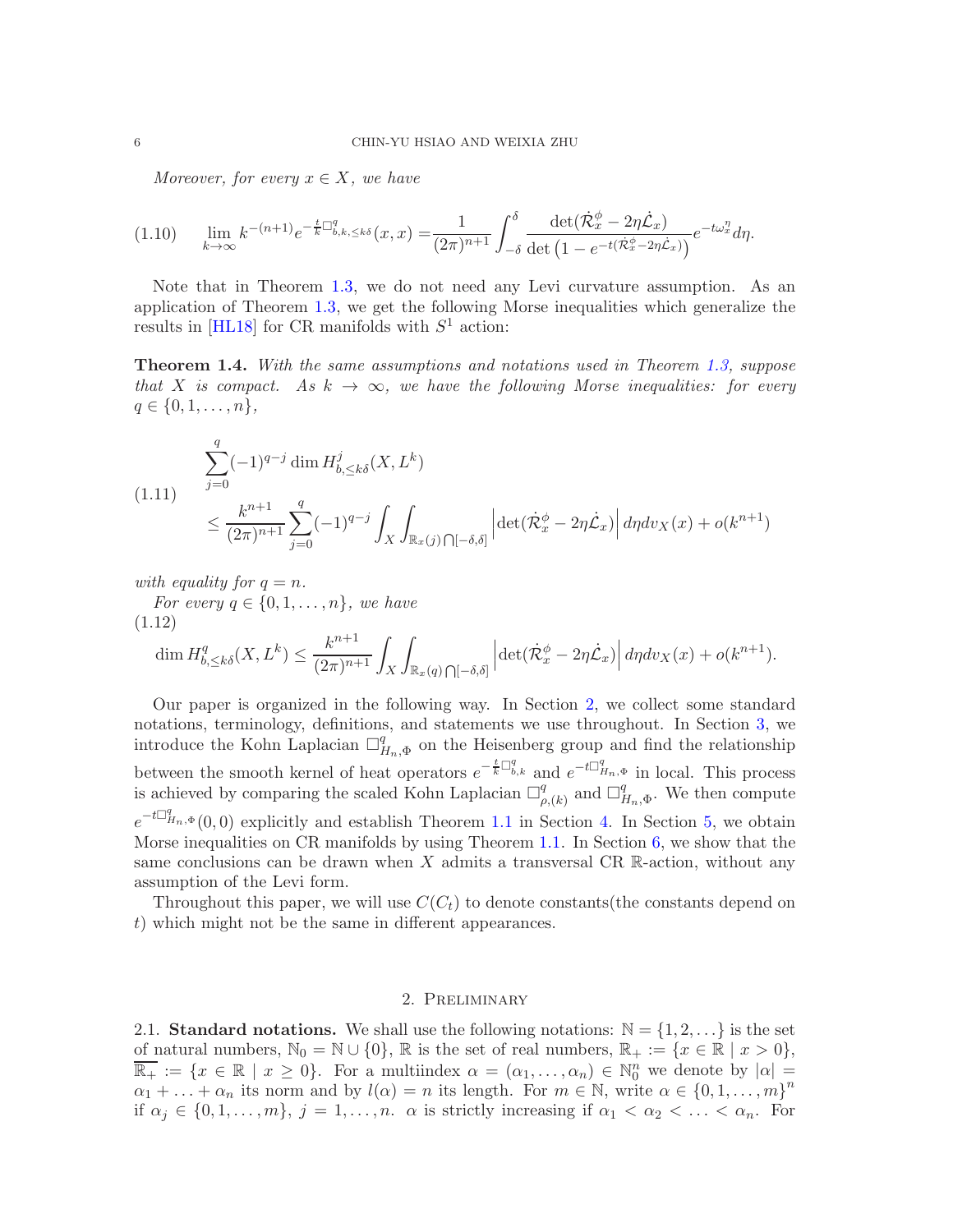*Moreover, for every $x \in X$, we have*

$$\lim_{k\to\infty} k^{-(n+1)} e^{-\frac{t}{k}\Box^q_{b,k,\leq k\delta}}(x,x) = \frac{1}{(2\pi)^{n+1}} \int_{-\delta}^{\delta} \frac{\det(\dot{\mathcal{R}}^\phi_x - 2\eta \dot{\mathcal{L}}_x)}{\det\left(1 - e^{-t(\dot{\mathcal{R}}^\phi_x - 2\eta\dot{\mathcal{L}}_x)}\right)} e^{-t\omega^\eta_x} d\eta. \tag{1.10}$$

Note that in Theorem 1.3, we do not need any Levi curvature assumption. As an application of Theorem 1.3, we get the following Morse inequalities which generalize the results in [HL18] for CR manifolds with $S^1$ action:

**Theorem 1.4.** *With the same assumptions and notations used in Theorem 1.3, suppose that $X$ is compact. As $k \to \infty$, we have the following Morse inequalities: for every $q \in \{0, 1, \ldots, n\}$,*

$$\begin{aligned} &\sum_{j=0}^{q} (-1)^{q-j} \dim H^j_{b,\leq k\delta}(X, L^k) \\ &\leq \frac{k^{n+1}}{(2\pi)^{n+1}} \sum_{j=0}^{q} (-1)^{q-j} \int_X \int_{\mathbb{R}_x(j)\bigcap[-\delta,\delta]} \left|\det(\dot{\mathcal{R}}^\phi_x - 2\eta\dot{\mathcal{L}}_x)\right| d\eta dv_X(x) + o(k^{n+1}) \end{aligned} \tag{1.11}$$

*with equality for $q = n$.*

*For every $q \in \{0, 1, \ldots, n\}$, we have*

$$\dim H^q_{b,\leq k\delta}(X, L^k) \leq \frac{k^{n+1}}{(2\pi)^{n+1}} \int_X \int_{\mathbb{R}_x(q)\bigcap[-\delta,\delta]} \left|\det(\dot{\mathcal{R}}^\phi_x - 2\eta\dot{\mathcal{L}}_x)\right| d\eta dv_X(x) + o(k^{n+1}). \tag{1.12}$$

Our paper is organized in the following way. In Section 2, we collect some standard notations, terminology, definitions, and statements we use throughout. In Section 3, we introduce the Kohn Laplacian $\Box^q_{H_n,\Phi}$ on the Heisenberg group and find the relationship between the smooth kernel of heat operators $e^{-\frac{t}{k}\Box^q_{b,k}}$ and $e^{-t\Box^q_{H_n,\Phi}}$ in local. This process is achieved by comparing the scaled Kohn Laplacian $\Box^q_{\rho,(k)}$ and $\Box^q_{H_n,\Phi}$. We then compute $e^{-t\Box^q_{H_n,\Phi}}(0,0)$ explicitly and establish Theorem 1.1 in Section 4. In Section 5, we obtain Morse inequalities on CR manifolds by using Theorem 1.1. In Section 6, we show that the same conclusions can be drawn when $X$ admits a transversal CR $\mathbb{R}$-action, without any assumption of the Levi form.

Throughout this paper, we will use $C(C_t)$ to denote constants(the constants depend on $t$) which might not be the same in different appearances.

## 2. Preliminary

2.1. **Standard notations.** We shall use the following notations: $\mathbb{N} = \{1, 2, \ldots\}$ is the set of natural numbers, $\mathbb{N}_0 = \mathbb{N} \cup \{0\}$, $\mathbb{R}$ is the set of real numbers, $\mathbb{R}_+ := \{x \in \mathbb{R} \mid x > 0\}$, $\overline{\mathbb{R}_+} := \{x \in \mathbb{R} \mid x \geq 0\}$. For a multiindex $\alpha = (\alpha_1, \ldots, \alpha_n) \in \mathbb{N}_0^n$ we denote by $|\alpha| = \alpha_1 + \ldots + \alpha_n$ its norm and by $l(\alpha) = n$ its length. For $m \in \mathbb{N}$, write $\alpha \in \{0, 1, \ldots, m\}^n$ if $\alpha_j \in \{0, 1, \ldots, m\}$, $j = 1, \ldots, n$. $\alpha$ is strictly increasing if $\alpha_1 < \alpha_2 < \ldots < \alpha_n$. For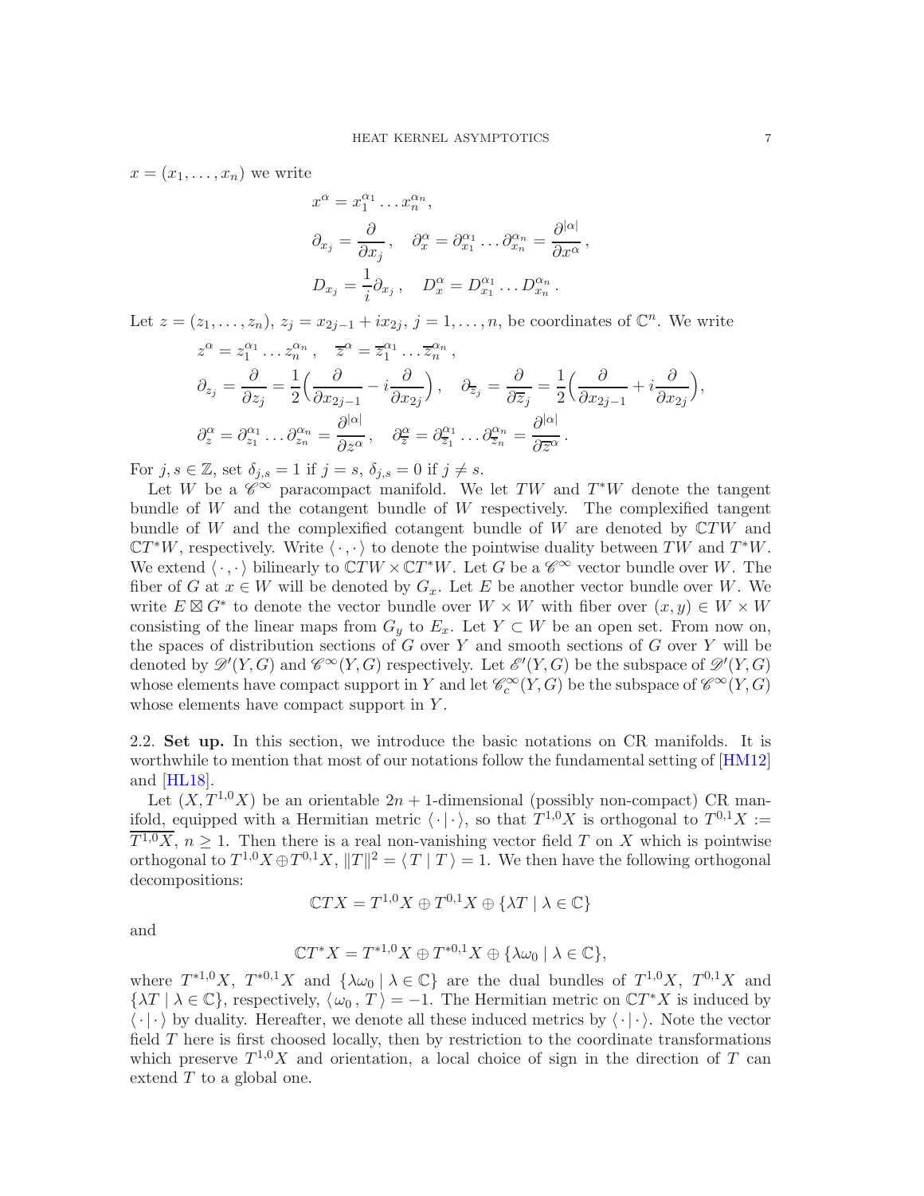$x = (x_1, \ldots, x_n)$ we write

$$x^\alpha = x_1^{\alpha_1} \ldots x_n^{\alpha_n},$$
$$\partial_{x_j} = \frac{\partial}{\partial x_j}, \quad \partial_x^\alpha = \partial_{x_1}^{\alpha_1} \ldots \partial_{x_n}^{\alpha_n} = \frac{\partial^{|\alpha|}}{\partial x^\alpha},$$
$$D_{x_j} = \frac{1}{i}\partial_{x_j}, \quad D_x^\alpha = D_{x_1}^{\alpha_1} \ldots D_{x_n}^{\alpha_n}.$$

Let $z = (z_1, \ldots, z_n)$, $z_j = x_{2j-1} + ix_{2j}$, $j = 1, \ldots, n$, be coordinates of $\mathbb{C}^n$. We write

$$z^\alpha = z_1^{\alpha_1} \ldots z_n^{\alpha_n}, \quad \overline{z}^\alpha = \overline{z}_1^{\alpha_1} \ldots \overline{z}_n^{\alpha_n},$$
$$\partial_{z_j} = \frac{\partial}{\partial z_j} = \frac{1}{2}\Big(\frac{\partial}{\partial x_{2j-1}} - i\frac{\partial}{\partial x_{2j}}\Big), \quad \partial_{\overline{z}_j} = \frac{\partial}{\partial \overline{z}_j} = \frac{1}{2}\Big(\frac{\partial}{\partial x_{2j-1}} + i\frac{\partial}{\partial x_{2j}}\Big),$$
$$\partial_z^\alpha = \partial_{z_1}^{\alpha_1} \ldots \partial_{z_n}^{\alpha_n} = \frac{\partial^{|\alpha|}}{\partial z^\alpha}, \quad \partial_{\overline{z}}^\alpha = \partial_{\overline{z}_1}^{\alpha_1} \ldots \partial_{\overline{z}_n}^{\alpha_n} = \frac{\partial^{|\alpha|}}{\partial \overline{z}^\alpha}.$$

For $j, s \in \mathbb{Z}$, set $\delta_{j,s} = 1$ if $j = s$, $\delta_{j,s} = 0$ if $j \neq s$.

Let $W$ be a $\mathscr{C}^\infty$ paracompact manifold. We let $TW$ and $T^*W$ denote the tangent bundle of $W$ and the cotangent bundle of $W$ respectively. The complexified tangent bundle of $W$ and the complexified cotangent bundle of $W$ are denoted by $\mathbb{C}TW$ and $\mathbb{C}T^*W$, respectively. Write $\langle \cdot , \cdot \rangle$ to denote the pointwise duality between $TW$ and $T^*W$. We extend $\langle \cdot , \cdot \rangle$ bilinearly to $\mathbb{C}TW \times \mathbb{C}T^*W$. Let $G$ be a $\mathscr{C}^\infty$ vector bundle over $W$. The fiber of $G$ at $x \in W$ will be denoted by $G_x$. Let $E$ be another vector bundle over $W$. We write $E \boxtimes G^*$ to denote the vector bundle over $W \times W$ with fiber over $(x, y) \in W \times W$ consisting of the linear maps from $G_y$ to $E_x$. Let $Y \subset W$ be an open set. From now on, the spaces of distribution sections of $G$ over $Y$ and smooth sections of $G$ over $Y$ will be denoted by $\mathscr{D}'(Y, G)$ and $\mathscr{C}^\infty(Y, G)$ respectively. Let $\mathscr{E}'(Y, G)$ be the subspace of $\mathscr{D}'(Y, G)$ whose elements have compact support in $Y$ and let $\mathscr{C}_c^\infty(Y, G)$ be the subspace of $\mathscr{C}^\infty(Y, G)$ whose elements have compact support in $Y$.

## 2.2. Set up.

In this section, we introduce the basic notations on CR manifolds. It is worthwhile to mention that most of our notations follow the fundamental setting of [HM12] and [HL18].

Let $(X, T^{1,0}X)$ be an orientable $2n+1$-dimensional (possibly non-compact) CR manifold, equipped with a Hermitian metric $\langle \cdot | \cdot \rangle$, so that $T^{1,0}X$ is orthogonal to $T^{0,1}X := \overline{T^{1,0}X}$, $n \geq 1$. Then there is a real non-vanishing vector field $T$ on $X$ which is pointwise orthogonal to $T^{1,0}X \oplus T^{0,1}X$, $\|T\|^2 = \langle T \mid T \rangle = 1$. We then have the following orthogonal decompositions:

$$\mathbb{C}TX = T^{1,0}X \oplus T^{0,1}X \oplus \{\lambda T \mid \lambda \in \mathbb{C}\}$$

and

$$\mathbb{C}T^*X = T^{*1,0}X \oplus T^{*0,1}X \oplus \{\lambda \omega_0 \mid \lambda \in \mathbb{C}\},$$

where $T^{*1,0}X$, $T^{*0,1}X$ and $\{\lambda\omega_0 \mid \lambda \in \mathbb{C}\}$ are the dual bundles of $T^{1,0}X$, $T^{0,1}X$ and $\{\lambda T \mid \lambda \in \mathbb{C}\}$, respectively, $\langle \omega_0 , T \rangle = -1$. The Hermitian metric on $\mathbb{C}T^*X$ is induced by $\langle \cdot | \cdot \rangle$ by duality. Hereafter, we denote all these induced metrics by $\langle \cdot | \cdot \rangle$. Note the vector field $T$ here is first choosed locally, then by restriction to the coordinate transformations which preserve $T^{1,0}X$ and orientation, a local choice of sign in the direction of $T$ can extend $T$ to a global one.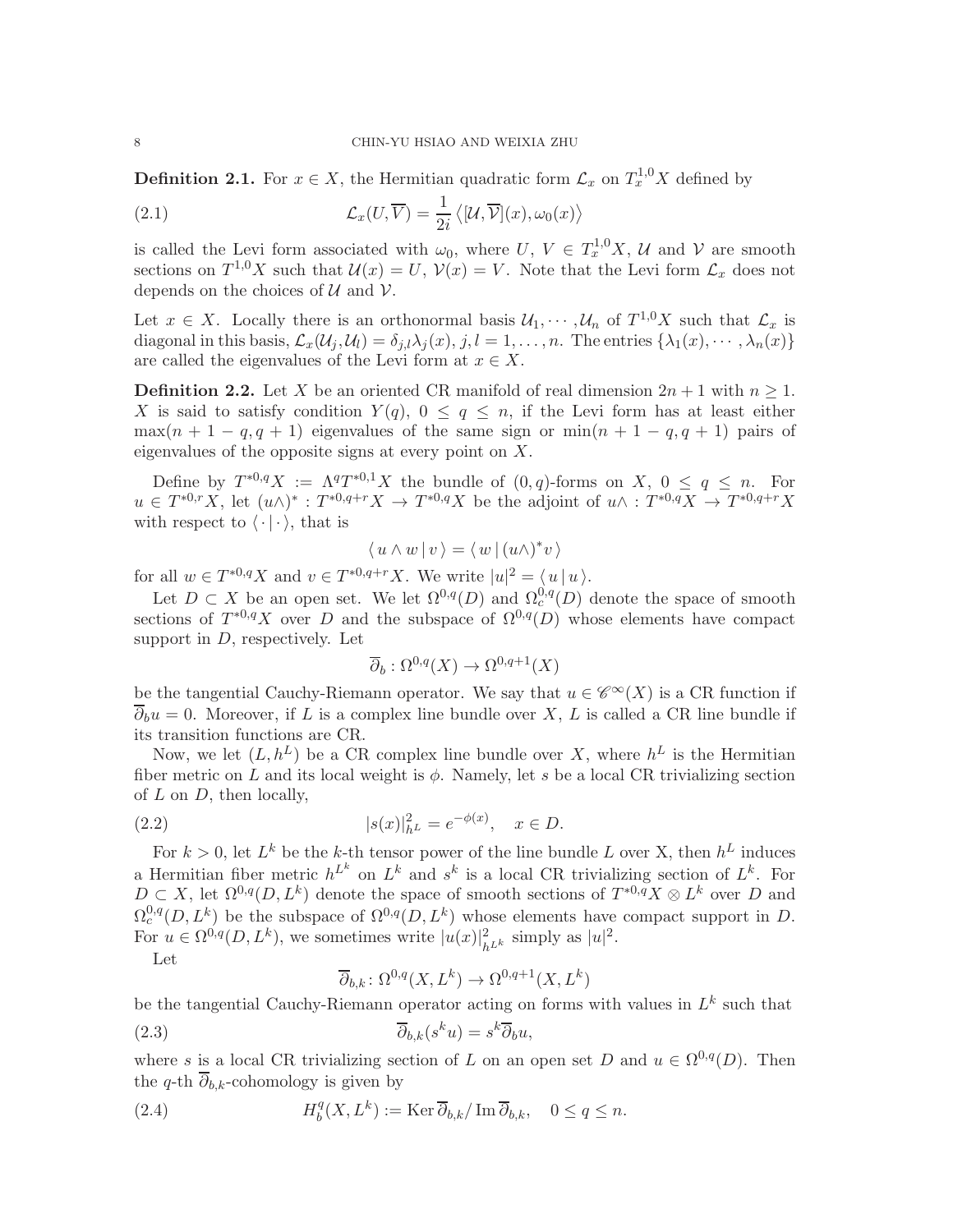**Definition 2.1.** For $x \in X$, the Hermitian quadratic form $\mathcal{L}_x$ on $T^{1,0}_x X$ defined by

$$\mathcal{L}_x(U, \overline{V}) = \frac{1}{2i} \left\langle [\mathcal{U}, \overline{\mathcal{V}}](x), \omega_0(x) \right\rangle \tag{2.1}$$

is called the Levi form associated with $\omega_0$, where $U$, $V \in T^{1,0}_x X$, $\mathcal{U}$ and $\mathcal{V}$ are smooth sections on $T^{1,0}X$ such that $\mathcal{U}(x) = U$, $\mathcal{V}(x) = V$. Note that the Levi form $\mathcal{L}_x$ does not depends on the choices of $\mathcal{U}$ and $\mathcal{V}$.

Let $x \in X$. Locally there is an orthonormal basis $\mathcal{U}_1, \cdots, \mathcal{U}_n$ of $T^{1,0}X$ such that $\mathcal{L}_x$ is diagonal in this basis, $\mathcal{L}_x(\mathcal{U}_j, \mathcal{U}_l) = \delta_{j,l}\lambda_j(x)$, $j, l = 1, \ldots, n$. The entries $\{\lambda_1(x), \cdots, \lambda_n(x)\}$ are called the eigenvalues of the Levi form at $x \in X$.

**Definition 2.2.** Let $X$ be an oriented CR manifold of real dimension $2n+1$ with $n \geq 1$. $X$ is said to satisfy condition $Y(q)$, $0 \leq q \leq n$, if the Levi form has at least either $\max(n+1-q, q+1)$ eigenvalues of the same sign or $\min(n+1-q, q+1)$ pairs of eigenvalues of the opposite signs at every point on $X$.

Define by $T^{*0,q}X := \Lambda^q T^{*0,1}X$ the bundle of $(0,q)$-forms on $X$, $0 \leq q \leq n$. For $u \in T^{*0,r}X$, let $(u\wedge)^* : T^{*0,q+r}X \to T^{*0,q}X$ be the adjoint of $u\wedge : T^{*0,q}X \to T^{*0,q+r}X$ with respect to $\langle \cdot | \cdot \rangle$, that is

$$\langle\, u \wedge w \,|\, v \,\rangle = \langle\, w \,|\, (u\wedge)^* v \,\rangle$$

for all $w \in T^{*0,q}X$ and $v \in T^{*0,q+r}X$. We write $|u|^2 = \langle\, u \,|\, u \,\rangle$.

Let $D \subset X$ be an open set. We let $\Omega^{0,q}(D)$ and $\Omega^{0,q}_c(D)$ denote the space of smooth sections of $T^{*0,q}X$ over $D$ and the subspace of $\Omega^{0,q}(D)$ whose elements have compact support in $D$, respectively. Let

$$\overline{\partial}_b : \Omega^{0,q}(X) \to \Omega^{0,q+1}(X)$$

be the tangential Cauchy-Riemann operator. We say that $u \in \mathscr{C}^\infty(X)$ is a CR function if $\overline{\partial}_b u = 0$. Moreover, if $L$ is a complex line bundle over $X$, $L$ is called a CR line bundle if its transition functions are CR.

Now, we let $(L, h^L)$ be a CR complex line bundle over $X$, where $h^L$ is the Hermitian fiber metric on $L$ and its local weight is $\phi$. Namely, let $s$ be a local CR trivializing section of $L$ on $D$, then locally,

$$|s(x)|^2_{h^L} = e^{-\phi(x)}, \quad x \in D. \tag{2.2}$$

For $k > 0$, let $L^k$ be the $k$-th tensor power of the line bundle $L$ over X, then $h^L$ induces a Hermitian fiber metric $h^{L^k}$ on $L^k$ and $s^k$ is a local CR trivializing section of $L^k$. For $D \subset X$, let $\Omega^{0,q}(D, L^k)$ denote the space of smooth sections of $T^{*0,q}X \otimes L^k$ over $D$ and $\Omega^{0,q}_c(D, L^k)$ be the subspace of $\Omega^{0,q}(D, L^k)$ whose elements have compact support in $D$. For $u \in \Omega^{0,q}(D, L^k)$, we sometimes write $|u(x)|^2_{h^{L^k}}$ simply as $|u|^2$.

Let

$$\overline{\partial}_{b,k} \colon \Omega^{0,q}(X, L^k) \to \Omega^{0,q+1}(X, L^k)$$

be the tangential Cauchy-Riemann operator acting on forms with values in $L^k$ such that

$$\overline{\partial}_{b,k}(s^k u) = s^k \overline{\partial}_b u, \tag{2.3}$$

where $s$ is a local CR trivializing section of $L$ on an open set $D$ and $u \in \Omega^{0,q}(D)$. Then the $q$-th $\overline{\partial}_{b,k}$-cohomology is given by

$$H^q_b(X, L^k) := \operatorname{Ker} \overline{\partial}_{b,k} / \operatorname{Im} \overline{\partial}_{b,k}, \quad 0 \leq q \leq n. \tag{2.4}$$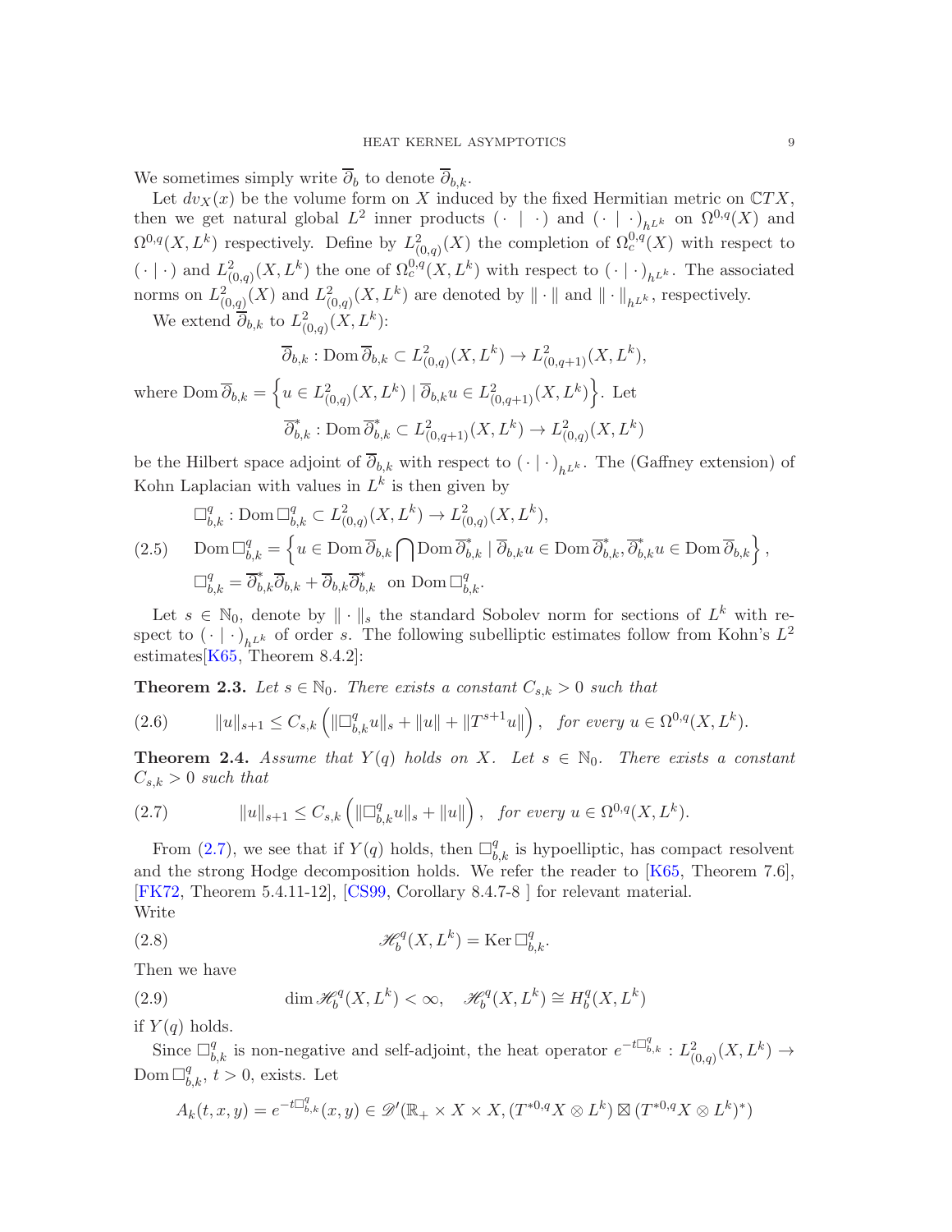We sometimes simply write $\overline{\partial}_b$ to denote $\overline{\partial}_{b,k}$.

Let $dv_X(x)$ be the volume form on $X$ induced by the fixed Hermitian metric on $\mathbb{C}TX$, then we get natural global $L^2$ inner products $(\cdot \mid \cdot)$ and $(\cdot \mid \cdot)_{h^{L^k}}$ on $\Omega^{0,q}(X)$ and $\Omega^{0,q}(X, L^k)$ respectively. Define by $L^2_{(0,q)}(X)$ the completion of $\Omega^{0,q}_c(X)$ with respect to $(\cdot \mid \cdot)$ and $L^2_{(0,q)}(X, L^k)$ the one of $\Omega^{0,q}_c(X, L^k)$ with respect to $(\cdot \mid \cdot)_{h^{L^k}}$. The associated norms on $L^2_{(0,q)}(X)$ and $L^2_{(0,q)}(X, L^k)$ are denoted by $\| \cdot \|$ and $\| \cdot \|_{h^{L^k}}$, respectively.

We extend $\overline{\partial}_{b,k}$ to $L^2_{(0,q)}(X, L^k)$:

$$\overline{\partial}_{b,k} : \operatorname{Dom} \overline{\partial}_{b,k} \subset L^2_{(0,q)}(X, L^k) \to L^2_{(0,q+1)}(X, L^k),$$

where $\operatorname{Dom} \overline{\partial}_{b,k} = \left\{ u \in L^2_{(0,q)}(X, L^k) \mid \overline{\partial}_{b,k} u \in L^2_{(0,q+1)}(X, L^k) \right\}$. Let

$$\overline{\partial}^*_{b,k} : \operatorname{Dom} \overline{\partial}^*_{b,k} \subset L^2_{(0,q+1)}(X, L^k) \to L^2_{(0,q)}(X, L^k)$$

be the Hilbert space adjoint of $\overline{\partial}_{b,k}$ with respect to $(\cdot \mid \cdot)_{h^{L^k}}$. The (Gaffney extension) of Kohn Laplacian with values in $L^k$ is then given by

$$\begin{aligned}
&\Box^q_{b,k} : \operatorname{Dom} \Box^q_{b,k} \subset L^2_{(0,q)}(X, L^k) \to L^2_{(0,q)}(X, L^k), \\
&\operatorname{Dom} \Box^q_{b,k} = \left\{ u \in \operatorname{Dom} \overline{\partial}_{b,k} \bigcap \operatorname{Dom} \overline{\partial}^*_{b,k} \mid \overline{\partial}_{b,k} u \in \operatorname{Dom} \overline{\partial}^*_{b,k}, \overline{\partial}^*_{b,k} u \in \operatorname{Dom} \overline{\partial}_{b,k} \right\}, \\
&\Box^q_{b,k} = \overline{\partial}^*_{b,k} \overline{\partial}_{b,k} + \overline{\partial}_{b,k} \overline{\partial}^*_{b,k} \text{ on } \operatorname{Dom} \Box^q_{b,k}.
\end{aligned} \tag{2.5}$$

Let $s \in \mathbb{N}_0$, denote by $\| \cdot \|_s$ the standard Sobolev norm for sections of $L^k$ with respect to $(\cdot \mid \cdot)_{h^{L^k}}$ of order $s$. The following subelliptic estimates follow from Kohn's $L^2$ estimates[K65, Theorem 8.4.2]:

**Theorem 2.3.** *Let $s \in \mathbb{N}_0$. There exists a constant $C_{s,k} > 0$ such that*

$$\|u\|_{s+1} \leq C_{s,k} \left( \|\Box^q_{b,k} u\|_s + \|u\| + \|T^{s+1} u\| \right), \quad \text{for every } u \in \Omega^{0,q}(X, L^k). \tag{2.6}$$

**Theorem 2.4.** *Assume that $Y(q)$ holds on $X$. Let $s \in \mathbb{N}_0$. There exists a constant $C_{s,k} > 0$ such that*

$$\|u\|_{s+1} \leq C_{s,k} \left( \|\Box^q_{b,k} u\|_s + \|u\| \right), \quad \text{for every } u \in \Omega^{0,q}(X, L^k). \tag{2.7}$$

From (2.7), we see that if $Y(q)$ holds, then $\Box^q_{b,k}$ is hypoelliptic, has compact resolvent and the strong Hodge decomposition holds. We refer the reader to [K65, Theorem 7.6], [FK72, Theorem 5.4.11-12], [CS99, Corollary 8.4.7-8 ] for relevant material.

Write

$$\mathscr{H}^q_b(X, L^k) = \operatorname{Ker} \Box^q_{b,k}. \tag{2.8}$$

Then we have

$$\dim \mathscr{H}^q_b(X, L^k) < \infty, \quad \mathscr{H}^q_b(X, L^k) \cong H^q_b(X, L^k) \tag{2.9}$$

if $Y(q)$ holds.

Since $\Box^q_{b,k}$ is non-negative and self-adjoint, the heat operator $e^{-t\Box^q_{b,k}} : L^2_{(0,q)}(X, L^k) \to \operatorname{Dom} \Box^q_{b,k}$, $t > 0$, exists. Let

$$A_k(t, x, y) = e^{-t\Box^q_{b,k}}(x, y) \in \mathscr{D}'(\mathbb{R}_+ \times X \times X, (T^{*0,q}X \otimes L^k) \boxtimes (T^{*0,q}X \otimes L^k)^*)$$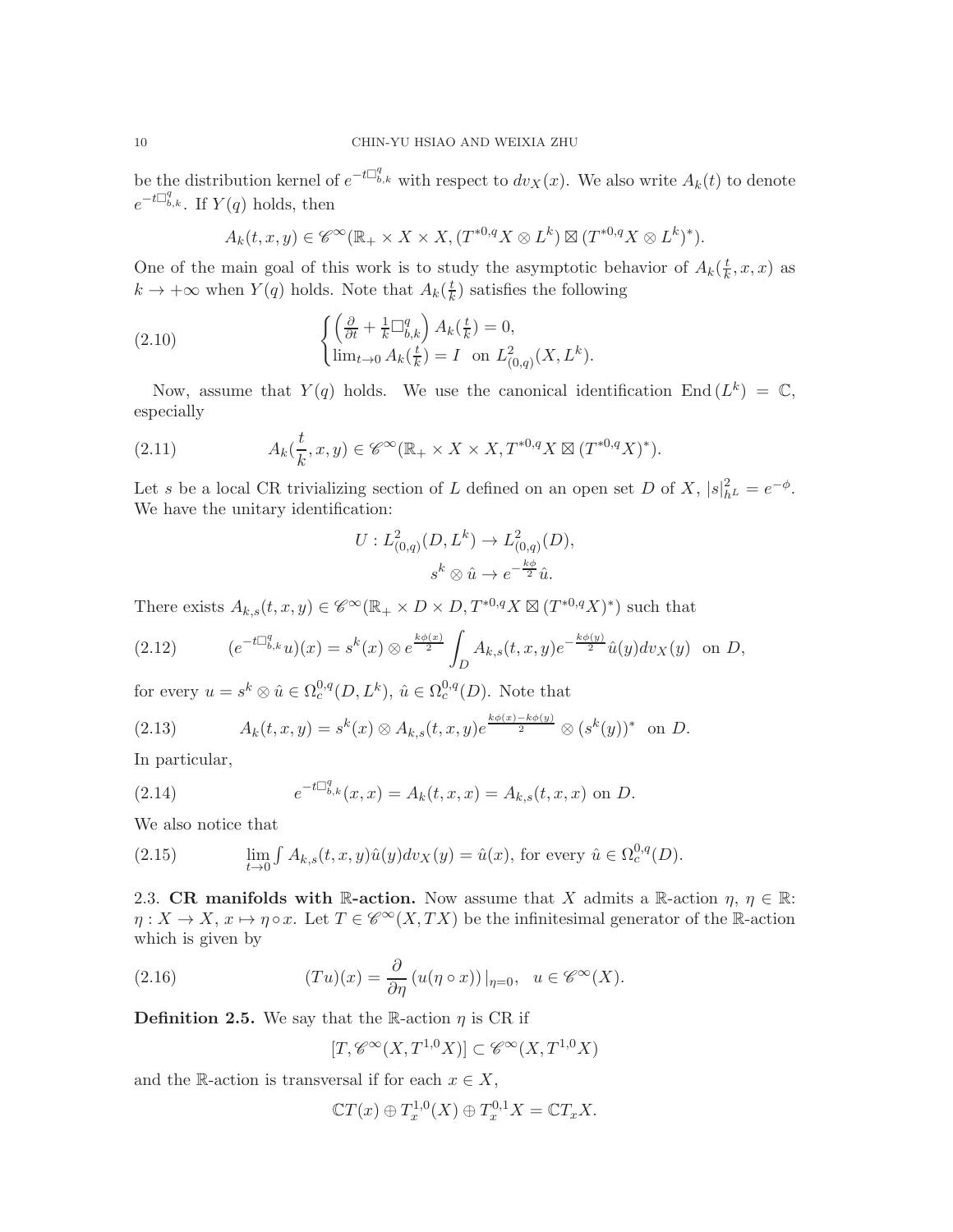be the distribution kernel of $e^{-t\Box^q_{b,k}}$ with respect to $dv_X(x)$. We also write $A_k(t)$ to denote $e^{-t\Box^q_{b,k}}$. If $Y(q)$ holds, then

$$A_k(t,x,y) \in \mathscr{C}^\infty(\mathbb{R}_+ \times X \times X, (T^{*0,q}X \otimes L^k) \boxtimes (T^{*0,q}X \otimes L^k)^*).$$

One of the main goal of this work is to study the asymptotic behavior of $A_k(\frac{t}{k},x,x)$ as $k \to +\infty$ when $Y(q)$ holds. Note that $A_k(\frac{t}{k})$ satisfies the following

$$\begin{cases} \left(\frac{\partial}{\partial t} + \frac{1}{k}\Box^q_{b,k}\right) A_k(\frac{t}{k}) = 0, \\ \lim_{t\to 0} A_k(\frac{t}{k}) = I \ \text{ on } L^2_{(0,q)}(X, L^k). \end{cases} \tag{2.10}$$

Now, assume that $Y(q)$ holds. We use the canonical identification $\operatorname{End}(L^k) = \mathbb{C}$, especially

$$A_k(\frac{t}{k},x,y) \in \mathscr{C}^\infty(\mathbb{R}_+ \times X \times X, T^{*0,q}X \boxtimes (T^{*0,q}X)^*). \tag{2.11}$$

Let $s$ be a local CR trivializing section of $L$ defined on an open set $D$ of $X$, $|s|^2_{h^L} = e^{-\phi}$. We have the unitary identification:

$$U : L^2_{(0,q)}(D, L^k) \to L^2_{(0,q)}(D),$$
$$s^k \otimes \hat{u} \to e^{-\frac{k\phi}{2}}\hat{u}.$$

There exists $A_{k,s}(t,x,y) \in \mathscr{C}^\infty(\mathbb{R}_+ \times D \times D, T^{*0,q}X \boxtimes (T^{*0,q}X)^*)$ such that

$$(e^{-t\Box^q_{b,k}}u)(x) = s^k(x) \otimes e^{\frac{k\phi(x)}{2}} \int_D A_{k,s}(t,x,y)e^{-\frac{k\phi(y)}{2}}\hat{u}(y)dv_X(y) \ \text{ on } D, \tag{2.12}$$

for every $u = s^k \otimes \hat{u} \in \Omega^{0,q}_c(D, L^k)$, $\hat{u} \in \Omega^{0,q}_c(D)$. Note that

$$A_k(t,x,y) = s^k(x) \otimes A_{k,s}(t,x,y)e^{\frac{k\phi(x)-k\phi(y)}{2}} \otimes (s^k(y))^* \ \text{ on } D. \tag{2.13}$$

In particular,

$$e^{-t\Box^q_{b,k}}(x,x) = A_k(t,x,x) = A_{k,s}(t,x,x) \text{ on } D. \tag{2.14}$$

We also notice that

$$\lim_{t\to 0} \int A_{k,s}(t,x,y)\hat{u}(y)dv_X(y) = \hat{u}(x), \text{ for every } \hat{u} \in \Omega^{0,q}_c(D). \tag{2.15}$$

### 2.3. CR manifolds with $\mathbb{R}$-action.

Now assume that $X$ admits a $\mathbb{R}$-action $\eta$, $\eta \in \mathbb{R}$: $\eta : X \to X$, $x \mapsto \eta \circ x$. Let $T \in \mathscr{C}^\infty(X, TX)$ be the infinitesimal generator of the $\mathbb{R}$-action which is given by

$$(Tu)(x) = \frac{\partial}{\partial \eta}\left(u(\eta \circ x)\right)|_{\eta=0}, \ \ u \in \mathscr{C}^\infty(X). \tag{2.16}$$

**Definition 2.5.** We say that the $\mathbb{R}$-action $\eta$ is CR if

$$[T, \mathscr{C}^\infty(X, T^{1,0}X)] \subset \mathscr{C}^\infty(X, T^{1,0}X)$$

and the $\mathbb{R}$-action is transversal if for each $x \in X$,

$$\mathbb{C}T(x) \oplus T^{1,0}_x(X) \oplus T^{0,1}_x X = \mathbb{C}T_x X.$$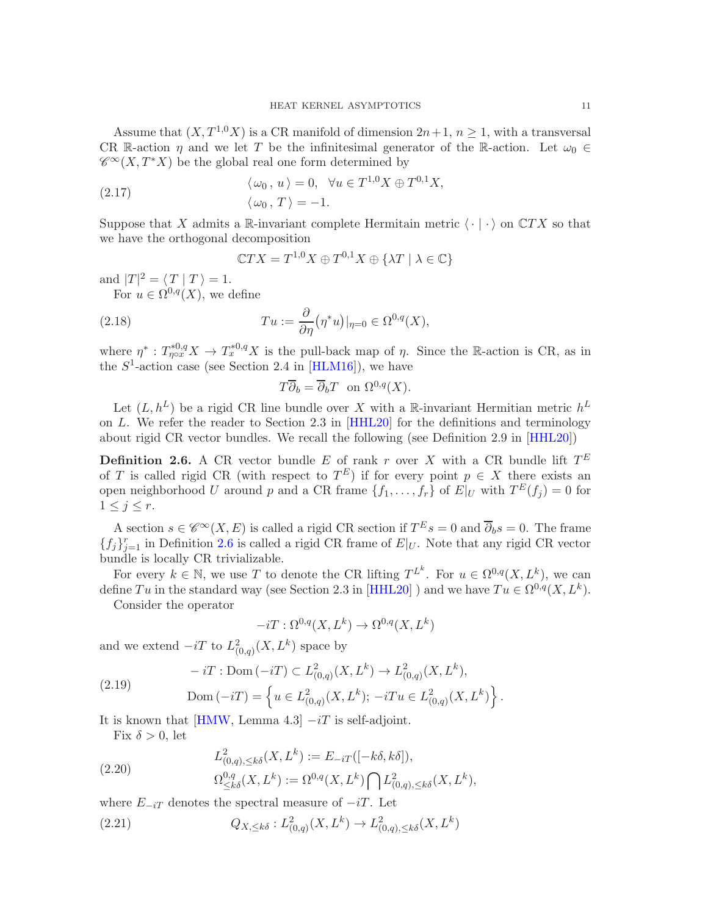Assume that $(X, T^{1,0}X)$ is a CR manifold of dimension $2n+1$, $n \geq 1$, with a transversal CR $\mathbb{R}$-action $\eta$ and we let $T$ be the infinitesimal generator of the $\mathbb{R}$-action. Let $\omega_0 \in \mathscr{C}^\infty(X, T^*X)$ be the global real one form determined by

$$
\begin{aligned}
&\langle\, \omega_0 \,,\, u \,\rangle = 0, \quad \forall u \in T^{1,0}X \oplus T^{0,1}X, \\
&\langle\, \omega_0 \,,\, T \,\rangle = -1.
\end{aligned}
\tag{2.17}
$$

Suppose that $X$ admits a $\mathbb{R}$-invariant complete Hermitain metric $\langle \cdot \mid \cdot \rangle$ on $\mathbb{C}TX$ so that we have the orthogonal decomposition

$$
\mathbb{C}TX = T^{1,0}X \oplus T^{0,1}X \oplus \{\lambda T \mid \lambda \in \mathbb{C}\}
$$

and $|T|^2 = \langle\, T \mid T \,\rangle = 1$.

For $u \in \Omega^{0,q}(X)$, we define

$$
Tu := \frac{\partial}{\partial \eta}\big(\eta^* u\big)|_{\eta=0} \in \Omega^{0,q}(X),
\tag{2.18}
$$

where $\eta^* : T^{*0,q}_{\eta \circ x}X \to T^{*0,q}_x X$ is the pull-back map of $\eta$. Since the $\mathbb{R}$-action is CR, as in the $S^1$-action case (see Section 2.4 in [HLM16]), we have

$$
T\overline{\partial}_b = \overline{\partial}_b T \quad \text{on } \Omega^{0,q}(X).
$$

Let $(L, h^L)$ be a rigid CR line bundle over $X$ with a $\mathbb{R}$-invariant Hermitian metric $h^L$ on $L$. We refer the reader to Section 2.3 in [HHL20] for the definitions and terminology about rigid CR vector bundles. We recall the following (see Definition 2.9 in [HHL20])

**Definition 2.6.** A CR vector bundle $E$ of rank $r$ over $X$ with a CR bundle lift $T^E$ of $T$ is called rigid CR (with respect to $T^E$) if for every point $p \in X$ there exists an open neighborhood $U$ around $p$ and a CR frame $\{f_1, \ldots, f_r\}$ of $E|_U$ with $T^E(f_j) = 0$ for $1 \leq j \leq r$.

A section $s \in \mathscr{C}^\infty(X, E)$ is called a rigid CR section if $T^E s = 0$ and $\overline{\partial}_b s = 0$. The frame $\{f_j\}_{j=1}^r$ in Definition 2.6 is called a rigid CR frame of $E|_U$. Note that any rigid CR vector bundle is locally CR trivializable.

For every $k \in \mathbb{N}$, we use $T$ to denote the CR lifting $T^{L^k}$. For $u \in \Omega^{0,q}(X, L^k)$, we can define $Tu$ in the standard way (see Section 2.3 in [HHL20] ) and we have $Tu \in \Omega^{0,q}(X, L^k)$.

Consider the operator

$$
-iT : \Omega^{0,q}(X, L^k) \to \Omega^{0,q}(X, L^k)
$$

and we extend $-iT$ to $L^2_{(0,q)}(X, L^k)$ space by

$$
\begin{aligned}
&-iT : \mathrm{Dom}\,(-iT) \subset L^2_{(0,q)}(X, L^k) \to L^2_{(0,q)}(X, L^k), \\
&\mathrm{Dom}\,(-iT) = \left\{ u \in L^2_{(0,q)}(X, L^k);\ -iTu \in L^2_{(0,q)}(X, L^k) \right\}.
\end{aligned}
\tag{2.19}
$$

It is known that [HMW, Lemma 4.3] $-iT$ is self-adjoint.

Fix $\delta > 0$, let

$$
\begin{aligned}
&L^2_{(0,q),\leq k\delta}(X, L^k) := E_{-iT}([-k\delta, k\delta]), \\
&\Omega^{0,q}_{\leq k\delta}(X, L^k) := \Omega^{0,q}(X, L^k) \bigcap L^2_{(0,q),\leq k\delta}(X, L^k),
\end{aligned}
\tag{2.20}
$$

where $E_{-iT}$ denotes the spectral measure of $-iT$. Let

$$
Q_{X,\leq k\delta} : L^2_{(0,q)}(X, L^k) \to L^2_{(0,q),\leq k\delta}(X, L^k)
\tag{2.21}
$$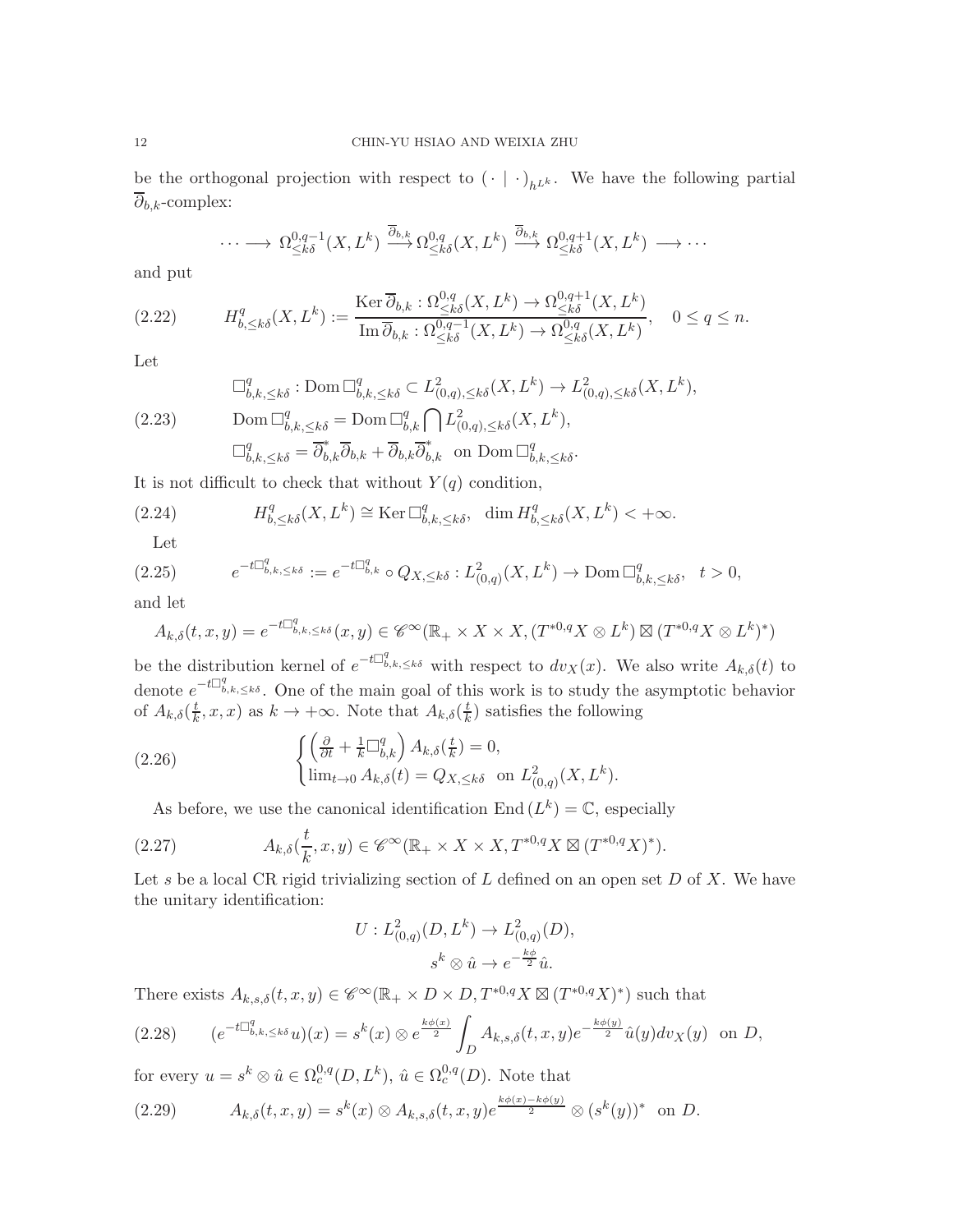be the orthogonal projection with respect to $(\cdot \mid \cdot)_{h^{L^k}}$. We have the following partial $\overline{\partial}_{b,k}$-complex:

$$\cdots \longrightarrow \Omega^{0,q-1}_{\leq k\delta}(X, L^k) \xrightarrow{\overline{\partial}_{b,k}} \Omega^{0,q}_{\leq k\delta}(X, L^k) \xrightarrow{\overline{\partial}_{b,k}} \Omega^{0,q+1}_{\leq k\delta}(X, L^k) \longrightarrow \cdots$$

and put

$$H^q_{b,\leq k\delta}(X, L^k) := \frac{\operatorname{Ker} \overline{\partial}_{b,k} : \Omega^{0,q}_{\leq k\delta}(X, L^k) \to \Omega^{0,q+1}_{\leq k\delta}(X, L^k)}{\operatorname{Im} \overline{\partial}_{b,k} : \Omega^{0,q-1}_{\leq k\delta}(X, L^k) \to \Omega^{0,q}_{\leq k\delta}(X, L^k)}, \quad 0 \leq q \leq n. \tag{2.22}$$

Let

$$\begin{aligned}
&\Box^q_{b,k,\leq k\delta} : \operatorname{Dom} \Box^q_{b,k,\leq k\delta} \subset L^2_{(0,q),\leq k\delta}(X, L^k) \to L^2_{(0,q),\leq k\delta}(X, L^k), \\
&\operatorname{Dom} \Box^q_{b,k,\leq k\delta} = \operatorname{Dom} \Box^q_{b,k} \bigcap L^2_{(0,q),\leq k\delta}(X, L^k), \\
&\Box^q_{b,k,\leq k\delta} = \overline{\partial}^*_{b,k} \overline{\partial}_{b,k} + \overline{\partial}_{b,k} \overline{\partial}^*_{b,k} \ \text{ on } \operatorname{Dom} \Box^q_{b,k,\leq k\delta}.
\end{aligned} \tag{2.23}$$

It is not difficult to check that without $Y(q)$ condition,

$$H^q_{b,\leq k\delta}(X, L^k) \cong \operatorname{Ker} \Box^q_{b,k,\leq k\delta}, \quad \dim H^q_{b,\leq k\delta}(X, L^k) < +\infty. \tag{2.24}$$

Let

$$e^{-t\Box^q_{b,k,\leq k\delta}} := e^{-t\Box^q_{b,k}} \circ Q_{X,\leq k\delta} : L^2_{(0,q)}(X, L^k) \to \operatorname{Dom} \Box^q_{b,k,\leq k\delta}, \quad t > 0, \tag{2.25}$$

and let

$$A_{k,\delta}(t, x, y) = e^{-t\Box^q_{b,k,\leq k\delta}}(x, y) \in \mathscr{C}^\infty(\mathbb{R}_+ \times X \times X, (T^{*0,q}X \otimes L^k) \boxtimes (T^{*0,q}X \otimes L^k)^*)$$

be the distribution kernel of $e^{-t\Box^q_{b,k,\leq k\delta}}$ with respect to $dv_X(x)$. We also write $A_{k,\delta}(t)$ to denote $e^{-t\Box^q_{b,k,\leq k\delta}}$. One of the main goal of this work is to study the asymptotic behavior of $A_{k,\delta}(\frac{t}{k}, x, x)$ as $k \to +\infty$. Note that $A_{k,\delta}(\frac{t}{k})$ satisfies the following

$$\begin{cases} \left( \frac{\partial}{\partial t} + \frac{1}{k} \Box^q_{b,k} \right) A_{k,\delta}(\frac{t}{k}) = 0, \\ \lim_{t \to 0} A_{k,\delta}(t) = Q_{X,\leq k\delta} \ \text{ on } L^2_{(0,q)}(X, L^k). \end{cases} \tag{2.26}$$

As before, we use the canonical identification $\operatorname{End}(L^k) = \mathbb{C}$, especially

$$A_{k,\delta}(\frac{t}{k}, x, y) \in \mathscr{C}^\infty(\mathbb{R}_+ \times X \times X, T^{*0,q}X \boxtimes (T^{*0,q}X)^*). \tag{2.27}$$

Let $s$ be a local CR rigid trivializing section of $L$ defined on an open set $D$ of $X$. We have the unitary identification:

$$\begin{aligned}
U : L^2_{(0,q)}(D, L^k) &\to L^2_{(0,q)}(D), \\
s^k \otimes \hat{u} &\to e^{-\frac{k\phi}{2}} \hat{u}.
\end{aligned}$$

There exists $A_{k,s,\delta}(t, x, y) \in \mathscr{C}^\infty(\mathbb{R}_+ \times D \times D, T^{*0,q}X \boxtimes (T^{*0,q}X)^*)$ such that

$$(e^{-t\Box^q_{b,k,\leq k\delta}} u)(x) = s^k(x) \otimes e^{\frac{k\phi(x)}{2}} \int_D A_{k,s,\delta}(t, x, y) e^{-\frac{k\phi(y)}{2}} \hat{u}(y) dv_X(y) \ \text{ on } D, \tag{2.28}$$

for every $u = s^k \otimes \hat{u} \in \Omega^{0,q}_c(D, L^k)$, $\hat{u} \in \Omega^{0,q}_c(D)$. Note that

$$A_{k,\delta}(t, x, y) = s^k(x) \otimes A_{k,s,\delta}(t, x, y) e^{\frac{k\phi(x) - k\phi(y)}{2}} \otimes (s^k(y))^* \ \text{ on } D. \tag{2.29}$$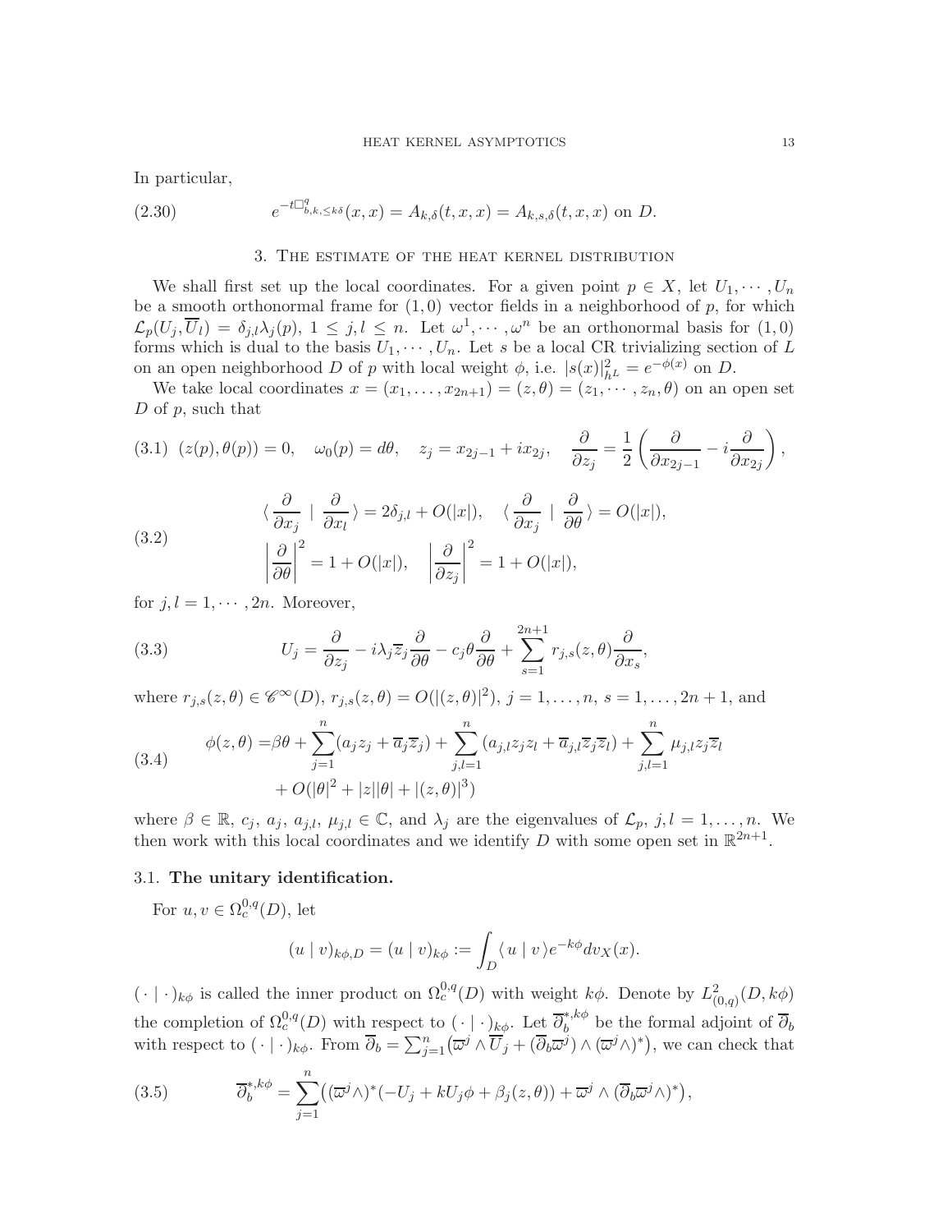In particular,

$$e^{-t\Box^q_{b,k,\leq k\delta}}(x,x) = A_{k,\delta}(t,x,x) = A_{k,s,\delta}(t,x,x) \text{ on } D. \tag{2.30}$$

## 3. The estimate of the heat kernel distribution

We shall first set up the local coordinates. For a given point $p \in X$, let $U_1, \cdots, U_n$ be a smooth orthonormal frame for $(1,0)$ vector fields in a neighborhood of $p$, for which $\mathcal{L}_p(U_j, \overline{U}_l) = \delta_{j,l}\lambda_j(p)$, $1 \leq j,l \leq n$. Let $\omega^1, \cdots, \omega^n$ be an orthonormal basis for $(1,0)$ forms which is dual to the basis $U_1, \cdots, U_n$. Let $s$ be a local CR trivializing section of $L$ on an open neighborhood $D$ of $p$ with local weight $\phi$, i.e. $|s(x)|^2_{h^L} = e^{-\phi(x)}$ on $D$.

We take local coordinates $x = (x_1, \ldots, x_{2n+1}) = (z, \theta) = (z_1, \cdots, z_n, \theta)$ on an open set $D$ of $p$, such that

$$(z(p), \theta(p)) = 0, \quad \omega_0(p) = d\theta, \quad z_j = x_{2j-1} + ix_{2j}, \quad \frac{\partial}{\partial z_j} = \frac{1}{2}\left(\frac{\partial}{\partial x_{2j-1}} - i\frac{\partial}{\partial x_{2j}}\right), \tag{3.1}$$

$$\begin{aligned} &\langle \frac{\partial}{\partial x_j} \mid \frac{\partial}{\partial x_l} \rangle = 2\delta_{j,l} + O(|x|), \quad \langle \frac{\partial}{\partial x_j} \mid \frac{\partial}{\partial \theta} \rangle = O(|x|), \\ &\left|\frac{\partial}{\partial \theta}\right|^2 = 1 + O(|x|), \quad \left|\frac{\partial}{\partial z_j}\right|^2 = 1 + O(|x|), \end{aligned} \tag{3.2}$$

for $j, l = 1, \cdots, 2n$. Moreover,

$$U_j = \frac{\partial}{\partial z_j} - i\lambda_j \overline{z}_j \frac{\partial}{\partial \theta} - c_j \theta \frac{\partial}{\partial \theta} + \sum_{s=1}^{2n+1} r_{j,s}(z,\theta)\frac{\partial}{\partial x_s}, \tag{3.3}$$

where $r_{j,s}(z,\theta) \in \mathscr{C}^\infty(D)$, $r_{j,s}(z,\theta) = O(|(z,\theta)|^2)$, $j = 1, \ldots, n$, $s = 1, \ldots, 2n+1$, and

$$\begin{aligned} \phi(z,\theta) =& \beta\theta + \sum_{j=1}^n (a_j z_j + \overline{a}_j \overline{z}_j) + \sum_{j,l=1}^n (a_{j,l} z_j z_l + \overline{a}_{j,l} \overline{z}_j \overline{z}_l) + \sum_{j,l=1}^n \mu_{j,l} z_j \overline{z}_l \\ &+ O(|\theta|^2 + |z||\theta| + |(z,\theta)|^3) \end{aligned} \tag{3.4}$$

where $\beta \in \mathbb{R}$, $c_j$, $a_j$, $a_{j,l}$, $\mu_{j,l} \in \mathbb{C}$, and $\lambda_j$ are the eigenvalues of $\mathcal{L}_p$, $j, l = 1, \ldots, n$. We then work with this local coordinates and we identify $D$ with some open set in $\mathbb{R}^{2n+1}$.

### 3.1. The unitary identification.

For $u, v \in \Omega^{0,q}_c(D)$, let

$$(u \mid v)_{k\phi, D} = (u \mid v)_{k\phi} := \int_D \langle u \mid v \rangle e^{-k\phi} dv_X(x).$$

$(\cdot \mid \cdot)_{k\phi}$ is called the inner product on $\Omega^{0,q}_c(D)$ with weight $k\phi$. Denote by $L^2_{(0,q)}(D, k\phi)$ the completion of $\Omega^{0,q}_c(D)$ with respect to $(\cdot \mid \cdot)_{k\phi}$. Let $\overline{\partial}^{*,k\phi}_b$ be the formal adjoint of $\overline{\partial}_b$ with respect to $(\cdot \mid \cdot)_{k\phi}$. From $\overline{\partial}_b = \sum_{j=1}^n \big(\overline{\omega}^j \wedge \overline{U}_j + (\overline{\partial}_b \overline{\omega}^j) \wedge (\overline{\omega}^j \wedge)^*\big)$, we can check that

$$\overline{\partial}^{*,k\phi}_b = \sum_{j=1}^n \big((\overline{\omega}^j \wedge)^*(-U_j + kU_j\phi + \beta_j(z,\theta)) + \overline{\omega}^j \wedge (\overline{\partial}_b \overline{\omega}^j \wedge)^*\big), \tag{3.5}$$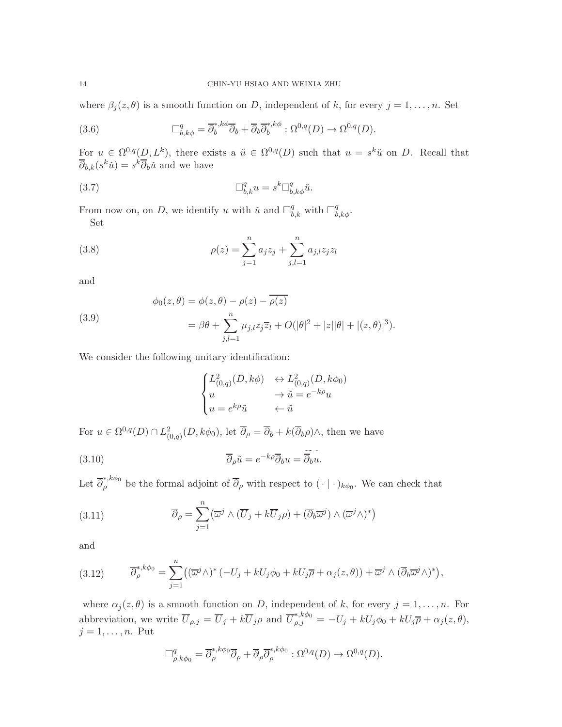where $\beta_j(z,\theta)$ is a smooth function on $D$, independent of $k$, for every $j=1,\ldots,n$. Set

$$\Box^q_{b,k\phi}=\overline{\partial}^{*,k\phi}_b\overline{\partial}_b+\overline{\partial}_b\overline{\partial}^{*,k\phi}_b:\Omega^{0,q}(D)\to\Omega^{0,q}(D). \tag{3.6}$$

For $u\in\Omega^{0,q}(D,L^k)$, there exists a $\check{u}\in\Omega^{0,q}(D)$ such that $u=s^k\check{u}$ on $D$. Recall that $\overline{\partial}_{b,k}(s^k\check{u})=s^k\overline{\partial}_b\check{u}$ and we have

$$\Box^q_{b,k}u=s^k\Box^q_{b,k\phi}\check{u}. \tag{3.7}$$

From now on, on $D$, we identify $u$ with $\check{u}$ and $\Box^q_{b,k}$ with $\Box^q_{b,k\phi}$.

Set

$$\rho(z)=\sum_{j=1}^n a_jz_j+\sum_{j,l=1}^n a_{j,l}z_jz_l \tag{3.8}$$

and

$$\begin{aligned}\phi_0(z,\theta)&=\phi(z,\theta)-\rho(z)-\overline{\rho(z)}\\&=\beta\theta+\sum_{j,l=1}^n\mu_{j,l}z_j\overline{z}_l+O(|\theta|^2+|z||\theta|+|(z,\theta)|^3).\end{aligned} \tag{3.9}$$

We consider the following unitary identification:

$$\begin{cases}L^2_{(0,q)}(D,k\phi) & \leftrightarrow L^2_{(0,q)}(D,k\phi_0)\\ u & \to \tilde{u}=e^{-k\rho}u\\ u=e^{k\rho}\tilde{u} & \leftarrow \tilde{u}\end{cases}$$

For $u\in\Omega^{0,q}(D)\cap L^2_{(0,q)}(D,k\phi_0)$, let $\overline{\partial}_\rho=\overline{\partial}_b+k(\overline{\partial}_b\rho)\wedge$, then we have

$$\overline{\partial}_\rho\tilde{u}=e^{-k\rho}\overline{\partial}_bu=\widetilde{\overline{\partial}_bu}. \tag{3.10}$$

Let $\overline{\partial}^{*,k\phi_0}_\rho$ be the formal adjoint of $\overline{\partial}_\rho$ with respect to $(\,\cdot\,|\,\cdot\,)_{k\phi_0}$. We can check that

$$\overline{\partial}_\rho=\sum_{j=1}^n\big(\overline{\omega}^j\wedge(\overline{U}_j+k\overline{U}_j\rho)+(\overline{\partial}_b\overline{\omega}^j)\wedge(\overline{\omega}^j\wedge)^*\big) \tag{3.11}$$

and

$$\overline{\partial}^{*,k\phi_0}_\rho=\sum_{j=1}^n\big((\overline{\omega}^j\wedge)^*\,(-U_j+kU_j\phi_0+kU_j\overline{\rho}+\alpha_j(z,\theta))+\overline{\omega}^j\wedge(\overline{\partial}_b\overline{\omega}^j\wedge)^*\big), \tag{3.12}$$

where $\alpha_j(z,\theta)$ is a smooth function on $D$, independent of $k$, for every $j=1,\ldots,n$. For abbreviation, we write $\overline{U}_{\rho,j}=\overline{U}_j+k\overline{U}_j\rho$ and $\overline{U}^{*,k\phi_0}_{\rho,j}=-U_j+kU_j\phi_0+kU_j\overline{\rho}+\alpha_j(z,\theta)$, $j=1,\ldots,n$. Put

$$\Box^q_{\rho.k\phi_0}=\overline{\partial}^{*,k\phi_0}_\rho\overline{\partial}_\rho+\overline{\partial}_\rho\overline{\partial}^{*,k\phi_0}_\rho:\Omega^{0,q}(D)\to\Omega^{0,q}(D).$$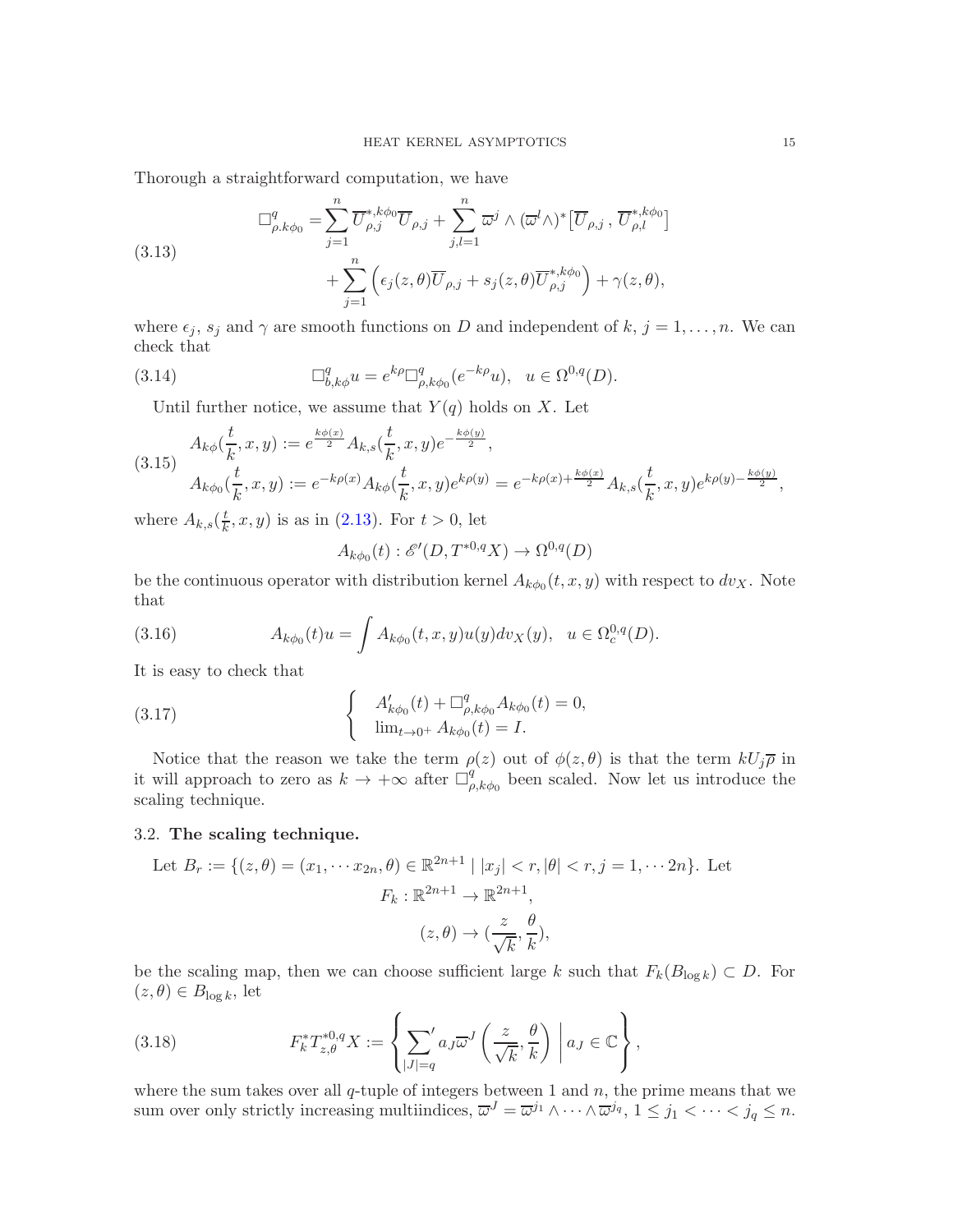Thorough a straightforward computation, we have

$$
\Box^q_{\rho.k\phi_0} = \sum_{j=1}^n \overline{U}^{*,k\phi_0}_{\rho,j}\overline{U}_{\rho,j} + \sum_{j,l=1}^n \overline{\omega}^j \wedge (\overline{\omega}^l\wedge)^*\big[\overline{U}_{\rho,j}\,,\,\overline{U}^{*,k\phi_0}_{\rho,l}\big] + \sum_{j=1}^n \Big(\epsilon_j(z,\theta)\overline{U}_{\rho,j} + s_j(z,\theta)\overline{U}^{*,k\phi_0}_{\rho,j}\Big) + \gamma(z,\theta), \tag{3.13}
$$

where $\epsilon_j$, $s_j$ and $\gamma$ are smooth functions on $D$ and independent of $k$, $j = 1,\ldots,n$. We can check that

$$
\Box^q_{b,k\phi}u = e^{k\rho}\Box^q_{\rho,k\phi_0}(e^{-k\rho}u), \quad u \in \Omega^{0,q}(D). \tag{3.14}
$$

Until further notice, we assume that $Y(q)$ holds on $X$. Let

$$
\begin{aligned}
&A_{k\phi}(\frac{t}{k},x,y) := e^{\frac{k\phi(x)}{2}}A_{k,s}(\frac{t}{k},x,y)e^{-\frac{k\phi(y)}{2}},\\
&A_{k\phi_0}(\frac{t}{k},x,y) := e^{-k\rho(x)}A_{k\phi}(\frac{t}{k},x,y)e^{k\rho(y)} = e^{-k\rho(x)+\frac{k\phi(x)}{2}}A_{k,s}(\frac{t}{k},x,y)e^{k\rho(y)-\frac{k\phi(y)}{2}},
\end{aligned} \tag{3.15}
$$

where $A_{k,s}(\frac{t}{k},x,y)$ is as in (2.13). For $t>0$, let

$$
A_{k\phi_0}(t) : \mathscr{E}'(D,T^{*0,q}X) \to \Omega^{0,q}(D)
$$

be the continuous operator with distribution kernel $A_{k\phi_0}(t,x,y)$ with respect to $dv_X$. Note that

$$
A_{k\phi_0}(t)u = \int A_{k\phi_0}(t,x,y)u(y)dv_X(y), \quad u \in \Omega^{0,q}_c(D). \tag{3.16}
$$

It is easy to check that

$$
\begin{cases}
A'_{k\phi_0}(t) + \Box^q_{\rho,k\phi_0}A_{k\phi_0}(t) = 0,\\
\lim_{t\to 0^+} A_{k\phi_0}(t) = I.
\end{cases} \tag{3.17}
$$

Notice that the reason we take the term $\rho(z)$ out of $\phi(z,\theta)$ is that the term $kU_j\overline{\rho}$ in it will approach to zero as $k \to +\infty$ after $\Box^q_{\rho,k\phi_0}$ been scaled. Now let us introduce the scaling technique.

### 3.2. The scaling technique.

Let $B_r := \{(z,\theta) = (x_1,\cdots x_{2n},\theta) \in \mathbb{R}^{2n+1} \mid |x_j| < r, |\theta| < r, j = 1,\cdots 2n\}$. Let

$$
F_k : \mathbb{R}^{2n+1} \to \mathbb{R}^{2n+1},
$$
$$
(z,\theta) \to (\frac{z}{\sqrt{k}},\frac{\theta}{k}),
$$

be the scaling map, then we can choose sufficient large $k$ such that $F_k(B_{\log k}) \subset D$. For $(z,\theta) \in B_{\log k}$, let

$$
F_k^* T^{*0,q}_{z,\theta}X := \left\{ {\sum_{|J|=q}}' a_J \overline{\omega}^J\left(\frac{z}{\sqrt{k}},\frac{\theta}{k}\right) \,\middle|\, a_J \in \mathbb{C} \right\}, \tag{3.18}
$$

where the sum takes over all $q$-tuple of integers between 1 and $n$, the prime means that we sum over only strictly increasing multiindices, $\overline{\omega}^J = \overline{\omega}^{j_1}\wedge\cdots\wedge\overline{\omega}^{j_q}$, $1 \le j_1 < \cdots < j_q \le n$.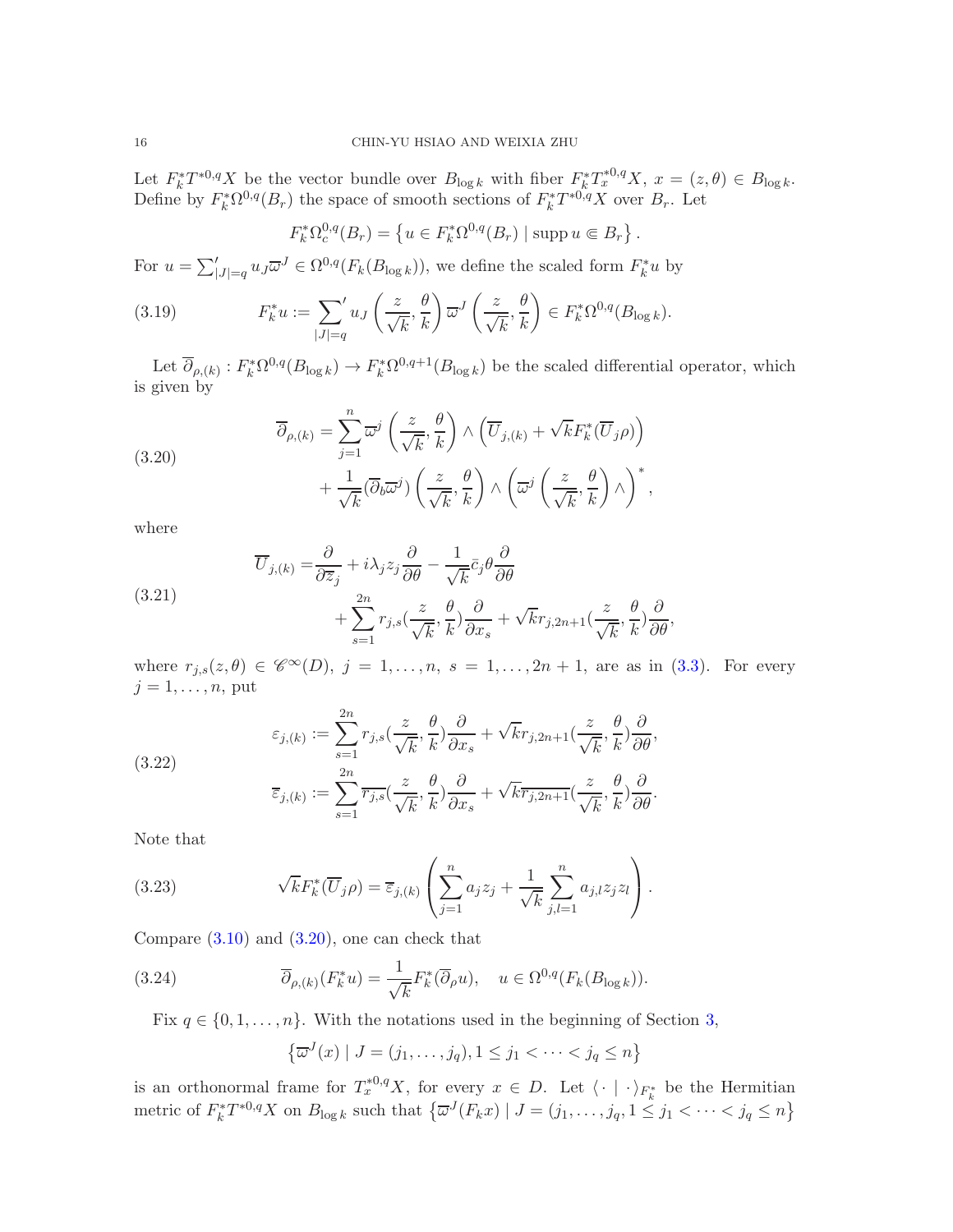Let $F_k^* T^{*0,q} X$ be the vector bundle over $B_{\log k}$ with fiber $F_k^* T_x^{*0,q} X$, $x = (z, \theta) \in B_{\log k}$. Define by $F_k^* \Omega^{0,q}(B_r)$ the space of smooth sections of $F_k^* T^{*0,q} X$ over $B_r$. Let

$$F_k^* \Omega_c^{0,q}(B_r) = \left\{ u \in F_k^* \Omega^{0,q}(B_r) \mid \operatorname{supp} u \Subset B_r \right\}.$$

For $u = \sum'_{|J|=q} u_J \overline{\varpi}^J \in \Omega^{0,q}(F_k(B_{\log k}))$, we define the scaled form $F_k^* u$ by

$$F_k^* u := \sum_{|J|=q}' u_J \left( \frac{z}{\sqrt{k}}, \frac{\theta}{k} \right) \overline{\varpi}^J \left( \frac{z}{\sqrt{k}}, \frac{\theta}{k} \right) \in F_k^* \Omega^{0,q}(B_{\log k}). \tag{3.19}$$

Let $\overline{\partial}_{\rho,(k)} : F_k^* \Omega^{0,q}(B_{\log k}) \to F_k^* \Omega^{0,q+1}(B_{\log k})$ be the scaled differential operator, which is given by

$$\begin{aligned} \overline{\partial}_{\rho,(k)} = & \sum_{j=1}^{n} \overline{\varpi}^j \left( \frac{z}{\sqrt{k}}, \frac{\theta}{k} \right) \wedge \left( \overline{U}_{j,(k)} + \sqrt{k} F_k^* (\overline{U}_j \rho) \right) \\ & + \frac{1}{\sqrt{k}} (\overline{\partial}_b \overline{\varpi}^j) \left( \frac{z}{\sqrt{k}}, \frac{\theta}{k} \right) \wedge \left( \overline{\varpi}^j \left( \frac{z}{\sqrt{k}}, \frac{\theta}{k} \right) \wedge \right)^*, \end{aligned} \tag{3.20}$$

where

$$\begin{aligned} \overline{U}_{j,(k)} = & \frac{\partial}{\partial \overline{z}_j} + i \lambda_j z_j \frac{\partial}{\partial \theta} - \frac{1}{\sqrt{k}} \bar{c}_j \theta \frac{\partial}{\partial \theta} \\ & + \sum_{s=1}^{2n} r_{j,s} (\frac{z}{\sqrt{k}}, \frac{\theta}{k}) \frac{\partial}{\partial x_s} + \sqrt{k} r_{j,2n+1} (\frac{z}{\sqrt{k}}, \frac{\theta}{k}) \frac{\partial}{\partial \theta}, \end{aligned} \tag{3.21}$$

where $r_{j,s}(z, \theta) \in \mathscr{C}^\infty(D)$, $j = 1, \ldots, n$, $s = 1, \ldots, 2n+1$, are as in (3.3). For every $j = 1, \ldots, n$, put

$$\begin{aligned} \varepsilon_{j,(k)} &:= \sum_{s=1}^{2n} r_{j,s} (\frac{z}{\sqrt{k}}, \frac{\theta}{k}) \frac{\partial}{\partial x_s} + \sqrt{k} r_{j,2n+1} (\frac{z}{\sqrt{k}}, \frac{\theta}{k}) \frac{\partial}{\partial \theta}, \\ \overline{\varepsilon}_{j,(k)} &:= \sum_{s=1}^{2n} \overline{r_{j,s}} (\frac{z}{\sqrt{k}}, \frac{\theta}{k}) \frac{\partial}{\partial x_s} + \sqrt{k} \overline{r_{j,2n+1}} (\frac{z}{\sqrt{k}}, \frac{\theta}{k}) \frac{\partial}{\partial \theta}. \end{aligned} \tag{3.22}$$

Note that

$$\sqrt{k} F_k^* (\overline{U}_j \rho) = \overline{\varepsilon}_{j,(k)} \left( \sum_{j=1}^{n} a_j z_j + \frac{1}{\sqrt{k}} \sum_{j,l=1}^{n} a_{j,l} z_j z_l \right). \tag{3.23}$$

Compare (3.10) and (3.20), one can check that

$$\overline{\partial}_{\rho,(k)} (F_k^* u) = \frac{1}{\sqrt{k}} F_k^* (\overline{\partial}_\rho u), \quad u \in \Omega^{0,q}(F_k(B_{\log k})). \tag{3.24}$$

Fix $q \in \{0, 1, \ldots, n\}$. With the notations used in the beginning of Section 3,

$$\left\{ \overline{\varpi}^J(x) \mid J = (j_1, \ldots, j_q), 1 \le j_1 < \cdots < j_q \le n \right\}$$

is an orthonormal frame for $T_x^{*0,q} X$, for every $x \in D$. Let $\langle \cdot \mid \cdot \rangle_{F_k^*}$ be the Hermitian metric of $F_k^* T^{*0,q} X$ on $B_{\log k}$ such that $\left\{ \overline{\varpi}^J(F_k x) \mid J = (j_1, \ldots, j_q, 1 \le j_1 < \cdots < j_q \le n \right\}$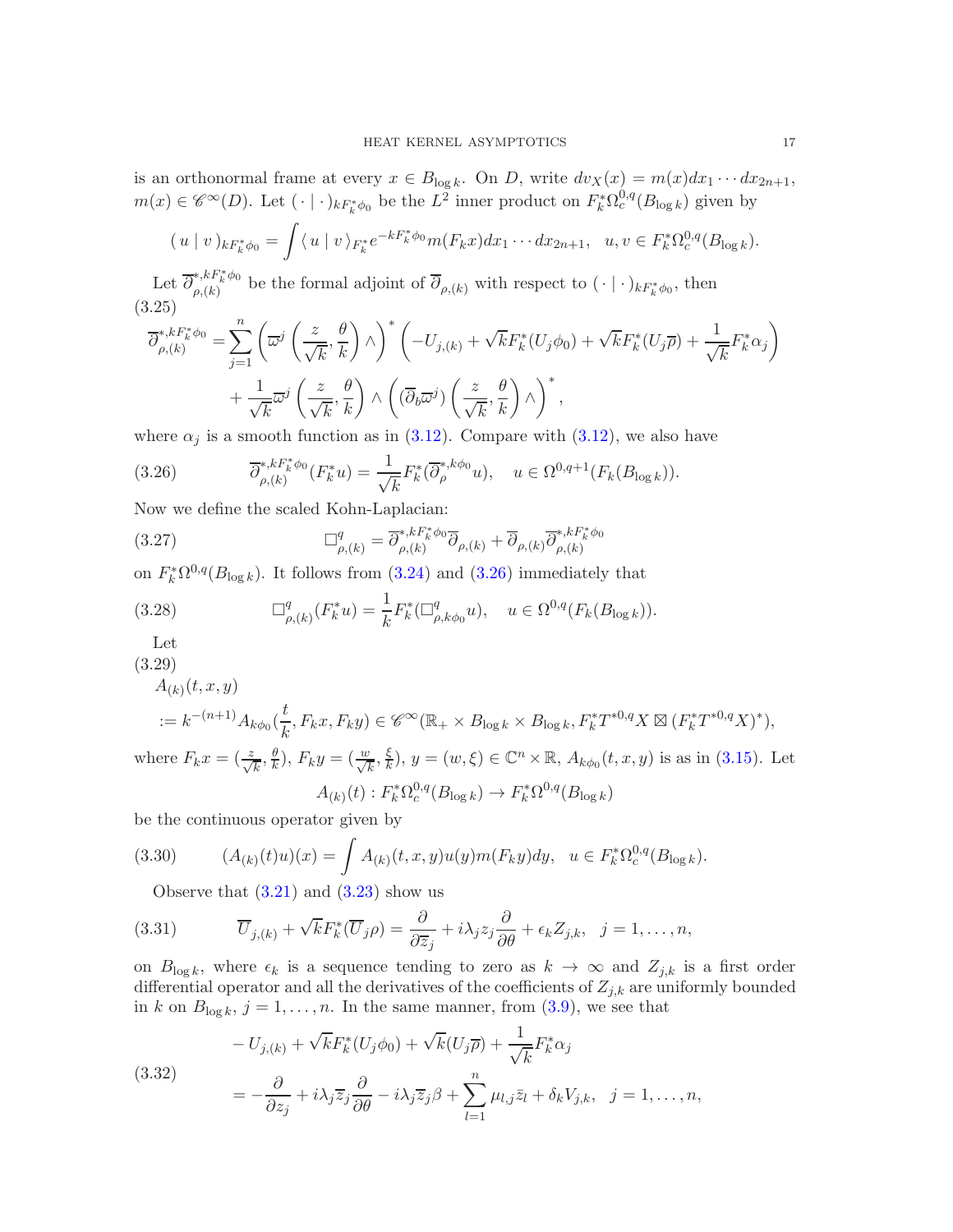is an orthonormal frame at every $x \in B_{\log k}$. On $D$, write $dv_X(x) = m(x)dx_1 \cdots dx_{2n+1}$, $m(x) \in \mathscr{C}^\infty(D)$. Let $(\,\cdot\,|\,\cdot\,)_{kF_k^*\phi_0}$ be the $L^2$ inner product on $F_k^*\Omega_c^{0,q}(B_{\log k})$ given by

$$(\,u\,|\,v\,)_{kF_k^*\phi_0} = \int \langle\,u\,|\,v\,\rangle_{F_k^*} e^{-kF_k^*\phi_0} m(F_k x)dx_1 \cdots dx_{2n+1}, \quad u, v \in F_k^*\Omega_c^{0,q}(B_{\log k}).$$

Let $\overline{\partial}^{*,kF_k^*\phi_0}_{\rho,(k)}$ be the formal adjoint of $\overline{\partial}_{\rho,(k)}$ with respect to $(\,\cdot\,|\,\cdot\,)_{kF_k^*\phi_0}$, then

$$\begin{aligned}
\overline{\partial}^{*,kF_k^*\phi_0}_{\rho,(k)} =& \sum_{j=1}^n \left(\overline{\omega}^j\left(\frac{z}{\sqrt{k}}, \frac{\theta}{k}\right)\wedge\right)^* \left(-U_{j,(k)} + \sqrt{k}F_k^*(U_j\phi_0) + \sqrt{k}F_k^*(U_j\overline{\rho}) + \frac{1}{\sqrt{k}}F_k^*\alpha_j\right) \\
&+ \frac{1}{\sqrt{k}}\overline{\omega}^j\left(\frac{z}{\sqrt{k}}, \frac{\theta}{k}\right) \wedge \left((\overline{\partial}_b\overline{\omega}^j)\left(\frac{z}{\sqrt{k}}, \frac{\theta}{k}\right)\wedge\right)^*,
\end{aligned} \tag{3.25}$$

where $\alpha_j$ is a smooth function as in (3.12). Compare with (3.12), we also have

$$\overline{\partial}^{*,kF_k^*\phi_0}_{\rho,(k)}(F_k^*u) = \frac{1}{\sqrt{k}}F_k^*(\overline{\partial}^{*,k\phi_0}_\rho u), \quad u \in \Omega^{0,q+1}(F_k(B_{\log k})). \tag{3.26}$$

Now we define the scaled Kohn-Laplacian:

$$\Box^q_{\rho,(k)} = \overline{\partial}^{*,kF_k^*\phi_0}_{\rho,(k)}\overline{\partial}_{\rho,(k)} + \overline{\partial}_{\rho,(k)}\overline{\partial}^{*,kF_k^*\phi_0}_{\rho,(k)} \tag{3.27}$$

on $F_k^*\Omega^{0,q}(B_{\log k})$. It follows from (3.24) and (3.26) immediately that

$$\Box^q_{\rho,(k)}(F_k^*u) = \frac{1}{k}F_k^*(\Box^q_{\rho,k\phi_0}u), \quad u \in \Omega^{0,q}(F_k(B_{\log k})). \tag{3.28}$$

Let

$$\begin{aligned}
&A_{(k)}(t,x,y) \\
&:= k^{-(n+1)}A_{k\phi_0}(\frac{t}{k}, F_k x, F_k y) \in \mathscr{C}^\infty(\mathbb{R}_+ \times B_{\log k} \times B_{\log k}, F_k^*T^{*0,q}X \boxtimes (F_k^*T^{*0,q}X)^*),
\end{aligned} \tag{3.29}$$

where $F_k x = (\frac{z}{\sqrt{k}}, \frac{\theta}{k})$, $F_k y = (\frac{w}{\sqrt{k}}, \frac{\xi}{k})$, $y = (w, \xi) \in \mathbb{C}^n \times \mathbb{R}$, $A_{k\phi_0}(t,x,y)$ is as in (3.15). Let

$$A_{(k)}(t) : F_k^*\Omega_c^{0,q}(B_{\log k}) \to F_k^*\Omega^{0,q}(B_{\log k})$$

be the continuous operator given by

$$(A_{(k)}(t)u)(x) = \int A_{(k)}(t,x,y)u(y)m(F_k y)dy, \quad u \in F_k^*\Omega_c^{0,q}(B_{\log k}). \tag{3.30}$$

Observe that (3.21) and (3.23) show us

$$\overline{U}_{j,(k)} + \sqrt{k}F_k^*(\overline{U}_j\rho) = \frac{\partial}{\partial \overline{z}_j} + i\lambda_j z_j\frac{\partial}{\partial\theta} + \epsilon_k Z_{j,k}, \quad j = 1,\ldots,n, \tag{3.31}$$

on $B_{\log k}$, where $\epsilon_k$ is a sequence tending to zero as $k \to \infty$ and $Z_{j,k}$ is a first order differential operator and all the derivatives of the coefficients of $Z_{j,k}$ are uniformly bounded in $k$ on $B_{\log k}$, $j = 1,\ldots,n$. In the same manner, from (3.9), we see that

$$\begin{aligned}
&-U_{j,(k)} + \sqrt{k}F_k^*(U_j\phi_0) + \sqrt{k}(U_j\overline{\rho}) + \frac{1}{\sqrt{k}}F_k^*\alpha_j \\
&= -\frac{\partial}{\partial z_j} + i\lambda_j\overline{z}_j\frac{\partial}{\partial\theta} - i\lambda_j\overline{z}_j\beta + \sum_{l=1}^n \mu_{l,j}\bar{z}_l + \delta_k V_{j,k}, \quad j = 1,\ldots,n,
\end{aligned} \tag{3.32}$$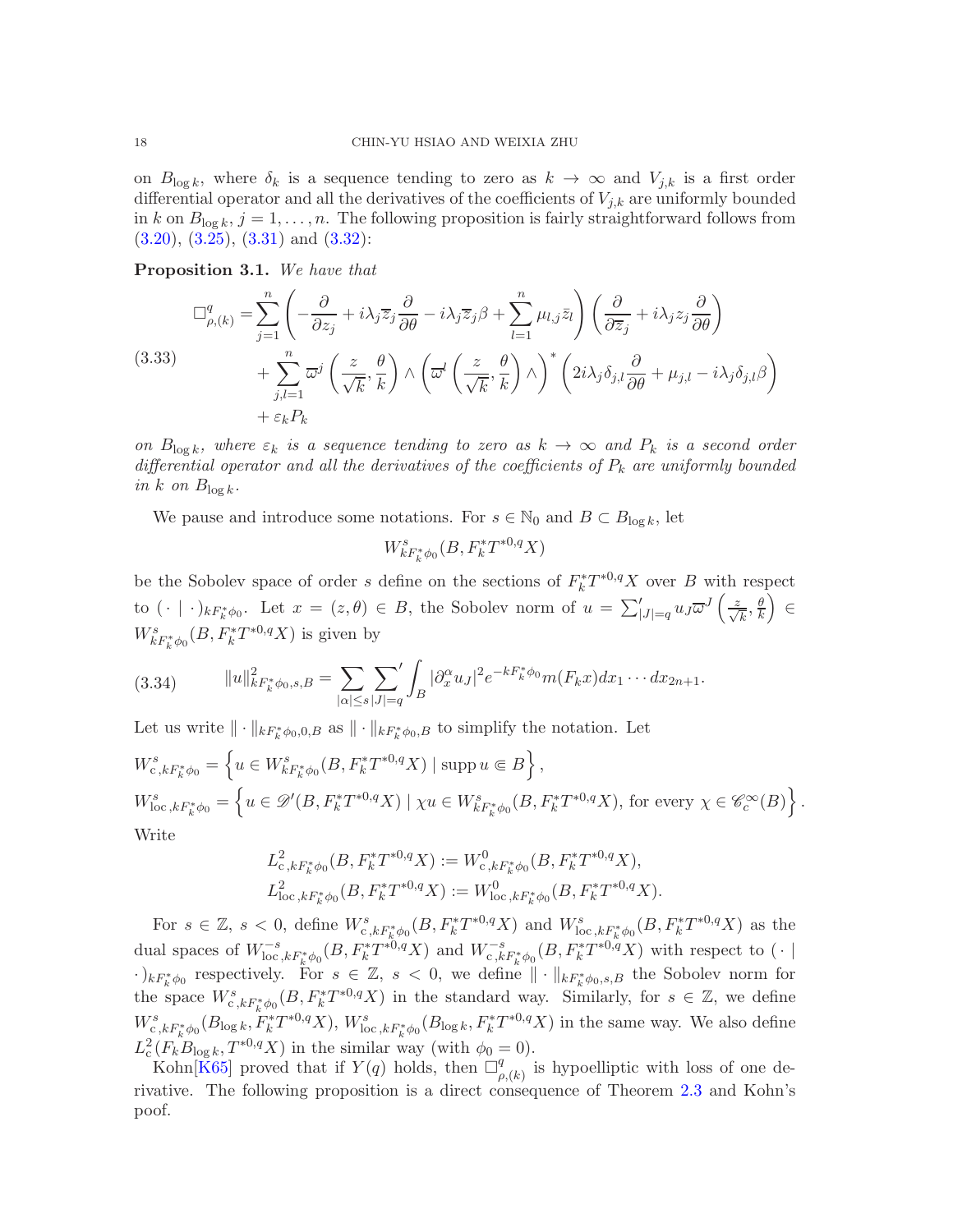on $B_{\log k}$, where $\delta_k$ is a sequence tending to zero as $k \to \infty$ and $V_{j,k}$ is a first order differential operator and all the derivatives of the coefficients of $V_{j,k}$ are uniformly bounded in $k$ on $B_{\log k}$, $j = 1, \ldots, n$. The following proposition is fairly straightforward follows from (3.20), (3.25), (3.31) and (3.32):

**Proposition 3.1.** *We have that*

$$
\begin{aligned}
\Box^q_{\rho,(k)} =& \sum_{j=1}^{n} \left( -\frac{\partial}{\partial z_j} + i\lambda_j \overline{z}_j \frac{\partial}{\partial \theta} - i\lambda_j \overline{z}_j \beta + \sum_{l=1}^{n} \mu_{l,j} \bar{z}_l \right) \left( \frac{\partial}{\partial \overline{z}_j} + i\lambda_j z_j \frac{\partial}{\partial \theta} \right) \\
&+ \sum_{j,l=1}^{n} \overline{\omega}^j \left( \frac{z}{\sqrt{k}}, \frac{\theta}{k} \right) \wedge \left( \overline{\omega}^l \left( \frac{z}{\sqrt{k}}, \frac{\theta}{k} \right) \wedge \right)^* \left( 2i\lambda_j \delta_{j,l} \frac{\partial}{\partial \theta} + \mu_{j,l} - i\lambda_j \delta_{j,l} \beta \right) \\
&+ \varepsilon_k P_k
\end{aligned}
\tag{3.33}
$$

*on $B_{\log k}$, where $\varepsilon_k$ is a sequence tending to zero as $k \to \infty$ and $P_k$ is a second order differential operator and all the derivatives of the coefficients of $P_k$ are uniformly bounded in $k$ on $B_{\log k}$.*

We pause and introduce some notations. For $s \in \mathbb{N}_0$ and $B \subset B_{\log k}$, let

$$
W^s_{kF_k^*\phi_0}(B, F_k^* T^{*0,q} X)
$$

be the Sobolev space of order $s$ define on the sections of $F_k^* T^{*0,q} X$ over $B$ with respect to $(\cdot \mid \cdot)_{kF_k^*\phi_0}$. Let $x = (z, \theta) \in B$, the Sobolev norm of $u = \sum'_{|J|=q} u_J \overline{\omega}^J \left( \frac{z}{\sqrt{k}}, \frac{\theta}{k} \right) \in W^s_{kF_k^*\phi_0}(B, F_k^* T^{*0,q} X)$ is given by

$$
\|u\|^2_{kF_k^*\phi_0, s, B} = \sum_{|\alpha| \leq s} \sum_{|J|=q}{}' \int_B |\partial_x^\alpha u_J|^2 e^{-kF_k^*\phi_0} m(F_k x) dx_1 \cdots dx_{2n+1}. \tag{3.34}
$$

Let us write $\| \cdot \|_{kF_k^*\phi_0, 0, B}$ as $\| \cdot \|_{kF_k^*\phi_0, B}$ to simplify the notation. Let

$$
W^s_{\mathrm{c}, kF_k^*\phi_0} = \left\{ u \in W^s_{kF_k^*\phi_0}(B, F_k^* T^{*0,q} X) \mid \operatorname{supp} u \Subset B \right\},
$$
$$
W^s_{\mathrm{loc}, kF_k^*\phi_0} = \left\{ u \in \mathscr{D}'(B, F_k^* T^{*0,q} X) \mid \chi u \in W^s_{kF_k^*\phi_0}(B, F_k^* T^{*0,q} X), \text{ for every } \chi \in \mathscr{C}_c^\infty(B) \right\}.
$$

Write

$$
L^2_{\mathrm{c}, kF_k^*\phi_0}(B, F_k^* T^{*0,q} X) := W^0_{\mathrm{c}, kF_k^*\phi_0}(B, F_k^* T^{*0,q} X),
$$
$$
L^2_{\mathrm{loc}, kF_k^*\phi_0}(B, F_k^* T^{*0,q} X) := W^0_{\mathrm{loc}, kF_k^*\phi_0}(B, F_k^* T^{*0,q} X).
$$

For $s \in \mathbb{Z}$, $s < 0$, define $W^s_{\mathrm{c}, kF_k^*\phi_0}(B, F_k^* T^{*0,q} X)$ and $W^s_{\mathrm{loc}, kF_k^*\phi_0}(B, F_k^* T^{*0,q} X)$ as the dual spaces of $W^{-s}_{\mathrm{loc}, kF_k^*\phi_0}(B, F_k^* T^{*0,q} X)$ and $W^{-s}_{\mathrm{c}, kF_k^*\phi_0}(B, F_k^* T^{*0,q} X)$ with respect to $(\cdot \mid \cdot)_{kF_k^*\phi_0}$ respectively. For $s \in \mathbb{Z}$, $s < 0$, we define $\| \cdot \|_{kF_k^*\phi_0, s, B}$ the Sobolev norm for the space $W^s_{\mathrm{c}, kF_k^*\phi_0}(B, F_k^* T^{*0,q} X)$ in the standard way. Similarly, for $s \in \mathbb{Z}$, we define $W^s_{\mathrm{c}, kF_k^*\phi_0}(B_{\log k}, F_k^* T^{*0,q} X)$, $W^s_{\mathrm{loc}, kF_k^*\phi_0}(B_{\log k}, F_k^* T^{*0,q} X)$ in the same way. We also define $L^2_{\mathrm{c}}(F_k B_{\log k}, T^{*0,q} X)$ in the similar way (with $\phi_0 = 0$).

Kohn[K65] proved that if $Y(q)$ holds, then $\Box^q_{\rho,(k)}$ is hypoelliptic with loss of one derivative. The following proposition is a direct consequence of Theorem 2.3 and Kohn's poof.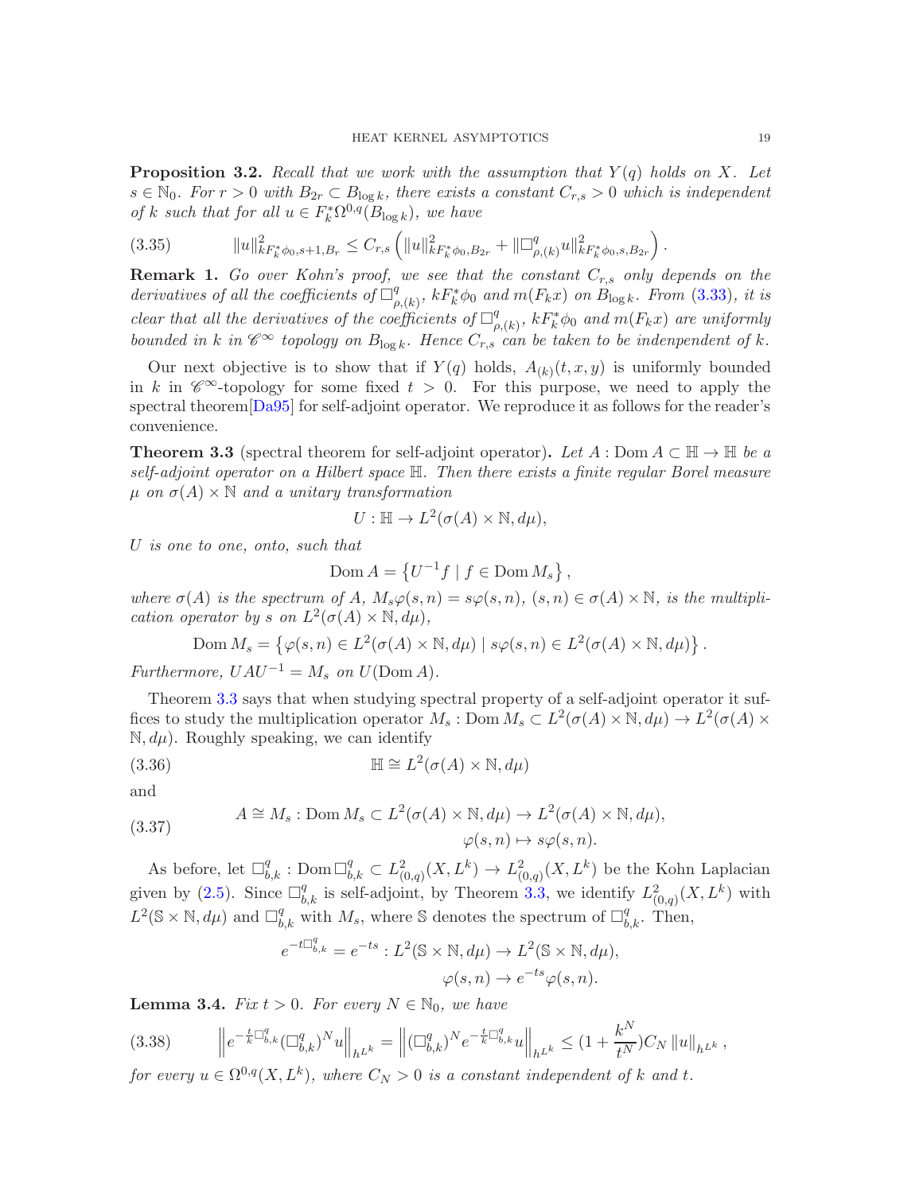**Proposition 3.2.** *Recall that we work with the assumption that $Y(q)$ holds on $X$. Let $s \in \mathbb{N}_0$. For $r > 0$ with $B_{2r} \subset B_{\log k}$, there exists a constant $C_{r,s} > 0$ which is independent of $k$ such that for all $u \in F_k^* \Omega^{0,q}(B_{\log k})$, we have*

$$
\|u\|^2_{kF_k^*\phi_0, s+1, B_r} \leq C_{r,s} \left( \|u\|^2_{kF_k^*\phi_0, B_{2r}} + \|\Box^q_{\rho,(k)} u\|^2_{kF_k^*\phi_0, s, B_{2r}} \right). \tag{3.35}
$$

**Remark 1.** *Go over Kohn's proof, we see that the constant $C_{r,s}$ only depends on the derivatives of all the coefficients of $\Box^q_{\rho,(k)}$, $kF_k^*\phi_0$ and $m(F_k x)$ on $B_{\log k}$. From (3.33), it is clear that all the derivatives of the coefficients of $\Box^q_{\rho,(k)}$, $kF_k^*\phi_0$ and $m(F_k x)$ are uniformly bounded in $k$ in $\mathscr{C}^\infty$ topology on $B_{\log k}$. Hence $C_{r,s}$ can be taken to be indenpendent of $k$.*

Our next objective is to show that if $Y(q)$ holds, $A_{(k)}(t,x,y)$ is uniformly bounded in $k$ in $\mathscr{C}^\infty$-topology for some fixed $t > 0$. For this purpose, we need to apply the spectral theorem[Da95] for self-adjoint operator. We reproduce it as follows for the reader's convenience.

**Theorem 3.3** (spectral theorem for self-adjoint operator)**.** *Let $A : \operatorname{Dom} A \subset \mathbb{H} \to \mathbb{H}$ be a self-adjoint operator on a Hilbert space $\mathbb{H}$. Then there exists a finite regular Borel measure $\mu$ on $\sigma(A) \times \mathbb{N}$ and a unitary transformation*

$$
U : \mathbb{H} \to L^2(\sigma(A) \times \mathbb{N}, d\mu),
$$

*$U$ is one to one, onto, such that*

$$
\operatorname{Dom} A = \left\{ U^{-1} f \mid f \in \operatorname{Dom} M_s \right\},
$$

*where $\sigma(A)$ is the spectrum of $A$, $M_s \varphi(s,n) = s\varphi(s,n)$, $(s,n) \in \sigma(A) \times \mathbb{N}$, is the multiplication operator by $s$ on $L^2(\sigma(A) \times \mathbb{N}, d\mu)$,*

$$
\operatorname{Dom} M_s = \left\{ \varphi(s,n) \in L^2(\sigma(A) \times \mathbb{N}, d\mu) \mid s\varphi(s,n) \in L^2(\sigma(A) \times \mathbb{N}, d\mu) \right\}.
$$

*Furthermore, $UAU^{-1} = M_s$ on $U(\operatorname{Dom} A)$.*

Theorem 3.3 says that when studying spectral property of a self-adjoint operator it suffices to study the multiplication operator $M_s : \operatorname{Dom} M_s \subset L^2(\sigma(A) \times \mathbb{N}, d\mu) \to L^2(\sigma(A) \times \mathbb{N}, d\mu)$. Roughly speaking, we can identify

$$
\mathbb{H} \cong L^2(\sigma(A) \times \mathbb{N}, d\mu) \tag{3.36}
$$

and

$$
\begin{aligned}
A \cong M_s : \operatorname{Dom} M_s \subset L^2(\sigma(A) \times \mathbb{N}, d\mu) &\to L^2(\sigma(A) \times \mathbb{N}, d\mu), \\
\varphi(s,n) &\mapsto s\varphi(s,n).
\end{aligned} \tag{3.37}
$$

As before, let $\Box^q_{b,k} : \operatorname{Dom} \Box^q_{b,k} \subset L^2_{(0,q)}(X, L^k) \to L^2_{(0,q)}(X, L^k)$ be the Kohn Laplacian given by (2.5). Since $\Box^q_{b,k}$ is self-adjoint, by Theorem 3.3, we identify $L^2_{(0,q)}(X, L^k)$ with $L^2(\mathbb{S} \times \mathbb{N}, d\mu)$ and $\Box^q_{b,k}$ with $M_s$, where $\mathbb{S}$ denotes the spectrum of $\Box^q_{b,k}$. Then,

$$
\begin{aligned}
e^{-t\Box^q_{b,k}} = e^{-ts} : L^2(\mathbb{S} \times \mathbb{N}, d\mu) &\to L^2(\mathbb{S} \times \mathbb{N}, d\mu), \\
\varphi(s,n) &\to e^{-ts}\varphi(s,n).
\end{aligned}
$$

**Lemma 3.4.** *Fix $t > 0$. For every $N \in \mathbb{N}_0$, we have*

$$
\left\| e^{-\frac{t}{k}\Box^q_{b,k}} (\Box^q_{b,k})^N u \right\|_{h^{L^k}} = \left\| (\Box^q_{b,k})^N e^{-\frac{t}{k}\Box^q_{b,k}} u \right\|_{h^{L^k}} \leq (1 + \frac{k^N}{t^N}) C_N \left\| u \right\|_{h^{L^k}}, \tag{3.38}
$$

*for every $u \in \Omega^{0,q}(X, L^k)$, where $C_N > 0$ is a constant independent of $k$ and $t$.*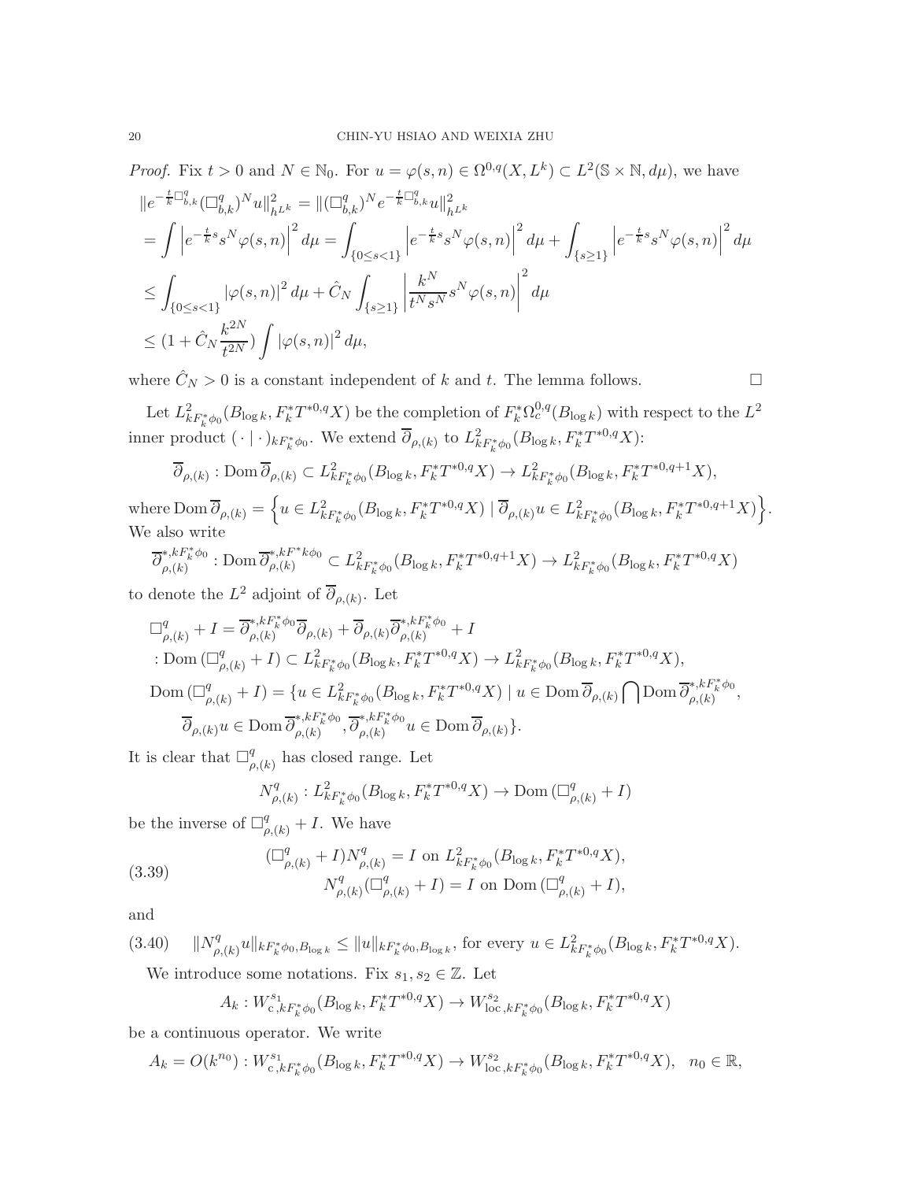*Proof.* Fix $t > 0$ and $N \in \mathbb{N}_0$. For $u = \varphi(s,n) \in \Omega^{0,q}(X, L^k) \subset L^2(\mathbb{S} \times \mathbb{N}, d\mu)$, we have

$$
\begin{aligned}
&\|e^{-\frac{t}{k}\Box^q_{b,k}}(\Box^q_{b,k})^N u\|^2_{h^{L^k}} = \|(\Box^q_{b,k})^N e^{-\frac{t}{k}\Box^q_{b,k}} u\|^2_{h^{L^k}} \\
&= \int \left| e^{-\frac{t}{k}s} s^N \varphi(s,n) \right|^2 d\mu = \int_{\{0 \le s < 1\}} \left| e^{-\frac{t}{k}s} s^N \varphi(s,n) \right|^2 d\mu + \int_{\{s \ge 1\}} \left| e^{-\frac{t}{k}s} s^N \varphi(s,n) \right|^2 d\mu \\
&\le \int_{\{0 \le s < 1\}} |\varphi(s,n)|^2 d\mu + \hat{C}_N \int_{\{s \ge 1\}} \left| \frac{k^N}{t^N s^N} s^N \varphi(s,n) \right|^2 d\mu \\
&\le (1 + \hat{C}_N \frac{k^{2N}}{t^{2N}}) \int |\varphi(s,n)|^2 d\mu,
\end{aligned}
$$

where $\hat{C}_N > 0$ is a constant independent of $k$ and $t$. The lemma follows. $\square$

Let $L^2_{kF^*_k\phi_0}(B_{\log k}, F^*_k T^{*0,q}X)$ be the completion of $F^*_k\Omega^{0,q}_c(B_{\log k})$ with respect to the $L^2$ inner product $(\cdot \,|\, \cdot)_{kF^*_k\phi_0}$. We extend $\overline{\partial}_{\rho,(k)}$ to $L^2_{kF^*_k\phi_0}(B_{\log k}, F^*_k T^{*0,q}X)$:

$$
\overline{\partial}_{\rho,(k)} : \operatorname{Dom} \overline{\partial}_{\rho,(k)} \subset L^2_{kF^*_k\phi_0}(B_{\log k}, F^*_k T^{*0,q}X) \to L^2_{kF^*_k\phi_0}(B_{\log k}, F^*_k T^{*0,q+1}X),
$$

where $\operatorname{Dom} \overline{\partial}_{\rho,(k)} = \Big\{ u \in L^2_{kF^*_k\phi_0}(B_{\log k}, F^*_k T^{*0,q}X) \mid \overline{\partial}_{\rho,(k)} u \in L^2_{kF^*_k\phi_0}(B_{\log k}, F^*_k T^{*0,q+1}X) \Big\}$. We also write

$$
\overline{\partial}^{*,kF^*_k\phi_0}_{\rho,(k)} : \operatorname{Dom} \overline{\partial}^{*,kF^*k\phi_0}_{\rho,(k)} \subset L^2_{kF^*_k\phi_0}(B_{\log k}, F^*_k T^{*0,q+1}X) \to L^2_{kF^*_k\phi_0}(B_{\log k}, F^*_k T^{*0,q}X)
$$

to denote the $L^2$ adjoint of $\overline{\partial}_{\rho,(k)}$. Let

$$
\begin{aligned}
&\Box^q_{\rho,(k)} + I = \overline{\partial}^{*,kF^*_k\phi_0}_{\rho,(k)} \overline{\partial}_{\rho,(k)} + \overline{\partial}_{\rho,(k)} \overline{\partial}^{*,kF^*_k\phi_0}_{\rho,(k)} + I \\
&: \operatorname{Dom}(\Box^q_{\rho,(k)} + I) \subset L^2_{kF^*_k\phi_0}(B_{\log k}, F^*_k T^{*0,q}X) \to L^2_{kF^*_k\phi_0}(B_{\log k}, F^*_k T^{*0,q}X), \\
&\operatorname{Dom}(\Box^q_{\rho,(k)} + I) = \{ u \in L^2_{kF^*_k\phi_0}(B_{\log k}, F^*_k T^{*0,q}X) \mid u \in \operatorname{Dom} \overline{\partial}_{\rho,(k)} \bigcap \operatorname{Dom} \overline{\partial}^{*,kF^*_k\phi_0}_{\rho,(k)}, \\
&\quad \overline{\partial}_{\rho,(k)} u \in \operatorname{Dom} \overline{\partial}^{*,kF^*_k\phi_0}_{\rho,(k)}, \overline{\partial}^{*,kF^*_k\phi_0}_{\rho,(k)} u \in \operatorname{Dom} \overline{\partial}_{\rho,(k)} \}.
\end{aligned}
$$

It is clear that $\Box^q_{\rho,(k)}$ has closed range. Let

$$
N^q_{\rho,(k)} : L^2_{kF^*_k\phi_0}(B_{\log k}, F^*_k T^{*0,q}X) \to \operatorname{Dom}(\Box^q_{\rho,(k)} + I)
$$

be the inverse of $\Box^q_{\rho,(k)} + I$. We have

$$
\begin{aligned}
(\Box^q_{\rho,(k)} + I) N^q_{\rho,(k)} &= I \text{ on } L^2_{kF^*_k\phi_0}(B_{\log k}, F^*_k T^{*0,q}X), \\
N^q_{\rho,(k)}(\Box^q_{\rho,(k)} + I) &= I \text{ on } \operatorname{Dom}(\Box^q_{\rho,(k)} + I),
\end{aligned} \tag{3.39}
$$

and

$$
\|N^q_{\rho,(k)} u\|_{kF^*_k\phi_0, B_{\log k}} \le \|u\|_{kF^*_k\phi_0, B_{\log k}}, \text{ for every } u \in L^2_{kF^*_k\phi_0}(B_{\log k}, F^*_k T^{*0,q}X). \tag{3.40}
$$

We introduce some notations. Fix $s_1, s_2 \in \mathbb{Z}$. Let

$$
A_k : W^{s_1}_{c,kF^*_k\phi_0}(B_{\log k}, F^*_k T^{*0,q}X) \to W^{s_2}_{\mathrm{loc},kF^*_k\phi_0}(B_{\log k}, F^*_k T^{*0,q}X)
$$

be a continuous operator. We write

$$
A_k = O(k^{n_0}) : W^{s_1}_{c,kF^*_k\phi_0}(B_{\log k}, F^*_k T^{*0,q}X) \to W^{s_2}_{\mathrm{loc},kF^*_k\phi_0}(B_{\log k}, F^*_k T^{*0,q}X), \quad n_0 \in \mathbb{R},
$$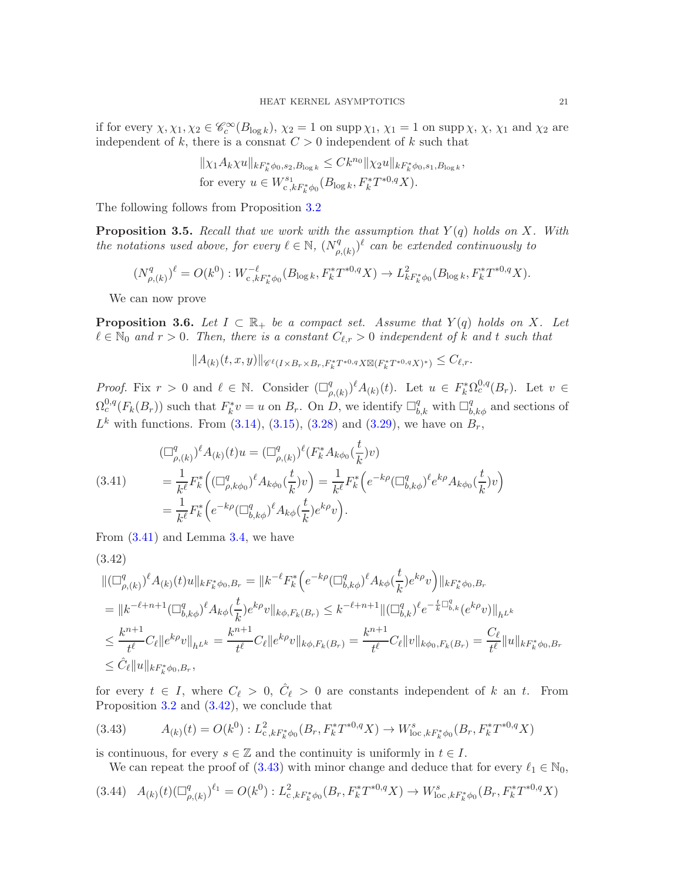if for every $\chi, \chi_1, \chi_2 \in \mathscr{C}^\infty_c(B_{\log k})$, $\chi_2 = 1$ on $\operatorname{supp}\chi_1$, $\chi_1 = 1$ on $\operatorname{supp}\chi$, $\chi$, $\chi_1$ and $\chi_2$ are independent of $k$, there is a consnat $C > 0$ independent of $k$ such that

$$
\begin{aligned}
&\|\chi_1 A_k \chi u\|_{kF_k^*\phi_0, s_2, B_{\log k}} \leq C k^{n_0} \|\chi_2 u\|_{kF_k^*\phi_0, s_1, B_{\log k}},\\
&\text{for every } u \in W^{s_1}_{\mathrm{c}, kF_k^*\phi_0}(B_{\log k}, F_k^* T^{*0,q} X).
\end{aligned}
$$

The following follows from Proposition 3.2

**Proposition 3.5.** *Recall that we work with the assumption that $Y(q)$ holds on $X$. With the notations used above, for every $\ell \in \mathbb{N}$, $(N^q_{\rho,(k)})^\ell$ can be extended continuously to*

$$
(N^q_{\rho,(k)})^\ell = O(k^0) : W^{-\ell}_{\mathrm{c}, kF_k^*\phi_0}(B_{\log k}, F_k^* T^{*0,q} X) \to L^2_{kF_k^*\phi_0}(B_{\log k}, F_k^* T^{*0,q} X).
$$

We can now prove

**Proposition 3.6.** *Let $I \subset \mathbb{R}_+$ be a compact set. Assume that $Y(q)$ holds on $X$. Let $\ell \in \mathbb{N}_0$ and $r > 0$. Then, there is a constant $C_{\ell, r} > 0$ independent of $k$ and $t$ such that*

$$
\|A_{(k)}(t, x, y)\|_{\mathscr{C}^\ell(I \times B_r \times B_r, F_k^* T^{*0,q} X \boxtimes (F_k^* T^{*0,q} X)^*)} \leq C_{\ell, r}.
$$

*Proof.* Fix $r > 0$ and $\ell \in \mathbb{N}$. Consider $(\Box^q_{\rho,(k)})^\ell A_{(k)}(t)$. Let $u \in F_k^* \Omega^{0,q}_c(B_r)$. Let $v \in \Omega^{0,q}_c(F_k(B_r))$ such that $F_k^* v = u$ on $B_r$. On $D$, we identify $\Box^q_{b,k}$ with $\Box^q_{b,k\phi}$ and sections of $L^k$ with functions. From (3.14), (3.15), (3.28) and (3.29), we have on $B_r$,

$$
\begin{aligned}
&(\Box^q_{\rho,(k)})^\ell A_{(k)}(t) u = (\Box^q_{\rho,(k)})^\ell (F_k^* A_{k\phi_0}(\frac{t}{k}) v)\\
(3.41) \qquad &= \frac{1}{k^\ell} F_k^* \Big( (\Box^q_{\rho, k\phi_0})^\ell A_{k\phi_0}(\frac{t}{k}) v \Big) = \frac{1}{k^\ell} F_k^* \Big( e^{-k\rho} (\Box^q_{b,k\phi})^\ell e^{k\rho} A_{k\phi_0}(\frac{t}{k}) v \Big)\\
&= \frac{1}{k^\ell} F_k^* \Big( e^{-k\rho} (\Box^q_{b,k\phi})^\ell A_{k\phi}(\frac{t}{k}) e^{k\rho} v \Big).
\end{aligned}
$$

From (3.41) and Lemma 3.4, we have

(3.42)

$$
\begin{aligned}
&\|(\Box^q_{\rho,(k)})^\ell A_{(k)}(t) u\|_{kF_k^*\phi_0, B_r} = \|k^{-\ell} F_k^* \Big( e^{-k\rho} (\Box^q_{b,k\phi})^\ell A_{k\phi}(\frac{t}{k}) e^{k\rho} v \Big)\|_{kF_k^*\phi_0, B_r}\\
&= \|k^{-\ell+n+1} (\Box^q_{b,k\phi})^\ell A_{k\phi}(\frac{t}{k}) e^{k\rho} v\|_{k\phi, F_k(B_r)} \leq k^{-\ell+n+1} \|(\Box^q_{b,k})^\ell e^{-\frac{t}{k}\Box^q_{b,k}} (e^{k\rho} v)\|_{h^{L^k}}\\
&\leq \frac{k^{n+1}}{t^\ell} C_\ell \|e^{k\rho} v\|_{h^{L^k}} = \frac{k^{n+1}}{t^\ell} C_\ell \|e^{k\rho} v\|_{k\phi, F_k(B_r)} = \frac{k^{n+1}}{t^\ell} C_\ell \|v\|_{k\phi_0, F_k(B_r)} = \frac{C_\ell}{t^\ell} \|u\|_{kF_k^*\phi_0, B_r}\\
&\leq \hat{C}_\ell \|u\|_{kF_k^*\phi_0, B_r},
\end{aligned}
$$

for every $t \in I$, where $C_\ell > 0$, $\hat{C}_\ell > 0$ are constants independent of $k$ an $t$. From Proposition 3.2 and (3.42), we conclude that

$$
(3.43) \qquad A_{(k)}(t) = O(k^0) : L^2_{\mathrm{c}, kF_k^*\phi_0}(B_r, F_k^* T^{*0,q} X) \to W^s_{\mathrm{loc}, kF_k^*\phi_0}(B_r, F_k^* T^{*0,q} X)
$$

is continuous, for every $s \in \mathbb{Z}$ and the continuity is uniformly in $t \in I$.

We can repeat the proof of (3.43) with minor change and deduce that for every $\ell_1 \in \mathbb{N}_0$,

$$
(3.44) \quad A_{(k)}(t) (\Box^q_{\rho,(k)})^{\ell_1} = O(k^0) : L^2_{\mathrm{c}, kF_k^*\phi_0}(B_r, F_k^* T^{*0,q} X) \to W^s_{\mathrm{loc}, kF_k^*\phi_0}(B_r, F_k^* T^{*0,q} X)
$$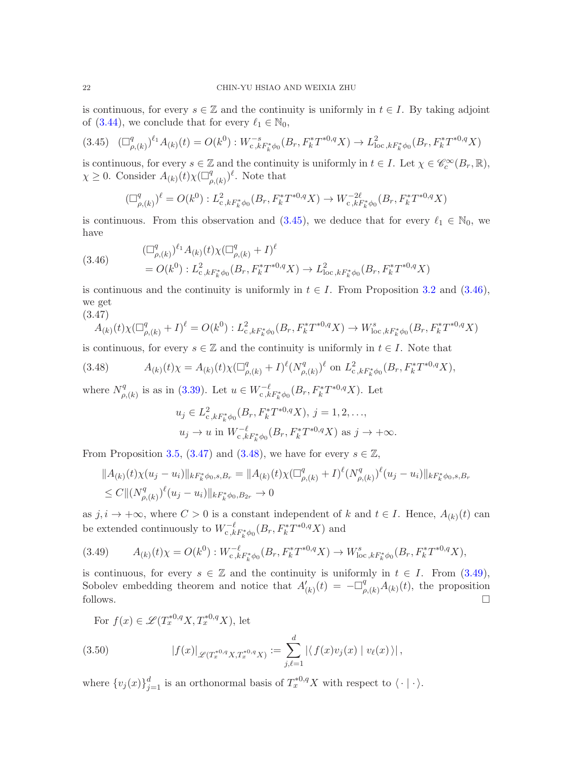is continuous, for every $s \in \mathbb{Z}$ and the continuity is uniformly in $t \in I$. By taking adjoint of (3.44), we conclude that for every $\ell_1 \in \mathbb{N}_0$,

$$(3.45)\quad (\Box^q_{\rho,(k)})^{\ell_1} A_{(k)}(t) = O(k^0) : W^{-s}_{c,kF_k^*\phi_0}(B_r, F_k^* T^{*0,q} X) \to L^2_{\mathrm{loc},kF_k^*\phi_0}(B_r, F_k^* T^{*0,q} X)$$

is continuous, for every $s \in \mathbb{Z}$ and the continuity is uniformly in $t \in I$. Let $\chi \in \mathscr{C}^\infty_c(B_r, \mathbb{R})$, $\chi \geq 0$. Consider $A_{(k)}(t)\chi(\Box^q_{\rho,(k)})^\ell$. Note that

$$(\Box^q_{\rho,(k)})^\ell = O(k^0) : L^2_{c,kF_k^*\phi_0}(B_r, F_k^* T^{*0,q} X) \to W^{-2\ell}_{c,kF_k^*\phi_0}(B_r, F_k^* T^{*0,q} X)$$

is continuous. From this observation and (3.45), we deduce that for every $\ell_1 \in \mathbb{N}_0$, we have

$$(3.46)\quad \begin{aligned} &(\Box^q_{\rho,(k)})^{\ell_1} A_{(k)}(t)\chi(\Box^q_{\rho,(k)} + I)^\ell \\ &= O(k^0) : L^2_{c,kF_k^*\phi_0}(B_r, F_k^* T^{*0,q} X) \to L^2_{\mathrm{loc},kF_k^*\phi_0}(B_r, F_k^* T^{*0,q} X) \end{aligned}$$

is continuous and the continuity is uniformly in $t \in I$. From Proposition 3.2 and (3.46), we get

$$(3.47)\quad A_{(k)}(t)\chi(\Box^q_{\rho,(k)} + I)^\ell = O(k^0) : L^2_{c,kF_k^*\phi_0}(B_r, F_k^* T^{*0,q} X) \to W^s_{\mathrm{loc},kF_k^*\phi_0}(B_r, F_k^* T^{*0,q} X)$$

is continuous, for every $s \in \mathbb{Z}$ and the continuity is uniformly in $t \in I$. Note that

$$(3.48)\qquad A_{(k)}(t)\chi = A_{(k)}(t)\chi(\Box^q_{\rho,(k)} + I)^\ell (N^q_{\rho,(k)})^\ell \text{ on } L^2_{c,kF_k^*\phi_0}(B_r, F_k^* T^{*0,q} X),$$

where $N^q_{\rho,(k)}$ is as in (3.39). Let $u \in W^{-\ell}_{c,kF_k^*\phi_0}(B_r, F_k^* T^{*0,q} X)$. Let

$$\begin{aligned} &u_j \in L^2_{c,kF_k^*\phi_0}(B_r, F_k^* T^{*0,q} X),\ j = 1, 2, \ldots, \\ &u_j \to u \text{ in } W^{-\ell}_{c,kF_k^*\phi_0}(B_r, F_k^* T^{*0,q} X) \text{ as } j \to +\infty. \end{aligned}$$

From Proposition 3.5, (3.47) and (3.48), we have for every $s \in \mathbb{Z}$,

$$\begin{aligned} &\|A_{(k)}(t)\chi(u_j - u_i)\|_{kF_k^*\phi_0,s,B_r} = \|A_{(k)}(t)\chi(\Box^q_{\rho,(k)} + I)^\ell (N^q_{\rho,(k)})^\ell (u_j - u_i)\|_{kF_k^*\phi_0,s,B_r} \\ &\leq C\|(N^q_{\rho,(k)})^\ell (u_j - u_i)\|_{kF_k^*\phi_0,B_{2r}} \to 0 \end{aligned}$$

as $j, i \to +\infty$, where $C > 0$ is a constant independent of $k$ and $t \in I$. Hence, $A_{(k)}(t)$ can be extended continuously to $W^{-\ell}_{c,kF_k^*\phi_0}(B_r, F_k^* T^{*0,q} X)$ and

$$(3.49)\qquad A_{(k)}(t)\chi = O(k^0) : W^{-\ell}_{c,kF_k^*\phi_0}(B_r, F_k^* T^{*0,q} X) \to W^s_{\mathrm{loc},kF_k^*\phi_0}(B_r, F_k^* T^{*0,q} X),$$

is continuous, for every $s \in \mathbb{Z}$ and the continuity is uniformly in $t \in I$. From (3.49), Sobolev embedding theorem and notice that $A'_{(k)}(t) = -\Box^q_{\rho,(k)} A_{(k)}(t)$, the proposition follows. $\square$

For $f(x) \in \mathscr{L}(T^{*0,q}_x X, T^{*0,q}_x X)$, let

$$(3.50)\qquad |f(x)|_{\mathscr{L}(T^{*0,q}_x X, T^{*0,q}_x X)} := \sum_{j,\ell=1}^d |\langle\, f(x)v_j(x) \mid v_\ell(x)\,\rangle|,$$

where $\{v_j(x)\}_{j=1}^d$ is an orthonormal basis of $T^{*0,q}_x X$ with respect to $\langle\,\cdot \mid \cdot\,\rangle$.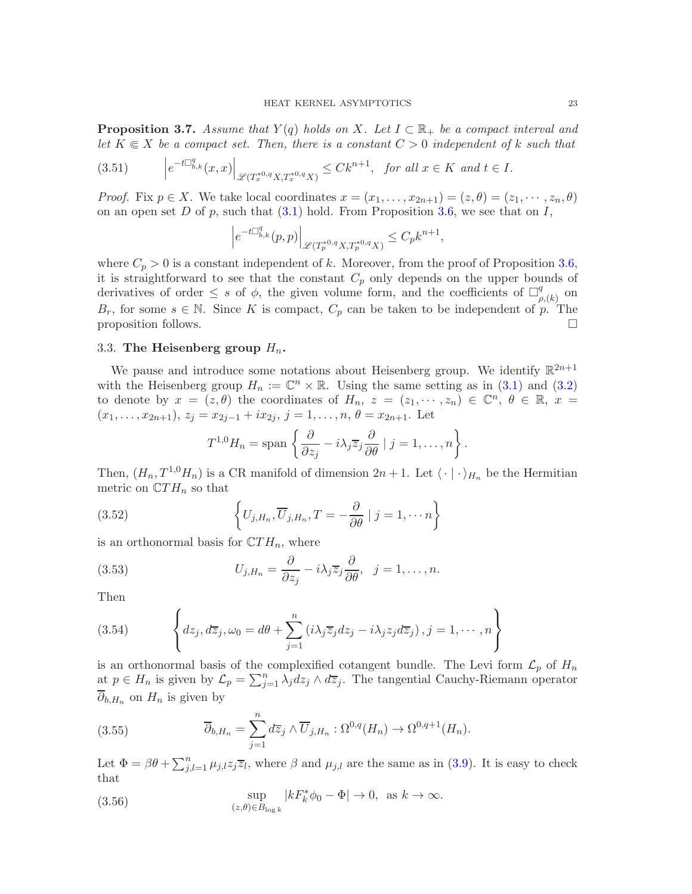**Proposition 3.7.** *Assume that $Y(q)$ holds on $X$. Let $I \subset \mathbb{R}_+$ be a compact interval and let $K \Subset X$ be a compact set. Then, there is a constant $C > 0$ independent of $k$ such that*

$$\left|e^{-t\Box^q_{b,k}}(x,x)\right|_{\mathscr{L}(T^{*0,q}_x X, T^{*0,q}_x X)} \leq Ck^{n+1}, \quad \text{for all } x \in K \text{ and } t \in I. \tag{3.51}$$

*Proof.* Fix $p \in X$. We take local coordinates $x = (x_1, \ldots, x_{2n+1}) = (z, \theta) = (z_1, \cdots, z_n, \theta)$ on an open set $D$ of $p$, such that (3.1) hold. From Proposition 3.6, we see that on $I$,

$$\left|e^{-t\Box^q_{b,k}}(p,p)\right|_{\mathscr{L}(T^{*0,q}_p X, T^{*0,q}_p X)} \leq C_p k^{n+1},$$

where $C_p > 0$ is a constant independent of $k$. Moreover, from the proof of Proposition 3.6, it is straightforward to see that the constant $C_p$ only depends on the upper bounds of derivatives of order $\leq s$ of $\phi$, the given volume form, and the coefficients of $\Box^q_{\rho,(k)}$ on $B_r$, for some $s \in \mathbb{N}$. Since $K$ is compact, $C_p$ can be taken to be independent of $p$. The proposition follows. $\square$

### 3.3. **The Heisenberg group $H_n$.**

We pause and introduce some notations about Heisenberg group. We identify $\mathbb{R}^{2n+1}$ with the Heisenberg group $H_n := \mathbb{C}^n \times \mathbb{R}$. Using the same setting as in (3.1) and (3.2) to denote by $x = (z, \theta)$ the coordinates of $H_n$, $z = (z_1, \cdots, z_n) \in \mathbb{C}^n$, $\theta \in \mathbb{R}$, $x = (x_1, \ldots, x_{2n+1})$, $z_j = x_{2j-1} + ix_{2j}$, $j = 1, \ldots, n$, $\theta = x_{2n+1}$. Let

$$T^{1,0}H_n = \operatorname{span}\left\{\frac{\partial}{\partial z_j} - i\lambda_j \overline{z}_j \frac{\partial}{\partial \theta} \mid j = 1, \ldots, n\right\}.$$

Then, $(H_n, T^{1,0}H_n)$ is a CR manifold of dimension $2n+1$. Let $\langle \cdot \mid \cdot \rangle_{H_n}$ be the Hermitian metric on $\mathbb{C}TH_n$ so that

$$\left\{U_{j,H_n}, \overline{U}_{j,H_n}, T = -\frac{\partial}{\partial \theta} \mid j = 1, \cdots n\right\} \tag{3.52}$$

is an orthonormal basis for $\mathbb{C}TH_n$, where

$$U_{j,H_n} = \frac{\partial}{\partial z_j} - i\lambda_j \overline{z}_j \frac{\partial}{\partial \theta}, \quad j = 1, \ldots, n. \tag{3.53}$$

Then

$$\left\{dz_j, d\overline{z}_j, \omega_0 = d\theta + \sum_{j=1}^n \left(i\lambda_j \overline{z}_j dz_j - i\lambda_j z_j d\overline{z}_j\right), j = 1, \cdots, n\right\} \tag{3.54}$$

is an orthonormal basis of the complexified cotangent bundle. The Levi form $\mathcal{L}_p$ of $H_n$ at $p \in H_n$ is given by $\mathcal{L}_p = \sum_{j=1}^n \lambda_j dz_j \wedge d\overline{z}_j$. The tangential Cauchy-Riemann operator $\overline{\partial}_{b,H_n}$ on $H_n$ is given by

$$\overline{\partial}_{b,H_n} = \sum_{j=1}^n d\overline{z}_j \wedge \overline{U}_{j,H_n} : \Omega^{0,q}(H_n) \to \Omega^{0,q+1}(H_n). \tag{3.55}$$

Let $\Phi = \beta\theta + \sum_{j,l=1}^n \mu_{j,l} z_j \overline{z}_l$, where $\beta$ and $\mu_{j,l}$ are the same as in (3.9). It is easy to check that

$$\sup_{(z,\theta) \in B_{\log k}} \left|kF_k^* \phi_0 - \Phi\right| \to 0, \text{ as } k \to \infty. \tag{3.56}$$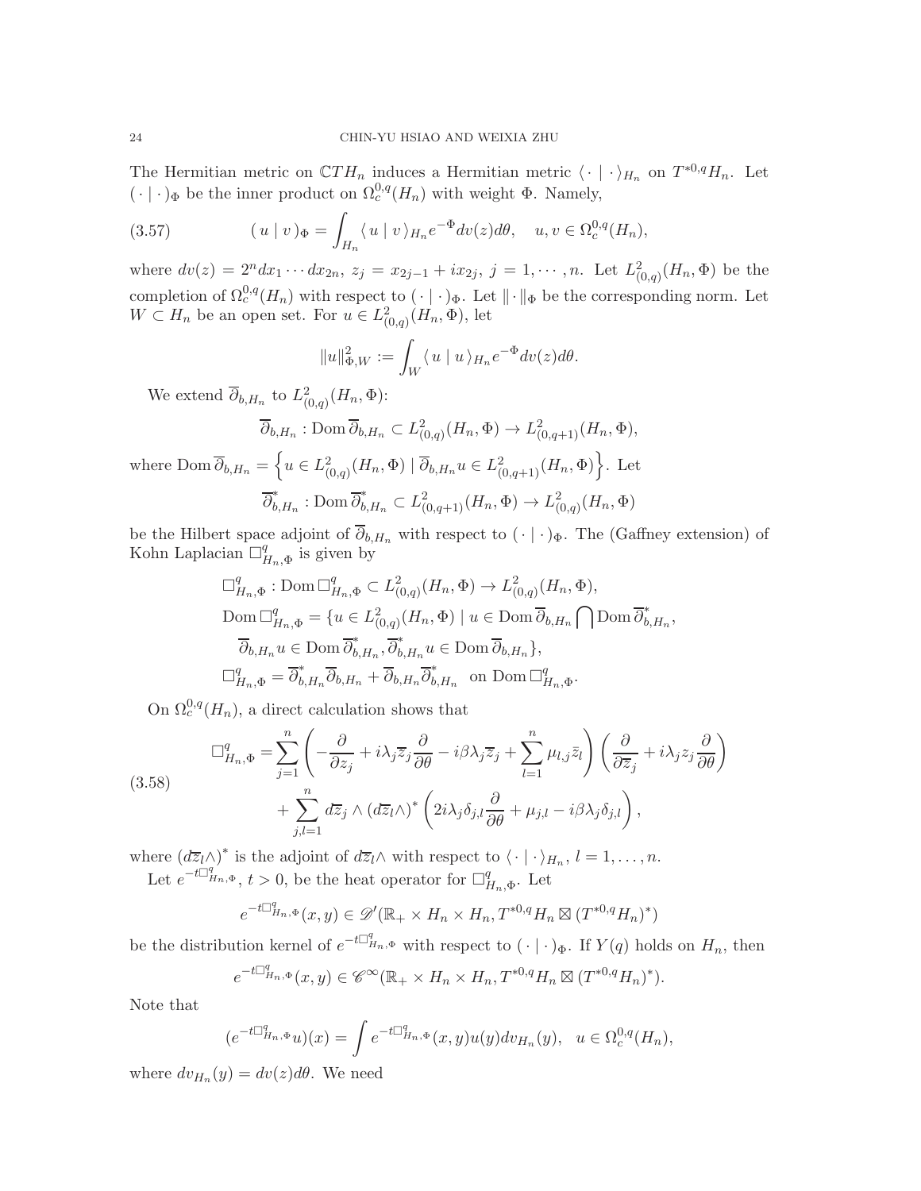The Hermitian metric on $\mathbb{C}TH_n$ induces a Hermitian metric $\langle \cdot \mid \cdot \rangle_{H_n}$ on $T^{*0,q}H_n$. Let $(\cdot \mid \cdot)_\Phi$ be the inner product on $\Omega^{0,q}_c(H_n)$ with weight $\Phi$. Namely,

$$
(u \mid v)_\Phi = \int_{H_n} \langle u \mid v \rangle_{H_n} e^{-\Phi} dv(z) d\theta, \quad u, v \in \Omega^{0,q}_c(H_n), \tag{3.57}
$$

where $dv(z) = 2^n dx_1 \cdots dx_{2n}$, $z_j = x_{2j-1} + ix_{2j}$, $j = 1, \cdots, n$. Let $L^2_{(0,q)}(H_n, \Phi)$ be the completion of $\Omega^{0,q}_c(H_n)$ with respect to $(\cdot \mid \cdot)_\Phi$. Let $\|\cdot\|_\Phi$ be the corresponding norm. Let $W \subset H_n$ be an open set. For $u \in L^2_{(0,q)}(H_n, \Phi)$, let

$$
\|u\|^2_{\Phi, W} := \int_W \langle u \mid u \rangle_{H_n} e^{-\Phi} dv(z) d\theta.
$$

We extend $\overline{\partial}_{b,H_n}$ to $L^2_{(0,q)}(H_n, \Phi)$:

$$
\overline{\partial}_{b,H_n} : \operatorname{Dom} \overline{\partial}_{b,H_n} \subset L^2_{(0,q)}(H_n, \Phi) \to L^2_{(0,q+1)}(H_n, \Phi),
$$

where $\operatorname{Dom} \overline{\partial}_{b,H_n} = \left\{ u \in L^2_{(0,q)}(H_n, \Phi) \mid \overline{\partial}_{b,H_n} u \in L^2_{(0,q+1)}(H_n, \Phi) \right\}$. Let

$$
\overline{\partial}^*_{b,H_n} : \operatorname{Dom} \overline{\partial}^*_{b,H_n} \subset L^2_{(0,q+1)}(H_n, \Phi) \to L^2_{(0,q)}(H_n, \Phi)
$$

be the Hilbert space adjoint of $\overline{\partial}_{b,H_n}$ with respect to $(\cdot \mid \cdot)_\Phi$. The (Gaffney extension) of Kohn Laplacian $\Box^q_{H_n,\Phi}$ is given by

$$
\begin{aligned}
&\Box^q_{H_n,\Phi} : \operatorname{Dom} \Box^q_{H_n,\Phi} \subset L^2_{(0,q)}(H_n, \Phi) \to L^2_{(0,q)}(H_n, \Phi), \\
&\operatorname{Dom} \Box^q_{H_n,\Phi} = \{ u \in L^2_{(0,q)}(H_n, \Phi) \mid u \in \operatorname{Dom} \overline{\partial}_{b,H_n} \bigcap \operatorname{Dom} \overline{\partial}^*_{b,H_n}, \\
&\quad \overline{\partial}_{b,H_n} u \in \operatorname{Dom} \overline{\partial}^*_{b,H_n}, \overline{\partial}^*_{b,H_n} u \in \operatorname{Dom} \overline{\partial}_{b,H_n} \}, \\
&\Box^q_{H_n,\Phi} = \overline{\partial}^*_{b,H_n} \overline{\partial}_{b,H_n} + \overline{\partial}_{b,H_n} \overline{\partial}^*_{b,H_n} \quad \text{on } \operatorname{Dom} \Box^q_{H_n,\Phi}.
\end{aligned}
$$

On $\Omega^{0,q}_c(H_n)$, a direct calculation shows that

$$
\begin{aligned}
\Box^q_{H_n,\Phi} = & \sum_{j=1}^n \left( -\frac{\partial}{\partial z_j} + i\lambda_j \overline{z}_j \frac{\partial}{\partial \theta} - i\beta\lambda_j \overline{z}_j + \sum_{l=1}^n \mu_{l,j} \bar{z}_l \right) \left( \frac{\partial}{\partial \overline{z}_j} + i\lambda_j z_j \frac{\partial}{\partial \theta} \right) \\
& + \sum_{j,l=1}^n d\overline{z}_j \wedge (d\overline{z}_l \wedge)^* \left( 2i\lambda_j \delta_{j,l} \frac{\partial}{\partial \theta} + \mu_{j,l} - i\beta\lambda_j \delta_{j,l} \right),
\end{aligned} \tag{3.58}
$$

where $(d\overline{z}_l \wedge)^*$ is the adjoint of $d\overline{z}_l \wedge$ with respect to $\langle \cdot \mid \cdot \rangle_{H_n}$, $l = 1, \ldots, n$.

Let $e^{-t\Box^q_{H_n,\Phi}}$, $t > 0$, be the heat operator for $\Box^q_{H_n,\Phi}$. Let

$$
e^{-t\Box^q_{H_n,\Phi}}(x, y) \in \mathscr{D}'(\mathbb{R}_+ \times H_n \times H_n, T^{*0,q}H_n \boxtimes (T^{*0,q}H_n)^*)
$$

be the distribution kernel of $e^{-t\Box^q_{H_n,\Phi}}$ with respect to $(\cdot \mid \cdot)_\Phi$. If $Y(q)$ holds on $H_n$, then

$$
e^{-t\Box^q_{H_n,\Phi}}(x, y) \in \mathscr{C}^\infty(\mathbb{R}_+ \times H_n \times H_n, T^{*0,q}H_n \boxtimes (T^{*0,q}H_n)^*).
$$

Note that

$$
(e^{-t\Box^q_{H_n,\Phi}} u)(x) = \int e^{-t\Box^q_{H_n,\Phi}}(x, y) u(y) dv_{H_n}(y), \quad u \in \Omega^{0,q}_c(H_n),
$$

where $dv_{H_n}(y) = dv(z) d\theta$. We need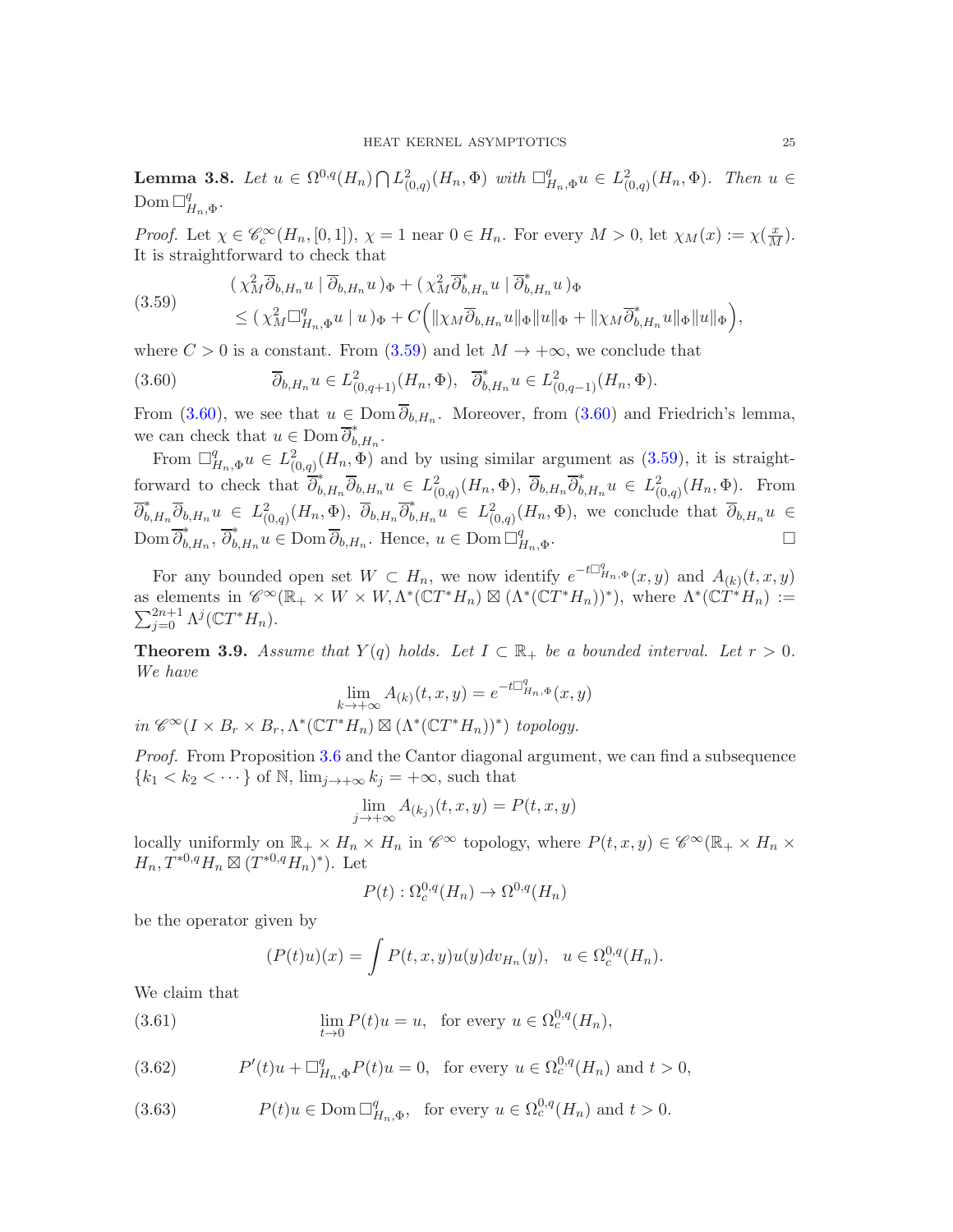**Lemma 3.8.** *Let $u \in \Omega^{0,q}(H_n) \bigcap L^2_{(0,q)}(H_n, \Phi)$ with $\Box^q_{H_n,\Phi} u \in L^2_{(0,q)}(H_n, \Phi)$. Then $u \in \operatorname{Dom} \Box^q_{H_n,\Phi}$.*

*Proof.* Let $\chi \in \mathscr{C}^\infty_c(H_n, [0,1])$, $\chi = 1$ near $0 \in H_n$. For every $M > 0$, let $\chi_M(x) := \chi(\frac{x}{M})$. It is straightforward to check that

$$
\begin{aligned}
&(\, \chi_M^2 \overline{\partial}_{b,H_n} u \mid \overline{\partial}_{b,H_n} u \,)_\Phi + (\, \chi_M^2 \overline{\partial}^*_{b,H_n} u \mid \overline{\partial}^*_{b,H_n} u \,)_\Phi \\
&\leq (\, \chi_M^2 \Box^q_{H_n,\Phi} u \mid u \,)_\Phi + C\Big( \|\chi_M \overline{\partial}_{b,H_n} u\|_\Phi \|u\|_\Phi + \|\chi_M \overline{\partial}^*_{b,H_n} u\|_\Phi \|u\|_\Phi \Big),
\end{aligned}
\tag{3.59}
$$

where $C > 0$ is a constant. From (3.59) and let $M \to +\infty$, we conclude that

$$
\overline{\partial}_{b,H_n} u \in L^2_{(0,q+1)}(H_n, \Phi), \ \ \overline{\partial}^*_{b,H_n} u \in L^2_{(0,q-1)}(H_n, \Phi). \tag{3.60}
$$

From (3.60), we see that $u \in \operatorname{Dom} \overline{\partial}_{b,H_n}$. Moreover, from (3.60) and Friedrich's lemma, we can check that $u \in \operatorname{Dom} \overline{\partial}^*_{b,H_n}$.

From $\Box^q_{H_n,\Phi} u \in L^2_{(0,q)}(H_n, \Phi)$ and by using similar argument as (3.59), it is straightforward to check that $\overline{\partial}^*_{b,H_n} \overline{\partial}_{b,H_n} u \in L^2_{(0,q)}(H_n, \Phi)$, $\overline{\partial}_{b,H_n} \overline{\partial}^*_{b,H_n} u \in L^2_{(0,q)}(H_n, \Phi)$. From $\overline{\partial}^*_{b,H_n} \overline{\partial}_{b,H_n} u \in L^2_{(0,q)}(H_n, \Phi)$, $\overline{\partial}_{b,H_n} \overline{\partial}^*_{b,H_n} u \in L^2_{(0,q)}(H_n, \Phi)$, we conclude that $\overline{\partial}_{b,H_n} u \in \operatorname{Dom} \overline{\partial}^*_{b,H_n}$, $\overline{\partial}^*_{b,H_n} u \in \operatorname{Dom} \overline{\partial}_{b,H_n}$. Hence, $u \in \operatorname{Dom} \Box^q_{H_n,\Phi}$. $\square$

For any bounded open set $W \subset H_n$, we now identify $e^{-t\Box^q_{H_n,\Phi}}(x, y)$ and $A_{(k)}(t, x, y)$ as elements in $\mathscr{C}^\infty(\mathbb{R}_+ \times W \times W, \Lambda^*(\mathbb{C}T^*H_n) \boxtimes (\Lambda^*(\mathbb{C}T^*H_n))^*)$, where $\Lambda^*(\mathbb{C}T^*H_n) := \sum_{j=0}^{2n+1} \Lambda^j(\mathbb{C}T^*H_n)$.

**Theorem 3.9.** *Assume that $Y(q)$ holds. Let $I \subset \mathbb{R}_+$ be a bounded interval. Let $r > 0$. We have*

$$
\lim_{k \to +\infty} A_{(k)}(t, x, y) = e^{-t\Box^q_{H_n,\Phi}}(x, y)
$$

*in $\mathscr{C}^\infty(I \times B_r \times B_r, \Lambda^*(\mathbb{C}T^*H_n) \boxtimes (\Lambda^*(\mathbb{C}T^*H_n))^*)$ topology.*

*Proof.* From Proposition 3.6 and the Cantor diagonal argument, we can find a subsequence $\{k_1 < k_2 < \cdots\}$ of $\mathbb{N}$, $\lim_{j \to +\infty} k_j = +\infty$, such that

$$
\lim_{j \to +\infty} A_{(k_j)}(t, x, y) = P(t, x, y)
$$

locally uniformly on $\mathbb{R}_+ \times H_n \times H_n$ in $\mathscr{C}^\infty$ topology, where $P(t, x, y) \in \mathscr{C}^\infty(\mathbb{R}_+ \times H_n \times H_n, T^{*0,q}H_n \boxtimes (T^{*0,q}H_n)^*)$. Let

$$
P(t) : \Omega^{0,q}_c(H_n) \to \Omega^{0,q}(H_n)
$$

be the operator given by

$$
(P(t)u)(x) = \int P(t, x, y) u(y) dv_{H_n}(y), \ \ u \in \Omega^{0,q}_c(H_n).
$$

We claim that

$$
\lim_{t \to 0} P(t)u = u, \ \ \text{for every } u \in \Omega^{0,q}_c(H_n), \tag{3.61}
$$

$$
P'(t)u + \Box^q_{H_n,\Phi} P(t)u = 0, \ \ \text{for every } u \in \Omega^{0,q}_c(H_n) \text{ and } t > 0, \tag{3.62}
$$

$$
P(t)u \in \operatorname{Dom} \Box^q_{H_n,\Phi}, \ \ \text{for every } u \in \Omega^{0,q}_c(H_n) \text{ and } t > 0. \tag{3.63}
$$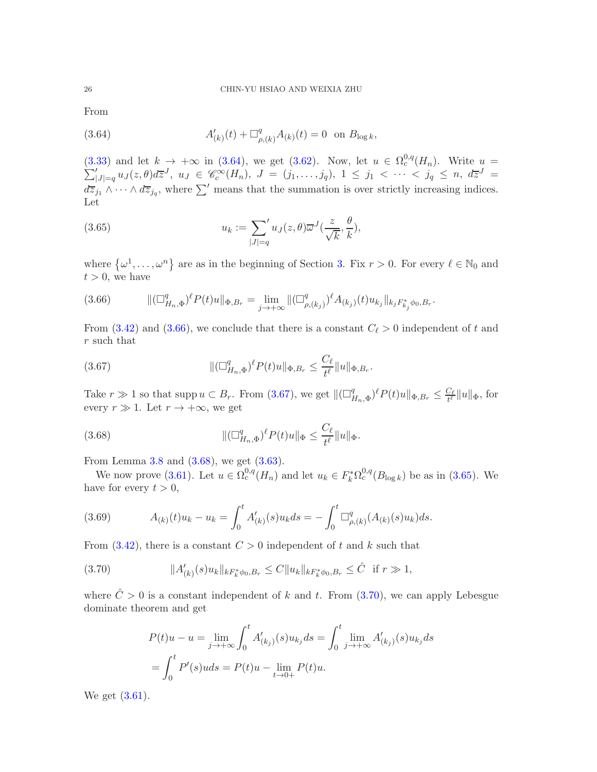From

$$A'_{(k)}(t) + \Box^q_{\rho,(k)} A_{(k)}(t) = 0 \ \text{ on } B_{\log k}, \tag{3.64}$$

(3.33) and let $k \to +\infty$ in (3.64), we get (3.62). Now, let $u \in \Omega^{0,q}_c(H_n)$. Write $u = \sum'_{|J|=q} u_J(z,\theta) d\overline{z}^J$, $u_J \in \mathscr{C}^\infty_c(H_n)$, $J = (j_1, \ldots, j_q)$, $1 \leq j_1 < \cdots < j_q \leq n$, $d\overline{z}^J = d\overline{z}_{j_1} \wedge \cdots \wedge d\overline{z}_{j_q}$, where $\sum'$ means that the summation is over strictly increasing indices. Let

$$u_k := \sum_{|J|=q}{}' u_J(z,\theta) \overline{\omega}^J\left(\frac{z}{\sqrt{k}}, \frac{\theta}{k}\right), \tag{3.65}$$

where $\{\omega^1, \ldots, \omega^n\}$ are as in the beginning of Section 3. Fix $r > 0$. For every $\ell \in \mathbb{N}_0$ and $t > 0$, we have

$$\|(\Box^q_{H_n,\Phi})^\ell P(t) u\|_{\Phi, B_r} = \lim_{j \to +\infty} \|(\Box^q_{\rho,(k_j)})^\ell A_{(k_j)}(t) u_{k_j}\|_{k_j F^*_{k_j}\phi_0, B_r}. \tag{3.66}$$

From (3.42) and (3.66), we conclude that there is a constant $C_\ell > 0$ independent of $t$ and $r$ such that

$$\|(\Box^q_{H_n,\Phi})^\ell P(t) u\|_{\Phi, B_r} \leq \frac{C_\ell}{t^\ell} \|u\|_{\Phi, B_r}. \tag{3.67}$$

Take $r \gg 1$ so that $\operatorname{supp} u \subset B_r$. From (3.67), we get $\|(\Box^q_{H_n,\Phi})^\ell P(t) u\|_{\Phi, B_r} \leq \frac{C_\ell}{t^\ell} \|u\|_\Phi$, for every $r \gg 1$. Let $r \to +\infty$, we get

$$\|(\Box^q_{H_n,\Phi})^\ell P(t) u\|_{\Phi} \leq \frac{C_\ell}{t^\ell} \|u\|_{\Phi}. \tag{3.68}$$

From Lemma 3.8 and (3.68), we get (3.63).

We now prove (3.61). Let $u \in \Omega^{0,q}_c(H_n)$ and let $u_k \in F^*_k \Omega^{0,q}_c(B_{\log k})$ be as in (3.65). We have for every $t > 0$,

$$A_{(k)}(t) u_k - u_k = \int_0^t A'_{(k)}(s) u_k ds = -\int_0^t \Box^q_{\rho,(k)}(A_{(k)}(s) u_k) ds. \tag{3.69}$$

From (3.42), there is a constant $C > 0$ independent of $t$ and $k$ such that

$$\|A'_{(k)}(s) u_k\|_{k F^*_k \phi_0, B_r} \leq C \|u_k\|_{k F^*_k \phi_0, B_r} \leq \hat{C} \ \text{ if } r \gg 1, \tag{3.70}$$

where $\hat{C} > 0$ is a constant independent of $k$ and $t$. From (3.70), we can apply Lebesgue dominate theorem and get

$$\begin{aligned}
P(t)u - u &= \lim_{j \to +\infty} \int_0^t A'_{(k_j)}(s) u_{k_j} ds = \int_0^t \lim_{j \to +\infty} A'_{(k_j)}(s) u_{k_j} ds \\
&= \int_0^t P'(s) u ds = P(t)u - \lim_{t \to 0+} P(t) u.
\end{aligned}$$

We get (3.61).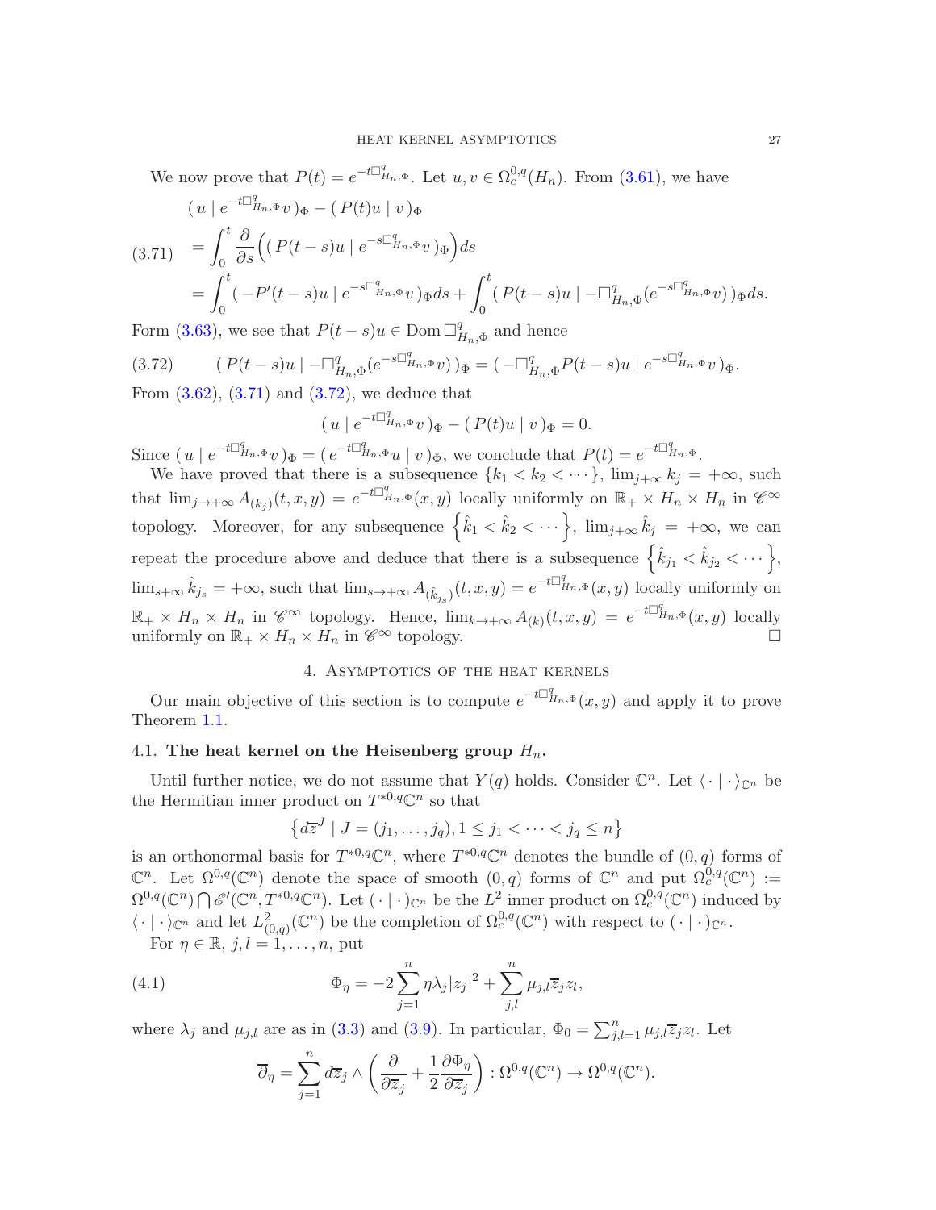We now prove that $P(t) = e^{-t\Box^q_{H_n,\Phi}}$. Let $u, v \in \Omega^{0,q}_c(H_n)$. From (3.61), we have

$$
\begin{aligned}
&(\, u \mid e^{-t\Box^q_{H_n,\Phi}} v\,)_\Phi - (\, P(t)u \mid v\,)_\Phi \\
&= \int_0^t \frac{\partial}{\partial s}\Big( (\, P(t-s)u \mid e^{-s\Box^q_{H_n,\Phi}} v\,)_\Phi \Big) ds \qquad (3.71)\\
&= \int_0^t (\, -P'(t-s)u \mid e^{-s\Box^q_{H_n,\Phi}} v\,)_\Phi ds + \int_0^t (\, P(t-s)u \mid -\Box^q_{H_n,\Phi}(e^{-s\Box^q_{H_n,\Phi}} v)\,)_\Phi ds.
\end{aligned}
$$

Form (3.63), we see that $P(t-s)u \in \operatorname{Dom} \Box^q_{H_n,\Phi}$ and hence

$$
(\, P(t-s)u \mid -\Box^q_{H_n,\Phi}(e^{-s\Box^q_{H_n,\Phi}} v)\,)_\Phi = (\, -\Box^q_{H_n,\Phi} P(t-s)u \mid e^{-s\Box^q_{H_n,\Phi}} v\,)_\Phi. \tag{3.72}
$$

From (3.62), (3.71) and (3.72), we deduce that

$$
(\, u \mid e^{-t\Box^q_{H_n,\Phi}} v\,)_\Phi - (\, P(t)u \mid v\,)_\Phi = 0.
$$

Since $(\, u \mid e^{-t\Box^q_{H_n,\Phi}} v\,)_\Phi = (\, e^{-t\Box^q_{H_n,\Phi}} u \mid v\,)_\Phi$, we conclude that $P(t) = e^{-t\Box^q_{H_n,\Phi}}$.

We have proved that there is a subsequence $\{k_1 < k_2 < \cdots\}$, $\lim_{j\to+\infty} k_j = +\infty$, such that $\lim_{j\to+\infty} A_{(k_j)}(t,x,y) = e^{-t\Box^q_{H_n,\Phi}}(x,y)$ locally uniformly on $\mathbb{R}_+ \times H_n \times H_n$ in $\mathscr{C}^\infty$ topology. Moreover, for any subsequence $\left\{\hat{k}_1 < \hat{k}_2 < \cdots\right\}$, $\lim_{j\to+\infty} \hat{k}_j = +\infty$, we can repeat the procedure above and deduce that there is a subsequence $\left\{\hat{k}_{j_1} < \hat{k}_{j_2} < \cdots\right\}$, $\lim_{s\to+\infty} \hat{k}_{j_s} = +\infty$, such that $\lim_{s\to+\infty} A_{(\hat{k}_{j_s})}(t,x,y) = e^{-t\Box^q_{H_n,\Phi}}(x,y)$ locally uniformly on $\mathbb{R}_+ \times H_n \times H_n$ in $\mathscr{C}^\infty$ topology. Hence, $\lim_{k\to+\infty} A_{(k)}(t,x,y) = e^{-t\Box^q_{H_n,\Phi}}(x,y)$ locally uniformly on $\mathbb{R}_+ \times H_n \times H_n$ in $\mathscr{C}^\infty$ topology. □

## 4. Asymptotics of the heat kernels

Our main objective of this section is to compute $e^{-t\Box^q_{H_n,\Phi}}(x,y)$ and apply it to prove Theorem 1.1.

### 4.1. The heat kernel on the Heisenberg group $H_n$.

Until further notice, we do not assume that $Y(q)$ holds. Consider $\mathbb{C}^n$. Let $\langle \cdot \mid \cdot \rangle_{\mathbb{C}^n}$ be the Hermitian inner product on $T^{*0,q}\mathbb{C}^n$ so that

$$
\left\{ d\overline{z}^J \mid J = (j_1, \ldots, j_q), 1 \le j_1 < \cdots < j_q \le n \right\}
$$

is an orthonormal basis for $T^{*0,q}\mathbb{C}^n$, where $T^{*0,q}\mathbb{C}^n$ denotes the bundle of $(0,q)$ forms of $\mathbb{C}^n$. Let $\Omega^{0,q}(\mathbb{C}^n)$ denote the space of smooth $(0,q)$ forms of $\mathbb{C}^n$ and put $\Omega^{0,q}_c(\mathbb{C}^n) := \Omega^{0,q}(\mathbb{C}^n) \bigcap \mathscr{E}'(\mathbb{C}^n, T^{*0,q}\mathbb{C}^n)$. Let $(\cdot \mid \cdot)_{\mathbb{C}^n}$ be the $L^2$ inner product on $\Omega^{0,q}_c(\mathbb{C}^n)$ induced by $\langle \cdot \mid \cdot \rangle_{\mathbb{C}^n}$ and let $L^2_{(0,q)}(\mathbb{C}^n)$ be the completion of $\Omega^{0,q}_c(\mathbb{C}^n)$ with respect to $(\cdot \mid \cdot)_{\mathbb{C}^n}$.

For $\eta \in \mathbb{R}$, $j, l = 1, \ldots, n$, put

$$
\Phi_\eta = -2\sum_{j=1}^n \eta\lambda_j |z_j|^2 + \sum_{j,l}^n \mu_{j,l}\overline{z}_j z_l, \tag{4.1}
$$

where $\lambda_j$ and $\mu_{j,l}$ are as in (3.3) and (3.9). In particular, $\Phi_0 = \sum_{j,l=1}^n \mu_{j,l}\overline{z}_j z_l$. Let

$$
\overline{\partial}_\eta = \sum_{j=1}^n d\overline{z}_j \wedge \left( \frac{\partial}{\partial \overline{z}_j} + \frac{1}{2}\frac{\partial \Phi_\eta}{\partial \overline{z}_j} \right) : \Omega^{0,q}(\mathbb{C}^n) \to \Omega^{0,q}(\mathbb{C}^n).
$$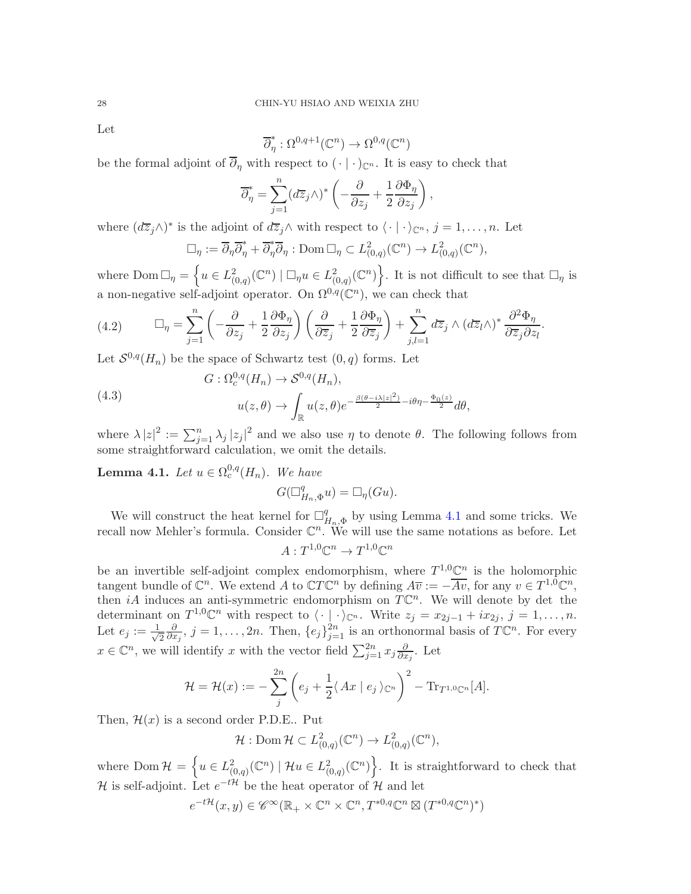Let

$$\overline{\partial}^*_\eta : \Omega^{0,q+1}(\mathbb{C}^n) \to \Omega^{0,q}(\mathbb{C}^n)$$

be the formal adjoint of $\overline{\partial}_\eta$ with respect to $(\cdot \mid \cdot)_{\mathbb{C}^n}$. It is easy to check that

$$\overline{\partial}^*_\eta = \sum_{j=1}^n (d\overline{z}_j \wedge)^* \left( -\frac{\partial}{\partial z_j} + \frac{1}{2}\frac{\partial \Phi_\eta}{\partial z_j} \right),$$

where $(d\overline{z}_j \wedge)^*$ is the adjoint of $d\overline{z}_j \wedge$ with respect to $\langle \cdot \mid \cdot \rangle_{\mathbb{C}^n}$, $j = 1, \ldots, n$. Let

$$\Box_\eta := \overline{\partial}_\eta \overline{\partial}^*_\eta + \overline{\partial}^*_\eta \overline{\partial}_\eta : \mathrm{Dom}\, \Box_\eta \subset L^2_{(0,q)}(\mathbb{C}^n) \to L^2_{(0,q)}(\mathbb{C}^n),$$

where $\mathrm{Dom}\, \Box_\eta = \left\{ u \in L^2_{(0,q)}(\mathbb{C}^n) \mid \Box_\eta u \in L^2_{(0,q)}(\mathbb{C}^n) \right\}$. It is not difficult to see that $\Box_\eta$ is a non-negative self-adjoint operator. On $\Omega^{0,q}(\mathbb{C}^n)$, we can check that

$$\Box_\eta = \sum_{j=1}^n \left( -\frac{\partial}{\partial z_j} + \frac{1}{2}\frac{\partial \Phi_\eta}{\partial z_j} \right) \left( \frac{\partial}{\partial \overline{z}_j} + \frac{1}{2}\frac{\partial \Phi_\eta}{\partial \overline{z}_j} \right) + \sum_{j,l=1}^n d\overline{z}_j \wedge (d\overline{z}_l \wedge)^* \frac{\partial^2 \Phi_\eta}{\partial \overline{z}_j \partial z_l}. \tag{4.2}$$

Let $\mathcal{S}^{0,q}(H_n)$ be the space of Schwartz test $(0,q)$ forms. Let

$$\begin{aligned} &G : \Omega^{0,q}_c(H_n) \to \mathcal{S}^{0,q}(H_n), \\ &\qquad u(z,\theta) \to \int_{\mathbb{R}} u(z,\theta) e^{-\frac{\beta(\theta - i\lambda |z|^2)}{2} - i\theta\eta - \frac{\Phi_0(z)}{2}} d\theta, \end{aligned} \tag{4.3}$$

where $\lambda |z|^2 := \sum_{j=1}^n \lambda_j |z_j|^2$ and we also use $\eta$ to denote $\theta$. The following follows from some straightforward calculation, we omit the details.

**Lemma 4.1.** *Let $u \in \Omega^{0,q}_c(H_n)$. We have*

$$G(\Box^q_{H_n,\Phi} u) = \Box_\eta (Gu).$$

We will construct the heat kernel for $\Box^q_{H_n,\Phi}$ by using Lemma 4.1 and some tricks. We recall now Mehler's formula. Consider $\mathbb{C}^n$. We will use the same notations as before. Let

$$A : T^{1,0}\mathbb{C}^n \to T^{1,0}\mathbb{C}^n$$

be an invertible self-adjoint complex endomorphism, where $T^{1,0}\mathbb{C}^n$ is the holomorphic tangent bundle of $\mathbb{C}^n$. We extend $A$ to $\mathbb{C}T\mathbb{C}^n$ by defining $A\overline{v} := -\overline{Av}$, for any $v \in T^{1,0}\mathbb{C}^n$, then $iA$ induces an anti-symmetric endomorphism on $T\mathbb{C}^n$. We will denote by det the determinant on $T^{1,0}\mathbb{C}^n$ with respect to $\langle \cdot \mid \cdot \rangle_{\mathbb{C}^n}$. Write $z_j = x_{2j-1} + ix_{2j}$, $j = 1, \ldots, n$. Let $e_j := \frac{1}{\sqrt{2}}\frac{\partial}{\partial x_j}$, $j = 1, \ldots, 2n$. Then, $\{e_j\}_{j=1}^{2n}$ is an orthonormal basis of $T\mathbb{C}^n$. For every $x \in \mathbb{C}^n$, we will identify $x$ with the vector field $\sum_{j=1}^{2n} x_j \frac{\partial}{\partial x_j}$. Let

$$\mathcal{H} = \mathcal{H}(x) := -\sum_{j}^{2n} \left( e_j + \frac{1}{2}\langle Ax \mid e_j \rangle_{\mathbb{C}^n} \right)^2 - \mathrm{Tr}_{T^{1,0}\mathbb{C}^n}[A].$$

Then, $\mathcal{H}(x)$ is a second order P.D.E.. Put

$$\mathcal{H} : \mathrm{Dom}\, \mathcal{H} \subset L^2_{(0,q)}(\mathbb{C}^n) \to L^2_{(0,q)}(\mathbb{C}^n),$$

where $\mathrm{Dom}\, \mathcal{H} = \left\{ u \in L^2_{(0,q)}(\mathbb{C}^n) \mid \mathcal{H}u \in L^2_{(0,q)}(\mathbb{C}^n) \right\}$. It is straightforward to check that $\mathcal{H}$ is self-adjoint. Let $e^{-t\mathcal{H}}$ be the heat operator of $\mathcal{H}$ and let

$$e^{-t\mathcal{H}}(x,y) \in \mathscr{C}^\infty(\mathbb{R}_+ \times \mathbb{C}^n \times \mathbb{C}^n, T^{*0,q}\mathbb{C}^n \boxtimes (T^{*0,q}\mathbb{C}^n)^*)$$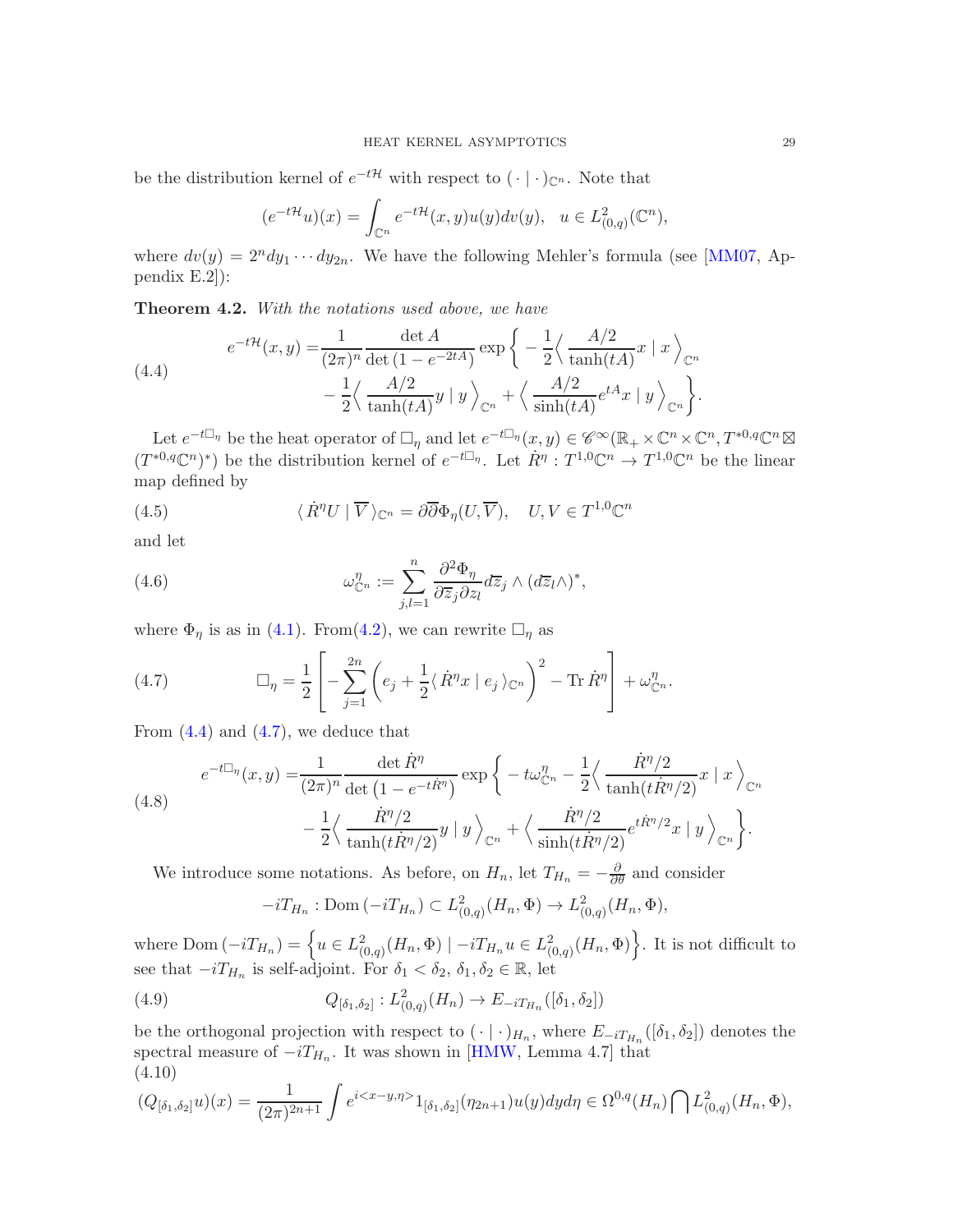be the distribution kernel of $e^{-t\mathcal{H}}$ with respect to $(\,\cdot\mid\cdot\,)_{\mathbb{C}^n}$. Note that

$$(e^{-t\mathcal{H}}u)(x)=\int_{\mathbb{C}^n}e^{-t\mathcal{H}}(x,y)u(y)dv(y),\quad u\in L^2_{(0,q)}(\mathbb{C}^n),$$

where $dv(y)=2^n dy_1\cdots dy_{2n}$. We have the following Mehler's formula (see [MM07, Appendix E.2]):

**Theorem 4.2.** *With the notations used above, we have*

$$\begin{aligned}e^{-t\mathcal{H}}(x,y)=&\frac{1}{(2\pi)^n}\frac{\det A}{\det\left(1-e^{-2tA}\right)}\exp\Big\{-\frac{1}{2}\Big\langle\,\frac{A/2}{\tanh(tA)}x\mid x\,\Big\rangle_{\mathbb{C}^n}\\&-\frac{1}{2}\Big\langle\,\frac{A/2}{\tanh(tA)}y\mid y\,\Big\rangle_{\mathbb{C}^n}+\Big\langle\,\frac{A/2}{\sinh(tA)}e^{tA}x\mid y\,\Big\rangle_{\mathbb{C}^n}\Big\}.\end{aligned}\tag{4.4}$$

Let $e^{-t\Box_\eta}$ be the heat operator of $\Box_\eta$ and let $e^{-t\Box_\eta}(x,y)\in\mathscr{C}^\infty(\mathbb{R}_+\times\mathbb{C}^n\times\mathbb{C}^n,T^{*0,q}\mathbb{C}^n\boxtimes(T^{*0,q}\mathbb{C}^n)^*)$ be the distribution kernel of $e^{-t\Box_\eta}$. Let $\dot{R}^\eta:T^{1,0}\mathbb{C}^n\to T^{1,0}\mathbb{C}^n$ be the linear map defined by

$$\langle\,\dot{R}^\eta U\mid\overline{V}\,\rangle_{\mathbb{C}^n}=\partial\overline{\partial}\Phi_\eta(U,\overline{V}),\quad U,V\in T^{1,0}\mathbb{C}^n\tag{4.5}$$

and let

$$\omega^\eta_{\mathbb{C}^n}:=\sum_{j,l=1}^n\frac{\partial^2\Phi_\eta}{\partial\overline{z}_j\partial z_l}d\overline{z}_j\wedge(d\overline{z}_l\wedge)^*,\tag{4.6}$$

where $\Phi_\eta$ is as in (4.1). From(4.2), we can rewrite $\Box_\eta$ as

$$\Box_\eta=\frac{1}{2}\left[-\sum_{j=1}^{2n}\left(e_j+\frac{1}{2}\langle\,\dot{R}^\eta x\mid e_j\,\rangle_{\mathbb{C}^n}\right)^2-\operatorname{Tr}\dot{R}^\eta\right]+\omega^\eta_{\mathbb{C}^n}.\tag{4.7}$$

From (4.4) and (4.7), we deduce that

$$\begin{aligned}e^{-t\Box_\eta}(x,y)=&\frac{1}{(2\pi)^n}\frac{\det\dot{R}^\eta}{\det\left(1-e^{-t\dot{R}^\eta}\right)}\exp\Big\{-t\omega^\eta_{\mathbb{C}^n}-\frac{1}{2}\Big\langle\,\frac{\dot{R}^\eta/2}{\tanh(t\dot{R}^\eta/2)}x\mid x\,\Big\rangle_{\mathbb{C}^n}\\&-\frac{1}{2}\Big\langle\,\frac{\dot{R}^\eta/2}{\tanh(t\dot{R}^\eta/2)}y\mid y\,\Big\rangle_{\mathbb{C}^n}+\Big\langle\,\frac{\dot{R}^\eta/2}{\sinh(t\dot{R}^\eta/2)}e^{t\dot{R}^\eta/2}x\mid y\,\Big\rangle_{\mathbb{C}^n}\Big\}.\end{aligned}\tag{4.8}$$

We introduce some notations. As before, on $H_n$, let $T_{H_n}=-\frac{\partial}{\partial\theta}$ and consider

$$-iT_{H_n}:\operatorname{Dom}(-iT_{H_n})\subset L^2_{(0,q)}(H_n,\Phi)\to L^2_{(0,q)}(H_n,\Phi),$$

where $\operatorname{Dom}(-iT_{H_n})=\Big\{u\in L^2_{(0,q)}(H_n,\Phi)\mid -iT_{H_n}u\in L^2_{(0,q)}(H_n,\Phi)\Big\}$. It is not difficult to see that $-iT_{H_n}$ is self-adjoint. For $\delta_1<\delta_2$, $\delta_1,\delta_2\in\mathbb{R}$, let

$$Q_{[\delta_1,\delta_2]}:L^2_{(0,q)}(H_n)\to E_{-iT_{H_n}}([\delta_1,\delta_2])\tag{4.9}$$

be the orthogonal projection with respect to $(\,\cdot\mid\cdot\,)_{H_n}$, where $E_{-iT_{H_n}}([\delta_1,\delta_2])$ denotes the spectral measure of $-iT_{H_n}$. It was shown in [HMW, Lemma 4.7] that

$$(Q_{[\delta_1,\delta_2]}u)(x)=\frac{1}{(2\pi)^{2n+1}}\int e^{i<x-y,\eta>}1_{[\delta_1,\delta_2]}(\eta_{2n+1})u(y)dyd\eta\in\Omega^{0,q}(H_n)\bigcap L^2_{(0,q)}(H_n,\Phi),\tag{4.10}$$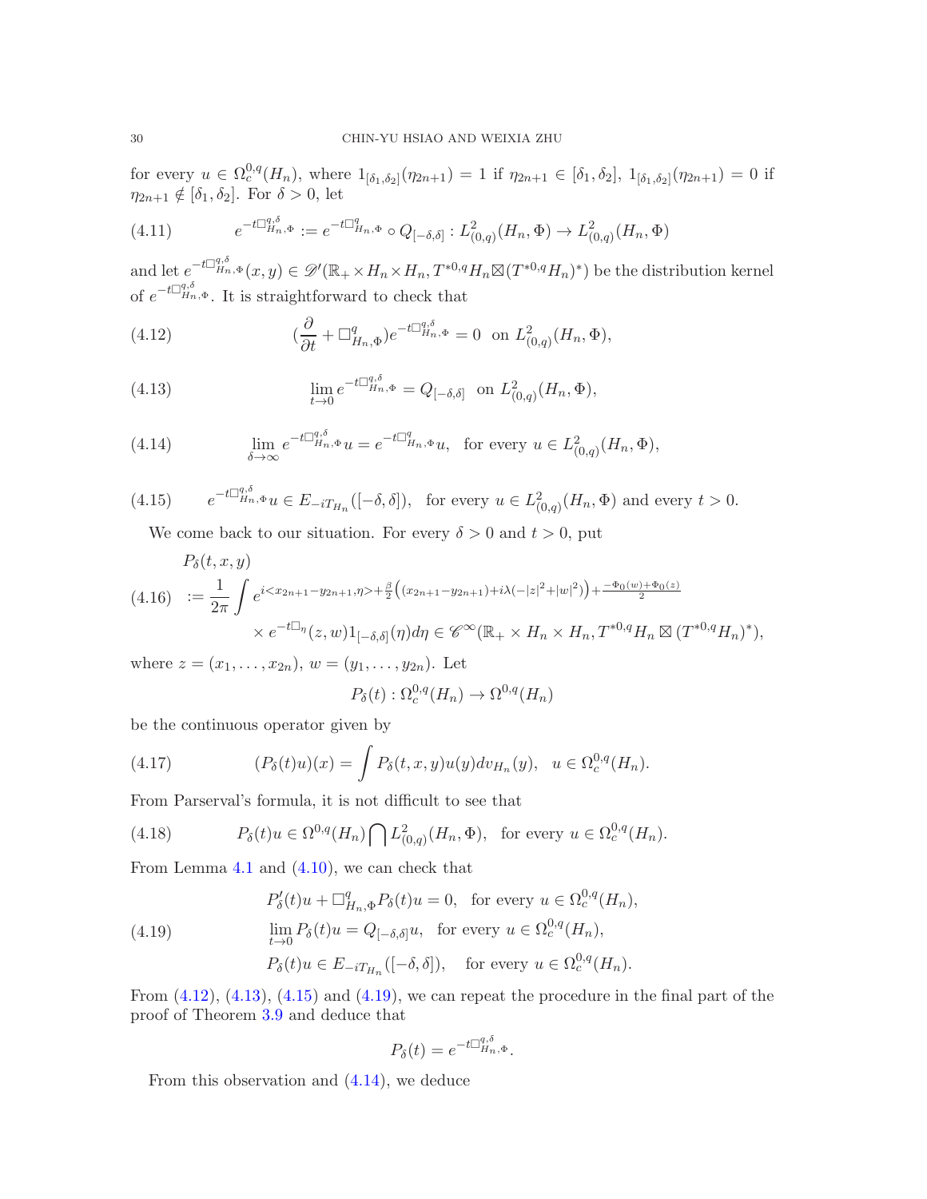for every $u \in \Omega^{0,q}_c(H_n)$, where $1_{[\delta_1,\delta_2]}(\eta_{2n+1}) = 1$ if $\eta_{2n+1} \in [\delta_1, \delta_2]$, $1_{[\delta_1,\delta_2]}(\eta_{2n+1}) = 0$ if $\eta_{2n+1} \notin [\delta_1, \delta_2]$. For $\delta > 0$, let

$$e^{-t\Box^{q,\delta}_{H_n,\Phi}} := e^{-t\Box^q_{H_n,\Phi}} \circ Q_{[-\delta,\delta]} : L^2_{(0,q)}(H_n, \Phi) \to L^2_{(0,q)}(H_n, \Phi) \tag{4.11}$$

and let $e^{-t\Box^{q,\delta}_{H_n,\Phi}}(x, y) \in \mathscr{D}'(\mathbb{R}_+ \times H_n \times H_n, T^{*0,q}H_n \boxtimes (T^{*0,q}H_n)^*)$ be the distribution kernel of $e^{-t\Box^{q,\delta}_{H_n,\Phi}}$. It is straightforward to check that

$$(\frac{\partial}{\partial t} + \Box^q_{H_n,\Phi}) e^{-t\Box^{q,\delta}_{H_n,\Phi}} = 0 \ \text{ on } L^2_{(0,q)}(H_n, \Phi), \tag{4.12}$$

$$\lim_{t\to 0} e^{-t\Box^{q,\delta}_{H_n,\Phi}} = Q_{[-\delta,\delta]} \ \text{ on } L^2_{(0,q)}(H_n, \Phi), \tag{4.13}$$

$$\lim_{\delta\to\infty} e^{-t\Box^{q,\delta}_{H_n,\Phi}} u = e^{-t\Box^q_{H_n,\Phi}} u, \ \text{ for every } u \in L^2_{(0,q)}(H_n, \Phi), \tag{4.14}$$

$$e^{-t\Box^{q,\delta}_{H_n,\Phi}} u \in E_{-iT_{H_n}}([-\delta, \delta]), \ \text{ for every } u \in L^2_{(0,q)}(H_n, \Phi) \text{ and every } t > 0. \tag{4.15}$$

We come back to our situation. For every $\delta > 0$ and $t > 0$, put

$$\begin{aligned} &P_\delta(t, x, y) \\ &:= \frac{1}{2\pi} \int e^{i<x_{2n+1}-y_{2n+1},\eta> + \frac{\beta}{2}\left((x_{2n+1}-y_{2n+1}) + i\lambda(-|z|^2+|w|^2)\right) + \frac{-\Phi_0(w)+\Phi_0(z)}{2}} \\ &\quad \times e^{-t\Box_\eta}(z, w) 1_{[-\delta,\delta]}(\eta) d\eta \in \mathscr{C}^\infty(\mathbb{R}_+ \times H_n \times H_n, T^{*0,q}H_n \boxtimes (T^{*0,q}H_n)^*), \end{aligned} \tag{4.16}$$

where $z = (x_1, \ldots, x_{2n})$, $w = (y_1, \ldots, y_{2n})$. Let

$$P_\delta(t) : \Omega^{0,q}_c(H_n) \to \Omega^{0,q}(H_n)$$

be the continuous operator given by

$$(P_\delta(t)u)(x) = \int P_\delta(t, x, y) u(y) dv_{H_n}(y), \ \ u \in \Omega^{0,q}_c(H_n). \tag{4.17}$$

From Parserval's formula, it is not difficult to see that

$$P_\delta(t)u \in \Omega^{0,q}(H_n) \bigcap L^2_{(0,q)}(H_n, \Phi), \ \text{ for every } u \in \Omega^{0,q}_c(H_n). \tag{4.18}$$

From Lemma 4.1 and (4.10), we can check that

$$\begin{aligned} &P'_\delta(t)u + \Box^q_{H_n,\Phi} P_\delta(t)u = 0, \ \text{ for every } u \in \Omega^{0,q}_c(H_n), \\ &\lim_{t\to 0} P_\delta(t)u = Q_{[-\delta,\delta]}u, \ \text{ for every } u \in \Omega^{0,q}_c(H_n), \\ &P_\delta(t)u \in E_{-iT_{H_n}}([-\delta, \delta]), \ \text{ for every } u \in \Omega^{0,q}_c(H_n). \end{aligned} \tag{4.19}$$

From (4.12), (4.13), (4.15) and (4.19), we can repeat the procedure in the final part of the proof of Theorem 3.9 and deduce that

$$P_\delta(t) = e^{-t\Box^{q,\delta}_{H_n,\Phi}}.$$

From this observation and (4.14), we deduce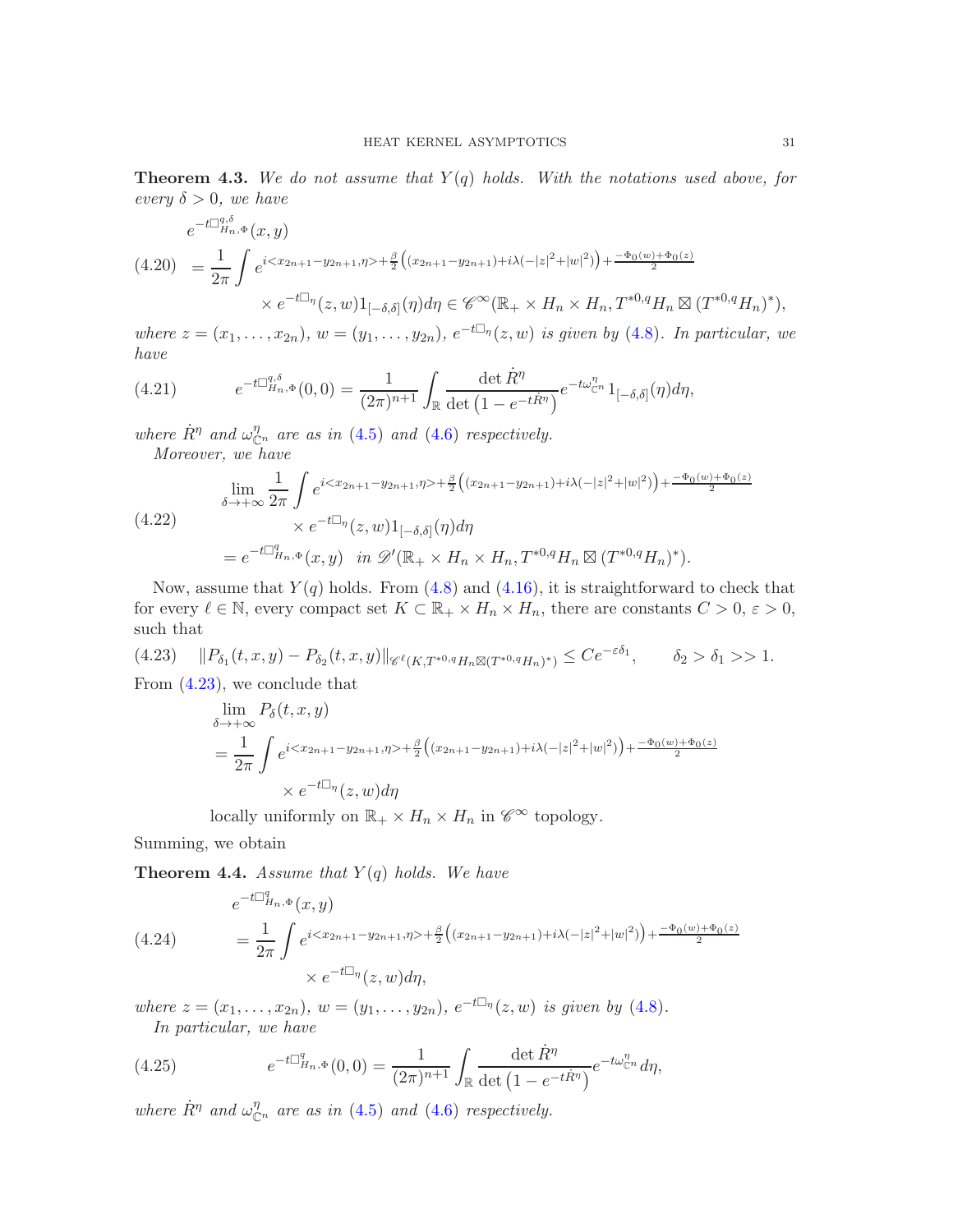**Theorem 4.3.** *We do not assume that $Y(q)$ holds. With the notations used above, for every $\delta > 0$, we have*

$$
\begin{aligned}
& e^{-t\Box^{q,\delta}_{H_n,\Phi}}(x,y) \\
(4.20) \quad & = \frac{1}{2\pi}\int e^{i<x_{2n+1}-y_{2n+1},\eta>+\frac{\beta}{2}\left((x_{2n+1}-y_{2n+1})+i\lambda(-|z|^2+|w|^2)\right)+\frac{-\Phi_0(w)+\Phi_0(z)}{2}} \\
& \qquad \times e^{-t\Box_\eta}(z,w)1_{[-\delta,\delta]}(\eta)d\eta \in \mathscr{C}^\infty(\mathbb{R}_+\times H_n\times H_n, T^{*0,q}H_n\boxtimes(T^{*0,q}H_n)^*),
\end{aligned}
$$

*where $z=(x_1,\ldots,x_{2n})$, $w=(y_1,\ldots,y_{2n})$, $e^{-t\Box_\eta}(z,w)$ is given by (4.8). In particular, we have*

$$
(4.21) \qquad e^{-t\Box^{q,\delta}_{H_n,\Phi}}(0,0)=\frac{1}{(2\pi)^{n+1}}\int_{\mathbb{R}}\frac{\det \dot{R}^\eta}{\det\left(1-e^{-t\dot{R}^\eta}\right)}e^{-t\omega^\eta_{\mathbb{C}^n}}1_{[-\delta,\delta]}(\eta)d\eta,
$$

*where $\dot{R}^\eta$ and $\omega^\eta_{\mathbb{C}^n}$ are as in (4.5) and (4.6) respectively.*

*Moreover, we have*

$$
\begin{aligned}
& \lim_{\delta\to+\infty}\frac{1}{2\pi}\int e^{i<x_{2n+1}-y_{2n+1},\eta>+\frac{\beta}{2}\left((x_{2n+1}-y_{2n+1})+i\lambda(-|z|^2+|w|^2)\right)+\frac{-\Phi_0(w)+\Phi_0(z)}{2}} \\
(4.22) \quad & \qquad \times e^{-t\Box_\eta}(z,w)1_{[-\delta,\delta]}(\eta)d\eta \\
& = e^{-t\Box^q_{H_n,\Phi}}(x,y) \quad \text{in } \mathscr{D}'(\mathbb{R}_+\times H_n\times H_n, T^{*0,q}H_n\boxtimes(T^{*0,q}H_n)^*).
\end{aligned}
$$

Now, assume that $Y(q)$ holds. From (4.8) and (4.16), it is straightforward to check that for every $\ell\in\mathbb{N}$, every compact set $K\subset\mathbb{R}_+\times H_n\times H_n$, there are constants $C>0$, $\varepsilon>0$, such that

$$
(4.23) \quad \|P_{\delta_1}(t,x,y)-P_{\delta_2}(t,x,y)\|_{\mathscr{C}^\ell(K,T^{*0,q}H_n\boxtimes(T^{*0,q}H_n)^*)}\leq Ce^{-\varepsilon\delta_1}, \qquad \delta_2>\delta_1>>1.
$$

From (4.23), we conclude that

$$
\begin{aligned}
& \lim_{\delta\to+\infty}P_\delta(t,x,y) \\
& = \frac{1}{2\pi}\int e^{i<x_{2n+1}-y_{2n+1},\eta>+\frac{\beta}{2}\left((x_{2n+1}-y_{2n+1})+i\lambda(-|z|^2+|w|^2)\right)+\frac{-\Phi_0(w)+\Phi_0(z)}{2}} \\
& \qquad \times e^{-t\Box_\eta}(z,w)d\eta
\end{aligned}
$$

locally uniformly on $\mathbb{R}_+\times H_n\times H_n$ in $\mathscr{C}^\infty$ topology.

Summing, we obtain

**Theorem 4.4.** *Assume that $Y(q)$ holds. We have*

$$
\begin{aligned}
& e^{-t\Box^q_{H_n,\Phi}}(x,y) \\
(4.24) \quad & = \frac{1}{2\pi}\int e^{i<x_{2n+1}-y_{2n+1},\eta>+\frac{\beta}{2}\left((x_{2n+1}-y_{2n+1})+i\lambda(-|z|^2+|w|^2)\right)+\frac{-\Phi_0(w)+\Phi_0(z)}{2}} \\
& \qquad \times e^{-t\Box_\eta}(z,w)d\eta,
\end{aligned}
$$

*where $z=(x_1,\ldots,x_{2n})$, $w=(y_1,\ldots,y_{2n})$, $e^{-t\Box_\eta}(z,w)$ is given by (4.8).*

*In particular, we have*

$$
(4.25) \qquad e^{-t\Box^q_{H_n,\Phi}}(0,0)=\frac{1}{(2\pi)^{n+1}}\int_{\mathbb{R}}\frac{\det \dot{R}^\eta}{\det\left(1-e^{-t\dot{R}^\eta}\right)}e^{-t\omega^\eta_{\mathbb{C}^n}}d\eta,
$$

*where $\dot{R}^\eta$ and $\omega^\eta_{\mathbb{C}^n}$ are as in (4.5) and (4.6) respectively.*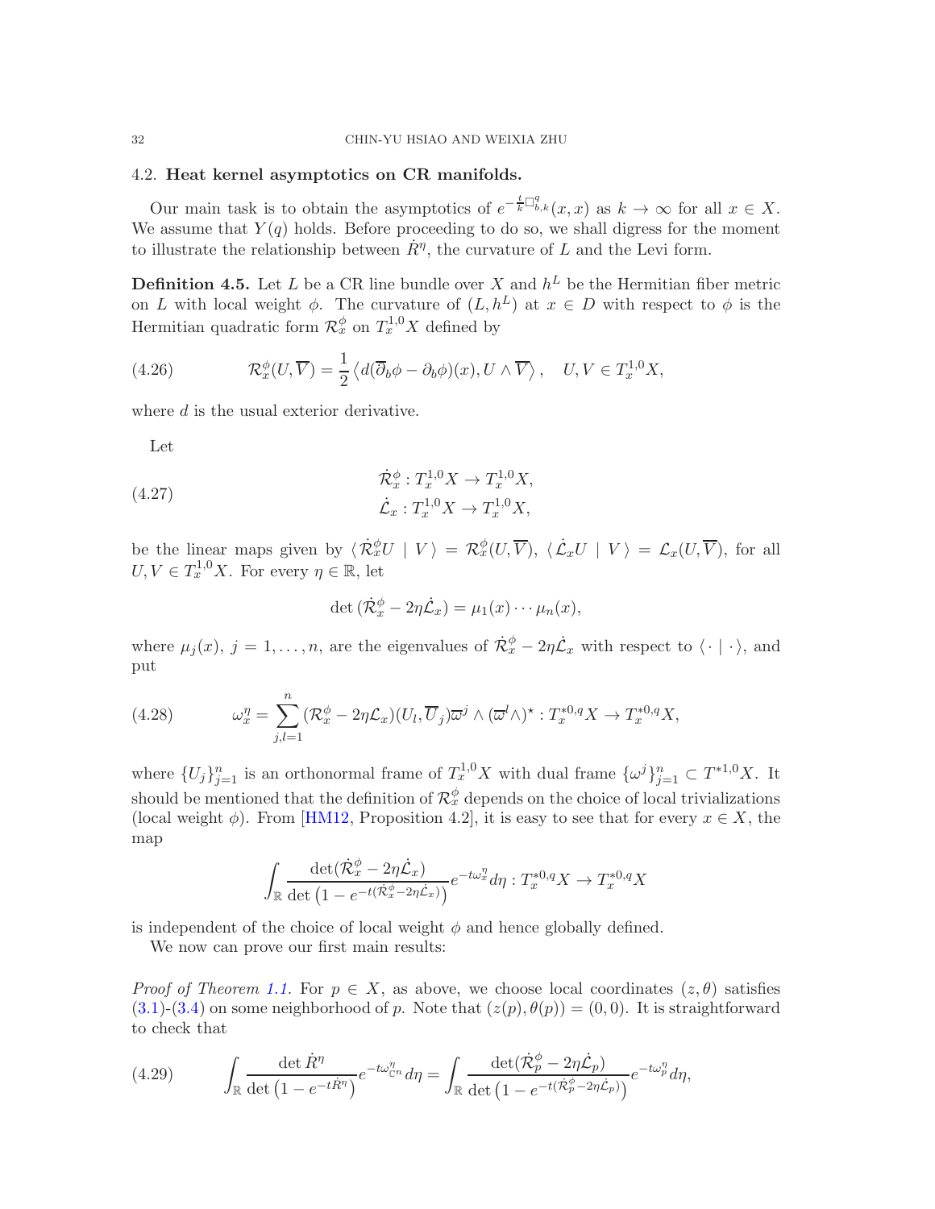### 4.2. **Heat kernel asymptotics on CR manifolds.**

Our main task is to obtain the asymptotics of $e^{-\frac{t}{k}\Box^q_{b,k}}(x,x)$ as $k\to\infty$ for all $x\in X$. We assume that $Y(q)$ holds. Before proceeding to do so, we shall digress for the moment to illustrate the relationship between $\dot{R}^\eta$, the curvature of $L$ and the Levi form.

**Definition 4.5.** Let $L$ be a CR line bundle over $X$ and $h^L$ be the Hermitian fiber metric on $L$ with local weight $\phi$. The curvature of $(L,h^L)$ at $x\in D$ with respect to $\phi$ is the Hermitian quadratic form $\mathcal{R}^\phi_x$ on $T^{1,0}_xX$ defined by

$$\mathcal{R}^\phi_x(U,\overline{V})=\frac{1}{2}\left\langle d(\overline{\partial}_b\phi-\partial_b\phi)(x),U\wedge\overline{V}\right\rangle,\quad U,V\in T^{1,0}_xX, \tag{4.26}$$

where $d$ is the usual exterior derivative.

Let

$$\begin{aligned}&\dot{\mathcal{R}}^\phi_x:T^{1,0}_xX\to T^{1,0}_xX,\\&\dot{\mathcal{L}}_x:T^{1,0}_xX\to T^{1,0}_xX,\end{aligned} \tag{4.27}$$

be the linear maps given by $\langle\,\dot{\mathcal{R}}^\phi_xU\mid V\,\rangle=\mathcal{R}^\phi_x(U,\overline{V})$, $\langle\,\dot{\mathcal{L}}_xU\mid V\,\rangle=\mathcal{L}_x(U,\overline{V})$, for all $U,V\in T^{1,0}_xX$. For every $\eta\in\mathbb{R}$, let

$$\det\,(\dot{\mathcal{R}}^\phi_x-2\eta\dot{\mathcal{L}}_x)=\mu_1(x)\cdots\mu_n(x),$$

where $\mu_j(x)$, $j=1,\ldots,n$, are the eigenvalues of $\dot{\mathcal{R}}^\phi_x-2\eta\dot{\mathcal{L}}_x$ with respect to $\langle\cdot\mid\cdot\rangle$, and put

$$\omega^\eta_x=\sum_{j,l=1}^n(\mathcal{R}^\phi_x-2\eta\mathcal{L}_x)(U_l,\overline{U}_j)\overline{\omega}^j\wedge(\overline{\omega}^l\wedge)^\star:T^{*0,q}_xX\to T^{*0,q}_xX, \tag{4.28}$$

where $\{U_j\}_{j=1}^n$ is an orthonormal frame of $T^{1,0}_xX$ with dual frame $\{\omega^j\}_{j=1}^n\subset T^{*1,0}X$. It should be mentioned that the definition of $\mathcal{R}^\phi_x$ depends on the choice of local trivializations (local weight $\phi$). From [HM12, Proposition 4.2], it is easy to see that for every $x\in X$, the map

$$\int_{\mathbb{R}}\frac{\det(\dot{\mathcal{R}}^\phi_x-2\eta\dot{\mathcal{L}}_x)}{\det\left(1-e^{-t(\dot{\mathcal{R}}^\phi_x-2\eta\dot{\mathcal{L}}_x)}\right)}e^{-t\omega^\eta_x}d\eta:T^{*0,q}_xX\to T^{*0,q}_xX$$

is independent of the choice of local weight $\phi$ and hence globally defined.

We now can prove our first main results:

*Proof of Theorem 1.1.* For $p\in X$, as above, we choose local coordinates $(z,\theta)$ satisfies (3.1)-(3.4) on some neighborhood of $p$. Note that $(z(p),\theta(p))=(0,0)$. It is straightforward to check that

$$\int_{\mathbb{R}}\frac{\det\dot{R}^\eta}{\det\left(1-e^{-t\dot{R}^\eta}\right)}e^{-t\omega^\eta_{\mathbb{C}^n}}d\eta=\int_{\mathbb{R}}\frac{\det(\dot{\mathcal{R}}^\phi_p-2\eta\dot{\mathcal{L}}_p)}{\det\left(1-e^{-t(\dot{\mathcal{R}}^\phi_p-2\eta\dot{\mathcal{L}}_p)}\right)}e^{-t\omega^\eta_p}d\eta, \tag{4.29}$$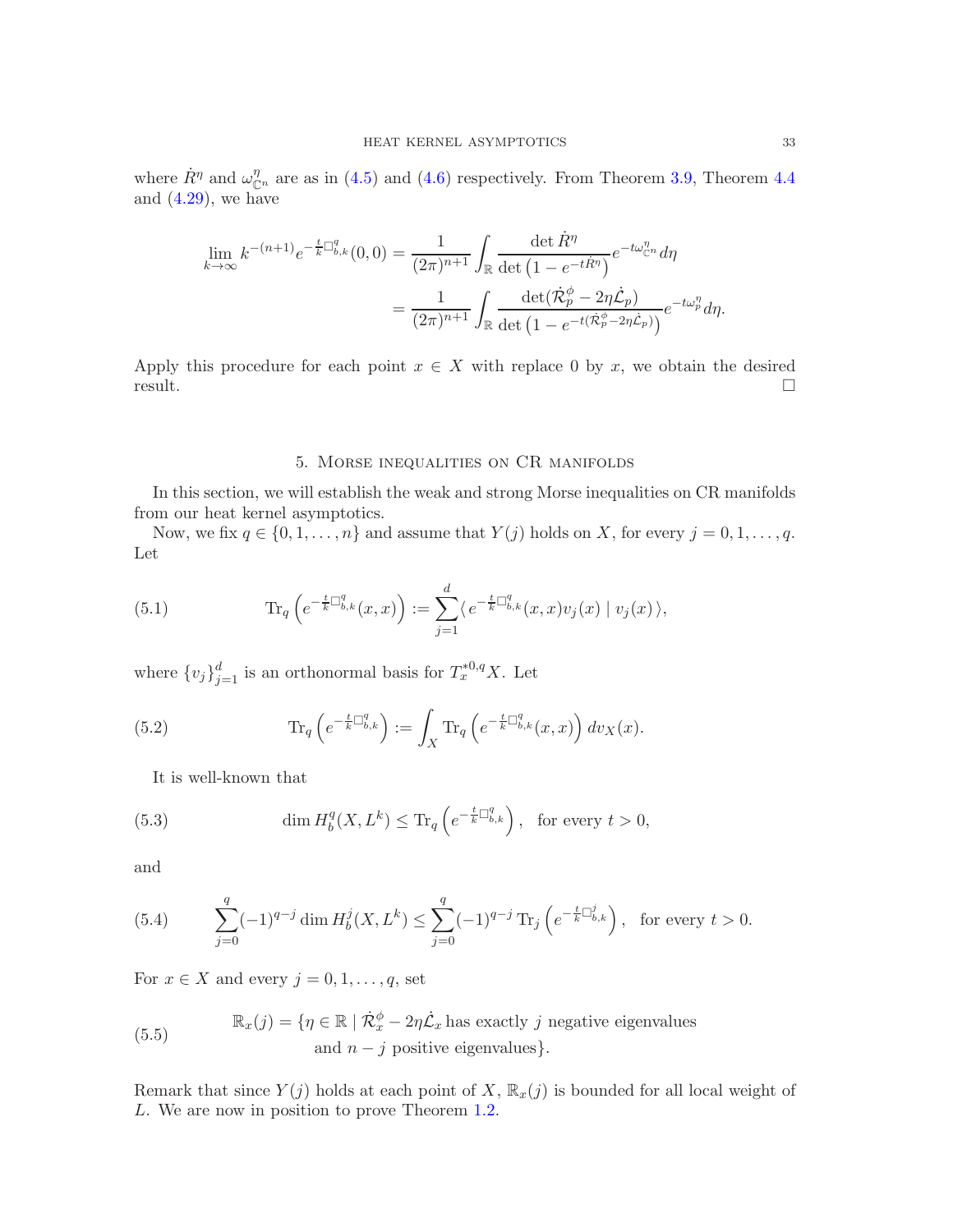where $\dot{R}^\eta$ and $\omega^\eta_{\mathbb{C}^n}$ are as in (4.5) and (4.6) respectively. From Theorem 3.9, Theorem 4.4 and (4.29), we have

$$
\begin{aligned}
\lim_{k\to\infty} k^{-(n+1)} e^{-\frac{t}{k}\Box^q_{b,k}}(0,0) &= \frac{1}{(2\pi)^{n+1}} \int_{\mathbb{R}} \frac{\det \dot{R}^\eta}{\det\left(1-e^{-t\dot{R}^\eta}\right)} e^{-t\omega^\eta_{\mathbb{C}^n}} d\eta \\
&= \frac{1}{(2\pi)^{n+1}} \int_{\mathbb{R}} \frac{\det(\dot{\mathcal{R}}^\phi_p - 2\eta\dot{\mathcal{L}}_p)}{\det\left(1-e^{-t(\dot{\mathcal{R}}^\phi_p - 2\eta\dot{\mathcal{L}}_p)}\right)} e^{-t\omega^\eta_p} d\eta.
\end{aligned}
$$

Apply this procedure for each point $x \in X$ with replace $0$ by $x$, we obtain the desired result. □

## 5. Morse inequalities on CR manifolds

In this section, we will establish the weak and strong Morse inequalities on CR manifolds from our heat kernel asymptotics.

Now, we fix $q \in \{0, 1, \ldots, n\}$ and assume that $Y(j)$ holds on $X$, for every $j = 0, 1, \ldots, q$. Let

$$
\operatorname{Tr}_q\left(e^{-\frac{t}{k}\Box^q_{b,k}}(x,x)\right) := \sum_{j=1}^{d} \langle\, e^{-\frac{t}{k}\Box^q_{b,k}}(x,x) v_j(x) \mid v_j(x)\,\rangle, \tag{5.1}
$$

where $\{v_j\}_{j=1}^d$ is an orthonormal basis for $T^{*0,q}_x X$. Let

$$
\operatorname{Tr}_q\left(e^{-\frac{t}{k}\Box^q_{b,k}}\right) := \int_X \operatorname{Tr}_q\left(e^{-\frac{t}{k}\Box^q_{b,k}}(x,x)\right) dv_X(x). \tag{5.2}
$$

It is well-known that

$$
\dim H^q_b(X, L^k) \leq \operatorname{Tr}_q\left(e^{-\frac{t}{k}\Box^q_{b,k}}\right), \quad \text{for every } t > 0, \tag{5.3}
$$

and

$$
\sum_{j=0}^{q} (-1)^{q-j} \dim H^j_b(X, L^k) \leq \sum_{j=0}^{q} (-1)^{q-j} \operatorname{Tr}_j\left(e^{-\frac{t}{k}\Box^j_{b,k}}\right), \quad \text{for every } t > 0. \tag{5.4}
$$

For $x \in X$ and every $j = 0, 1, \ldots, q$, set

$$
\begin{aligned}
\mathbb{R}_x(j) = \{\eta \in \mathbb{R} \mid\ & \dot{\mathcal{R}}^\phi_x - 2\eta\dot{\mathcal{L}}_x \text{ has exactly } j \text{ negative eigenvalues} \\
& \text{and } n-j \text{ positive eigenvalues}\}.
\end{aligned} \tag{5.5}
$$

Remark that since $Y(j)$ holds at each point of $X$, $\mathbb{R}_x(j)$ is bounded for all local weight of $L$. We are now in position to prove Theorem 1.2.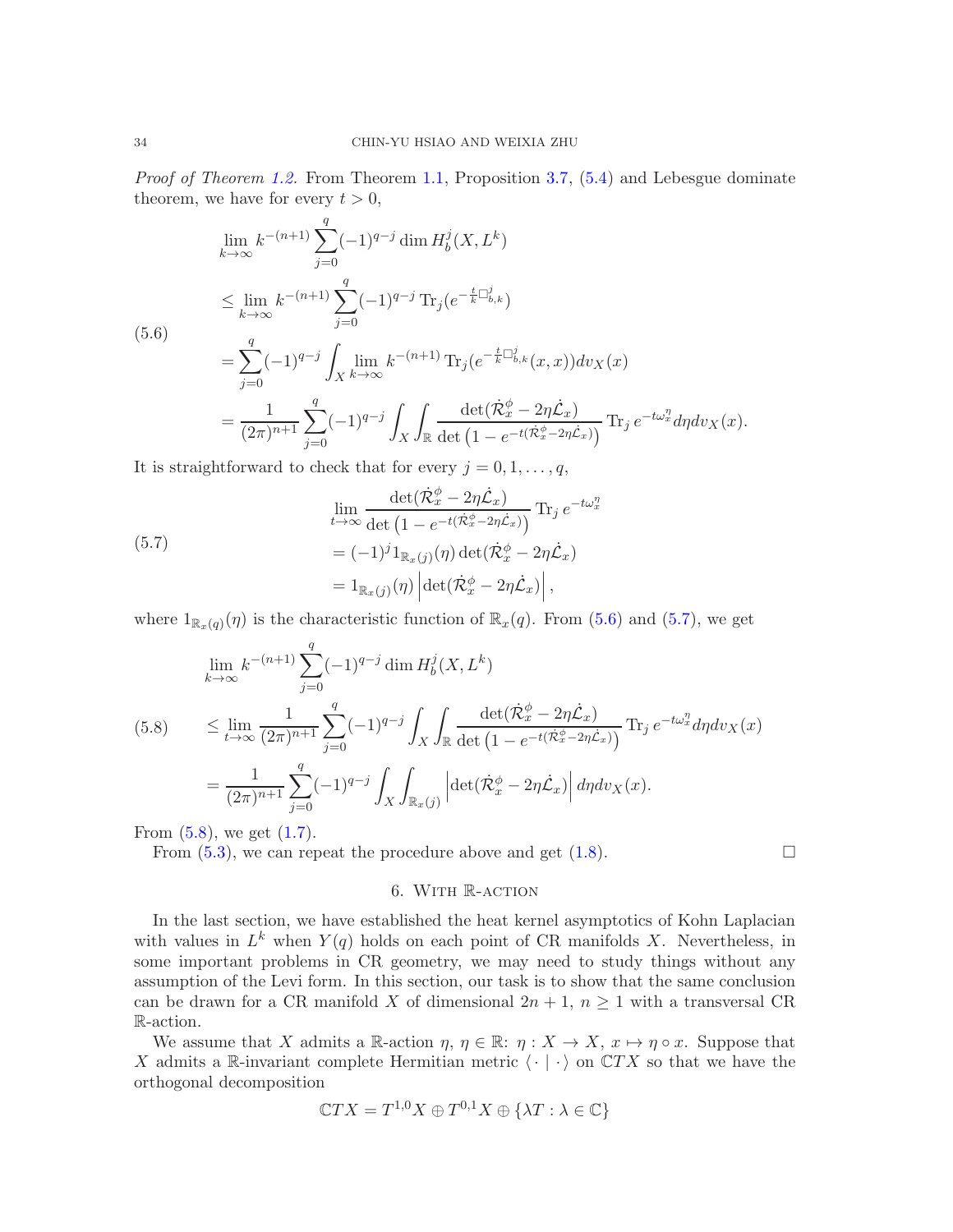*Proof of Theorem 1.2.* From Theorem 1.1, Proposition 3.7, (5.4) and Lebesgue dominate theorem, we have for every $t > 0$,

$$
\begin{aligned}
&\lim_{k\to\infty} k^{-(n+1)} \sum_{j=0}^{q} (-1)^{q-j} \dim H_b^j(X, L^k) \\
&\leq \lim_{k\to\infty} k^{-(n+1)} \sum_{j=0}^{q} (-1)^{q-j} \operatorname{Tr}_j(e^{-\frac{t}{k}\Box_{b,k}^j}) \\
&= \sum_{j=0}^{q} (-1)^{q-j} \int_X \lim_{k\to\infty} k^{-(n+1)} \operatorname{Tr}_j(e^{-\frac{t}{k}\Box_{b,k}^j}(x,x)) dv_X(x) \\
&= \frac{1}{(2\pi)^{n+1}} \sum_{j=0}^{q} (-1)^{q-j} \int_X \int_{\mathbb{R}} \frac{\det(\dot{\mathcal{R}}_x^\phi - 2\eta\dot{\mathcal{L}}_x)}{\det\left(1 - e^{-t(\dot{\mathcal{R}}_x^\phi - 2\eta\dot{\mathcal{L}}_x)}\right)} \operatorname{Tr}_j e^{-t\omega_x^\eta} d\eta dv_X(x).
\end{aligned}
\tag{5.6}
$$

It is straightforward to check that for every $j = 0, 1, \ldots, q$,

$$
\begin{aligned}
&\lim_{t\to\infty} \frac{\det(\dot{\mathcal{R}}_x^\phi - 2\eta\dot{\mathcal{L}}_x)}{\det\left(1 - e^{-t(\dot{\mathcal{R}}_x^\phi - 2\eta\dot{\mathcal{L}}_x)}\right)} \operatorname{Tr}_j e^{-t\omega_x^\eta} \\
&= (-1)^j 1_{\mathbb{R}_x(j)}(\eta) \det(\dot{\mathcal{R}}_x^\phi - 2\eta\dot{\mathcal{L}}_x) \\
&= 1_{\mathbb{R}_x(j)}(\eta) \left|\det(\dot{\mathcal{R}}_x^\phi - 2\eta\dot{\mathcal{L}}_x)\right|,
\end{aligned}
\tag{5.7}
$$

where $1_{\mathbb{R}_x(q)}(\eta)$ is the characteristic function of $\mathbb{R}_x(q)$. From (5.6) and (5.7), we get

$$
\begin{aligned}
&\lim_{k\to\infty} k^{-(n+1)} \sum_{j=0}^{q} (-1)^{q-j} \dim H_b^j(X, L^k) \\
&\leq \lim_{t\to\infty} \frac{1}{(2\pi)^{n+1}} \sum_{j=0}^{q} (-1)^{q-j} \int_X \int_{\mathbb{R}} \frac{\det(\dot{\mathcal{R}}_x^\phi - 2\eta\dot{\mathcal{L}}_x)}{\det\left(1 - e^{-t(\dot{\mathcal{R}}_x^\phi - 2\eta\dot{\mathcal{L}}_x)}\right)} \operatorname{Tr}_j e^{-t\omega_x^\eta} d\eta dv_X(x) \\
&= \frac{1}{(2\pi)^{n+1}} \sum_{j=0}^{q} (-1)^{q-j} \int_X \int_{\mathbb{R}_x(j)} \left|\det(\dot{\mathcal{R}}_x^\phi - 2\eta\dot{\mathcal{L}}_x)\right| d\eta dv_X(x).
\end{aligned}
\tag{5.8}
$$

From (5.8), we get (1.7).

From (5.3), we can repeat the procedure above and get (1.8). $\square$

## 6. With $\mathbb{R}$-action

In the last section, we have established the heat kernel asymptotics of Kohn Laplacian with values in $L^k$ when $Y(q)$ holds on each point of CR manifolds $X$. Nevertheless, in some important problems in CR geometry, we may need to study things without any assumption of the Levi form. In this section, our task is to show that the same conclusion can be drawn for a CR manifold $X$ of dimensional $2n+1$, $n \geq 1$ with a transversal CR $\mathbb{R}$-action.

We assume that $X$ admits a $\mathbb{R}$-action $\eta$, $\eta \in \mathbb{R}$: $\eta : X \to X$, $x \mapsto \eta \circ x$. Suppose that $X$ admits a $\mathbb{R}$-invariant complete Hermitian metric $\langle \cdot \mid \cdot \rangle$ on $\mathbb{C}TX$ so that we have the orthogonal decomposition

$$
\mathbb{C}TX = T^{1,0}X \oplus T^{0,1}X \oplus \{\lambda T : \lambda \in \mathbb{C}\}
$$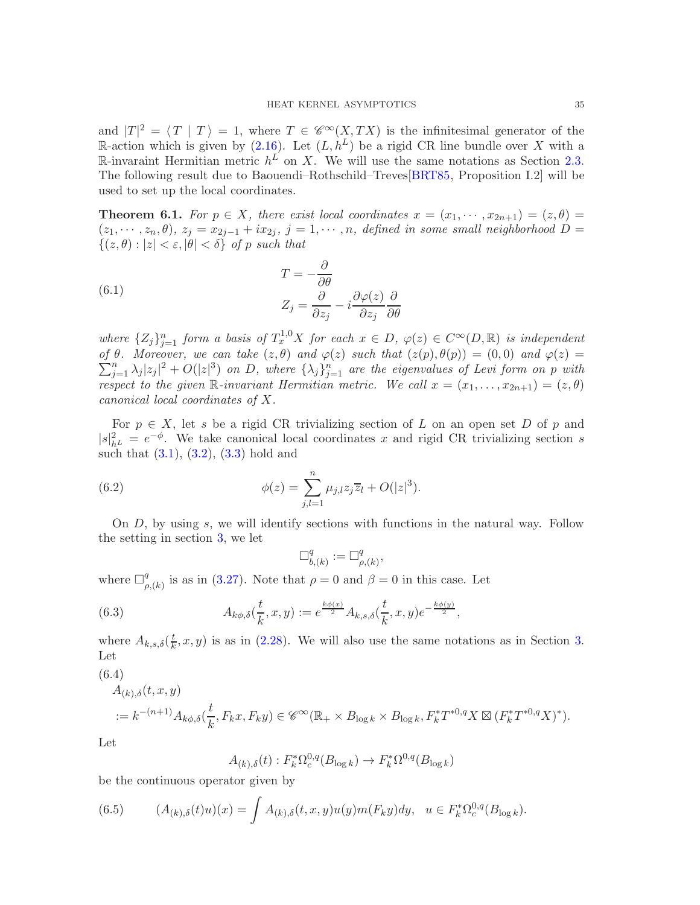and $|T|^2 = \langle T \mid T \rangle = 1$, where $T \in \mathscr{C}^\infty(X, TX)$ is the infinitesimal generator of the $\mathbb{R}$-action which is given by (2.16). Let $(L, h^L)$ be a rigid CR line bundle over $X$ with a $\mathbb{R}$-invaraint Hermitian metric $h^L$ on $X$. We will use the same notations as Section 2.3. The following result due to Baouendi–Rothschild–Treves[BRT85, Proposition I.2] will be used to set up the local coordinates.

**Theorem 6.1.** *For $p \in X$, there exist local coordinates $x = (x_1, \cdots, x_{2n+1}) = (z, \theta) = (z_1, \cdots, z_n, \theta)$, $z_j = x_{2j-1} + ix_{2j}$, $j = 1, \cdots, n$, defined in some small neighborhood $D = \{(z, \theta) : |z| < \varepsilon, |\theta| < \delta\}$ of $p$ such that*

$$
\begin{aligned}
T &= -\frac{\partial}{\partial \theta} \\
Z_j &= \frac{\partial}{\partial z_j} - i\frac{\partial \varphi(z)}{\partial z_j}\frac{\partial}{\partial \theta}
\end{aligned}
\tag{6.1}
$$

*where $\{Z_j\}_{j=1}^n$ form a basis of $T_x^{1,0}X$ for each $x \in D$, $\varphi(z) \in C^\infty(D, \mathbb{R})$ is independent of $\theta$. Moreover, we can take $(z, \theta)$ and $\varphi(z)$ such that $(z(p), \theta(p)) = (0, 0)$ and $\varphi(z) = \sum_{j=1}^n \lambda_j |z_j|^2 + O(|z|^3)$ on $D$, where $\{\lambda_j\}_{j=1}^n$ are the eigenvalues of Levi form on $p$ with respect to the given $\mathbb{R}$-invariant Hermitian metric. We call $x = (x_1, \ldots, x_{2n+1}) = (z, \theta)$ canonical local coordinates of $X$.*

For $p \in X$, let $s$ be a rigid CR trivializing section of $L$ on an open set $D$ of $p$ and $|s|^2_{h^L} = e^{-\phi}$. We take canonical local coordinates $x$ and rigid CR trivializing section $s$ such that (3.1), (3.2), (3.3) hold and

$$
\phi(z) = \sum_{j,l=1}^n \mu_{j,l} z_j \overline{z}_l + O(|z|^3). \tag{6.2}
$$

On $D$, by using $s$, we will identify sections with functions in the natural way. Follow the setting in section 3, we let

$$
\Box^q_{b,(k)} := \Box^q_{\rho,(k)},
$$

where $\Box^q_{\rho,(k)}$ is as in (3.27). Note that $\rho = 0$ and $\beta = 0$ in this case. Let

$$
A_{k\phi,\delta}(\frac{t}{k}, x, y) := e^{\frac{k\phi(x)}{2}} A_{k,s,\delta}(\frac{t}{k}, x, y) e^{-\frac{k\phi(y)}{2}}, \tag{6.3}
$$

where $A_{k,s,\delta}(\frac{t}{k}, x, y)$ is as in (2.28). We will also use the same notations as in Section 3. Let

$$
\begin{aligned}
&A_{(k),\delta}(t, x, y) \\
&:= k^{-(n+1)} A_{k\phi,\delta}(\frac{t}{k}, F_k x, F_k y) \in \mathscr{C}^\infty(\mathbb{R}_+ \times B_{\log k} \times B_{\log k}, F_k^* T^{*0,q}X \boxtimes (F_k^* T^{*0,q}X)^*).
\end{aligned}
\tag{6.4}
$$

Let

$$
A_{(k),\delta}(t) : F_k^* \Omega_c^{0,q}(B_{\log k}) \to F_k^* \Omega^{0,q}(B_{\log k})
$$

be the continuous operator given by

$$
(A_{(k),\delta}(t)u)(x) = \int A_{(k),\delta}(t, x, y) u(y) m(F_k y) dy, \quad u \in F_k^* \Omega_c^{0,q}(B_{\log k}). \tag{6.5}
$$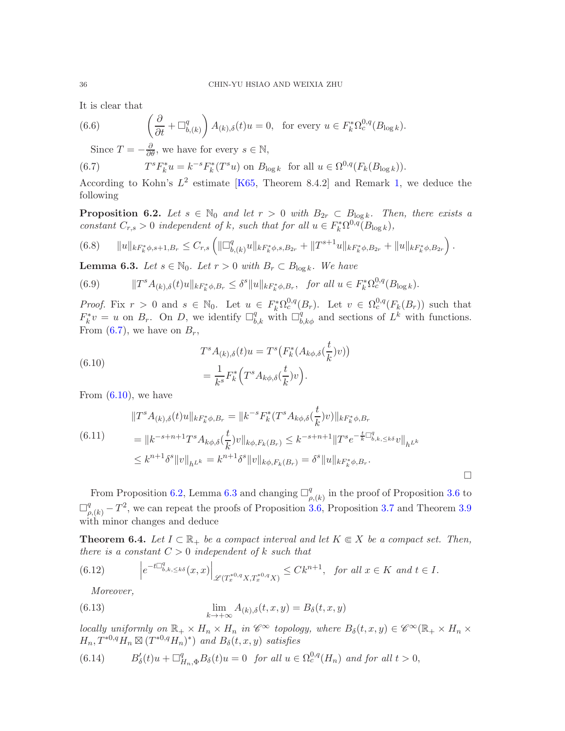It is clear that

$$
\left(\frac{\partial}{\partial t}+\Box^q_{b,(k)}\right)A_{(k),\delta}(t)u=0,\quad \text{for every } u\in F_k^*\Omega^{0,q}_c(B_{\log k}). \tag{6.6}
$$

Since $T=-\frac{\partial}{\partial\theta}$, we have for every $s\in\mathbb{N}$,

$$
T^sF_k^*u=k^{-s}F_k^*(T^su) \text{ on } B_{\log k}\ \text{ for all } u\in\Omega^{0,q}(F_k(B_{\log k})). \tag{6.7}
$$

According to Kohn's $L^2$ estimate [K65, Theorem 8.4.2] and Remark 1, we deduce the following

**Proposition 6.2.** *Let $s\in\mathbb{N}_0$ and let $r>0$ with $B_{2r}\subset B_{\log k}$. Then, there exists a constant $C_{r,s}>0$ independent of $k$, such that for all $u\in F_k^*\Omega^{0,q}(B_{\log k})$,*

$$
\|u\|_{kF_k^*\phi,s+1,B_r}\leq C_{r,s}\left(\|\Box^q_{b,(k)}u\|_{kF_k^*\phi,s,B_{2r}}+\|T^{s+1}u\|_{kF_k^*\phi,B_{2r}}+\|u\|_{kF_k^*\phi,B_{2r}}\right). \tag{6.8}
$$

**Lemma 6.3.** *Let $s\in\mathbb{N}_0$. Let $r>0$ with $B_r\subset B_{\log k}$. We have*

$$
\|T^sA_{(k),\delta}(t)u\|_{kF_k^*\phi,B_r}\leq\delta^s\|u\|_{kF_k^*\phi,B_r},\quad \text{for all } u\in F_k^*\Omega^{0,q}_c(B_{\log k}). \tag{6.9}
$$

*Proof.* Fix $r>0$ and $s\in\mathbb{N}_0$. Let $u\in F_k^*\Omega^{0,q}_c(B_r)$. Let $v\in\Omega^{0,q}_c(F_k(B_r))$ such that $F_k^*v=u$ on $B_r$. On $D$, we identify $\Box^q_{b,k}$ with $\Box^q_{b,k\phi}$ and sections of $L^k$ with functions. From (6.7), we have on $B_r$,

$$
\begin{aligned}
T^sA_{(k),\delta}(t)u&=T^s\big(F_k^*(A_{k\phi,\delta}(\tfrac{t}{k})v)\big)\\
&=\frac{1}{k^s}F_k^*\Big(T^sA_{k\phi,\delta}(\tfrac{t}{k})v\Big).
\end{aligned} \tag{6.10}
$$

From (6.10), we have

$$
\begin{aligned}
&\|T^sA_{(k),\delta}(t)u\|_{kF_k^*\phi,B_r}=\|k^{-s}F_k^*(T^sA_{k\phi,\delta}(\tfrac{t}{k})v)\|_{kF_k^*\phi,B_r}\\
&=\|k^{-s+n+1}T^sA_{k\phi,\delta}(\tfrac{t}{k})v\|_{k\phi,F_k(B_r)}\leq k^{-s+n+1}\|T^se^{-\frac{t}{k}\Box^q_{b,k,\leq k\delta}}v\|_{h^{L^k}}\\
&\leq k^{n+1}\delta^s\|v\|_{h^{L^k}}=k^{n+1}\delta^s\|v\|_{k\phi,F_k(B_r)}=\delta^s\|u\|_{kF_k^*\phi,B_r}.
\end{aligned} \tag{6.11}
$$

$\square$

From Proposition 6.2, Lemma 6.3 and changing $\Box^q_{\rho,(k)}$ in the proof of Proposition 3.6 to $\Box^q_{\rho,(k)}-T^2$, we can repeat the proofs of Proposition 3.6, Proposition 3.7 and Theorem 3.9 with minor changes and deduce

**Theorem 6.4.** *Let $I\subset\mathbb{R}_+$ be a compact interval and let $K\Subset X$ be a compact set. Then, there is a constant $C>0$ independent of $k$ such that*

$$
\left|e^{-t\Box^q_{b,k,\leq k\delta}}(x,x)\right|_{\mathscr{L}(T^{*0,q}_xX,T^{*0,q}_xX)}\leq Ck^{n+1},\quad \text{for all } x\in K \text{ and } t\in I. \tag{6.12}
$$

*Moreover,*

$$
\lim_{k\to+\infty}A_{(k),\delta}(t,x,y)=B_\delta(t,x,y) \tag{6.13}
$$

*locally uniformly on $\mathbb{R}_+\times H_n\times H_n$ in $\mathscr{C}^\infty$ topology, where $B_\delta(t,x,y)\in\mathscr{C}^\infty(\mathbb{R}_+\times H_n\times H_n,T^{*0,q}H_n\boxtimes(T^{*0,q}H_n)^*)$ and $B_\delta(t,x,y)$ satisfies*

$$
B'_\delta(t)u+\Box^q_{H_n,\Phi}B_\delta(t)u=0\ \text{ for all } u\in\Omega^{0,q}_c(H_n) \text{ and for all } t>0, \tag{6.14}
$$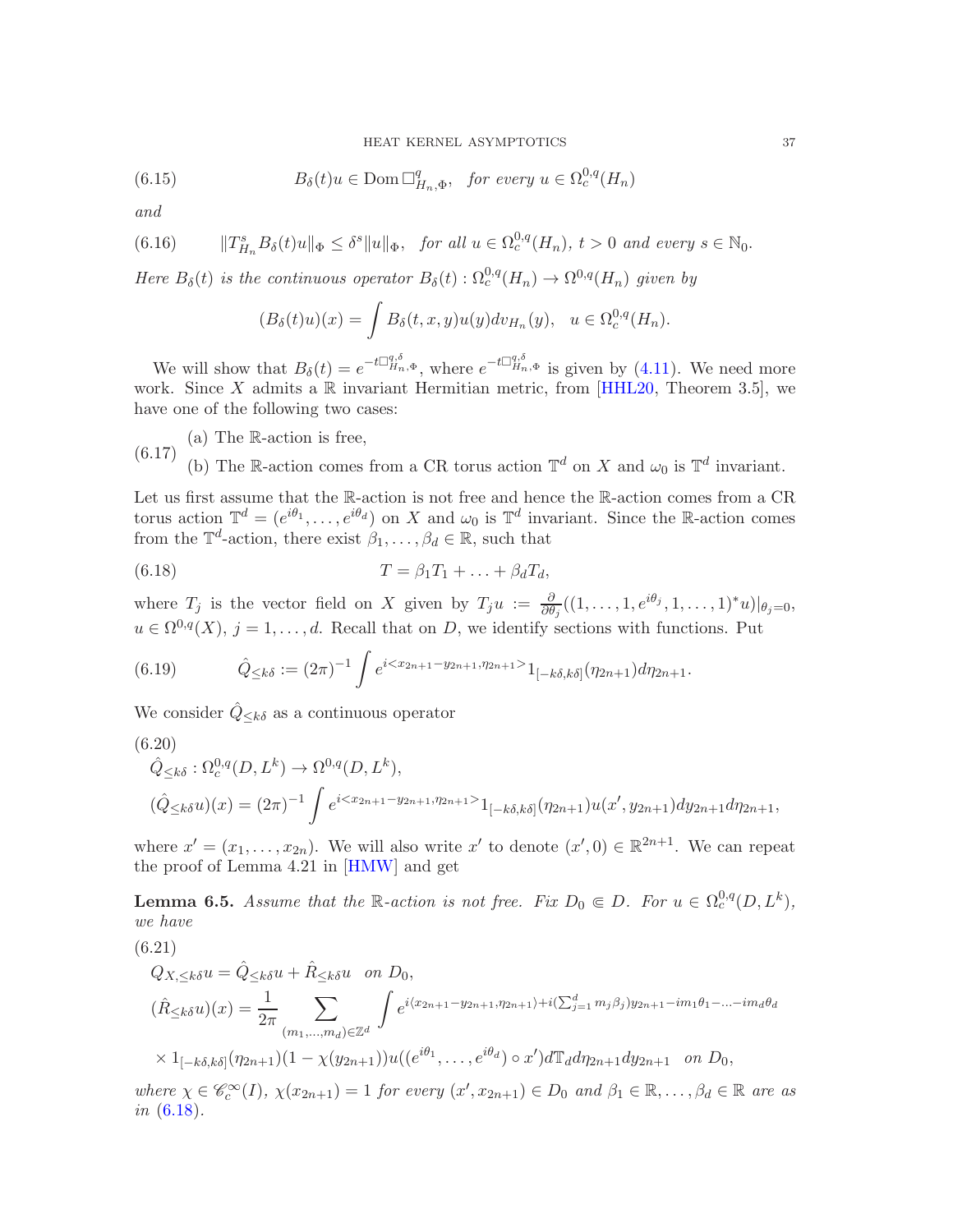$$B_\delta(t)u \in \operatorname{Dom} \Box^q_{H_n,\Phi}, \quad \text{for every } u \in \Omega^{0,q}_c(H_n) \tag{6.15}$$

*and*

$$\|T^s_{H_n} B_\delta(t)u\|_\Phi \le \delta^s \|u\|_\Phi, \quad \text{for all } u \in \Omega^{0,q}_c(H_n),\ t > 0 \text{ and every } s \in \mathbb{N}_0. \tag{6.16}$$

*Here $B_\delta(t)$ is the continuous operator $B_\delta(t) : \Omega^{0,q}_c(H_n) \to \Omega^{0,q}(H_n)$ given by*

$$(B_\delta(t)u)(x) = \int B_\delta(t,x,y)u(y)dv_{H_n}(y), \quad u \in \Omega^{0,q}_c(H_n).$$

We will show that $B_\delta(t) = e^{-t\Box^{q,\delta}_{H_n,\Phi}}$, where $e^{-t\Box^{q,\delta}_{H_n,\Phi}}$ is given by (4.11). We need more work. Since $X$ admits a $\mathbb{R}$ invariant Hermitian metric, from [HHL20, Theorem 3.5], we have one of the following two cases:

$$\begin{aligned} &\text{(a) The } \mathbb{R}\text{-action is free,} \\ &\text{(b) The } \mathbb{R}\text{-action comes from a CR torus action } \mathbb{T}^d \text{ on } X \text{ and } \omega_0 \text{ is } \mathbb{T}^d \text{ invariant.} \end{aligned} \tag{6.17}$$

Let us first assume that the $\mathbb{R}$-action is not free and hence the $\mathbb{R}$-action comes from a CR torus action $\mathbb{T}^d = (e^{i\theta_1}, \dots, e^{i\theta_d})$ on $X$ and $\omega_0$ is $\mathbb{T}^d$ invariant. Since the $\mathbb{R}$-action comes from the $\mathbb{T}^d$-action, there exist $\beta_1, \dots, \beta_d \in \mathbb{R}$, such that

$$T = \beta_1 T_1 + \ldots + \beta_d T_d, \tag{6.18}$$

where $T_j$ is the vector field on $X$ given by $T_j u := \frac{\partial}{\partial \theta_j}((1, \dots, 1, e^{i\theta_j}, 1, \dots, 1)^* u)|_{\theta_j = 0}$, $u \in \Omega^{0,q}(X)$, $j = 1, \dots, d$. Recall that on $D$, we identify sections with functions. Put

$$\hat{Q}_{\le k\delta} := (2\pi)^{-1} \int e^{i<x_{2n+1} - y_{2n+1}, \eta_{2n+1}>} 1_{[-k\delta, k\delta]}(\eta_{2n+1}) d\eta_{2n+1}. \tag{6.19}$$

We consider $\hat{Q}_{\le k\delta}$ as a continuous operator

$$\begin{aligned} &\hat{Q}_{\le k\delta} : \Omega^{0,q}_c(D, L^k) \to \Omega^{0,q}(D, L^k), \\ &(\hat{Q}_{\le k\delta} u)(x) = (2\pi)^{-1} \int e^{i<x_{2n+1} - y_{2n+1}, \eta_{2n+1}>} 1_{[-k\delta, k\delta]}(\eta_{2n+1}) u(x', y_{2n+1}) dy_{2n+1} d\eta_{2n+1}, \end{aligned} \tag{6.20}$$

where $x' = (x_1, \dots, x_{2n})$. We will also write $x'$ to denote $(x', 0) \in \mathbb{R}^{2n+1}$. We can repeat the proof of Lemma 4.21 in [HMW] and get

**Lemma 6.5.** *Assume that the $\mathbb{R}$-action is not free. Fix $D_0 \Subset D$. For $u \in \Omega^{0,q}_c(D, L^k)$, we have*

$$\begin{aligned} &Q_{X, \le k\delta} u = \hat{Q}_{\le k\delta} u + \hat{R}_{\le k\delta} u \quad \text{on } D_0, \\ &(\hat{R}_{\le k\delta} u)(x) = \frac{1}{2\pi} \sum_{(m_1, \dots, m_d) \in \mathbb{Z}^d} \int e^{i\langle x_{2n+1} - y_{2n+1}, \eta_{2n+1} \rangle + i(\sum_{j=1}^d m_j \beta_j) y_{2n+1} - i m_1 \theta_1 - \ldots - i m_d \theta_d} \\ &\times 1_{[-k\delta, k\delta]}(\eta_{2n+1})(1 - \chi(y_{2n+1})) u((e^{i\theta_1}, \dots, e^{i\theta_d}) \circ x') d\mathbb{T}_d d\eta_{2n+1} dy_{2n+1} \quad \text{on } D_0, \end{aligned} \tag{6.21}$$

*where $\chi \in \mathscr{C}^\infty_c(I)$, $\chi(x_{2n+1}) = 1$ for every $(x', x_{2n+1}) \in D_0$ and $\beta_1 \in \mathbb{R}, \dots, \beta_d \in \mathbb{R}$ are as in (6.18).*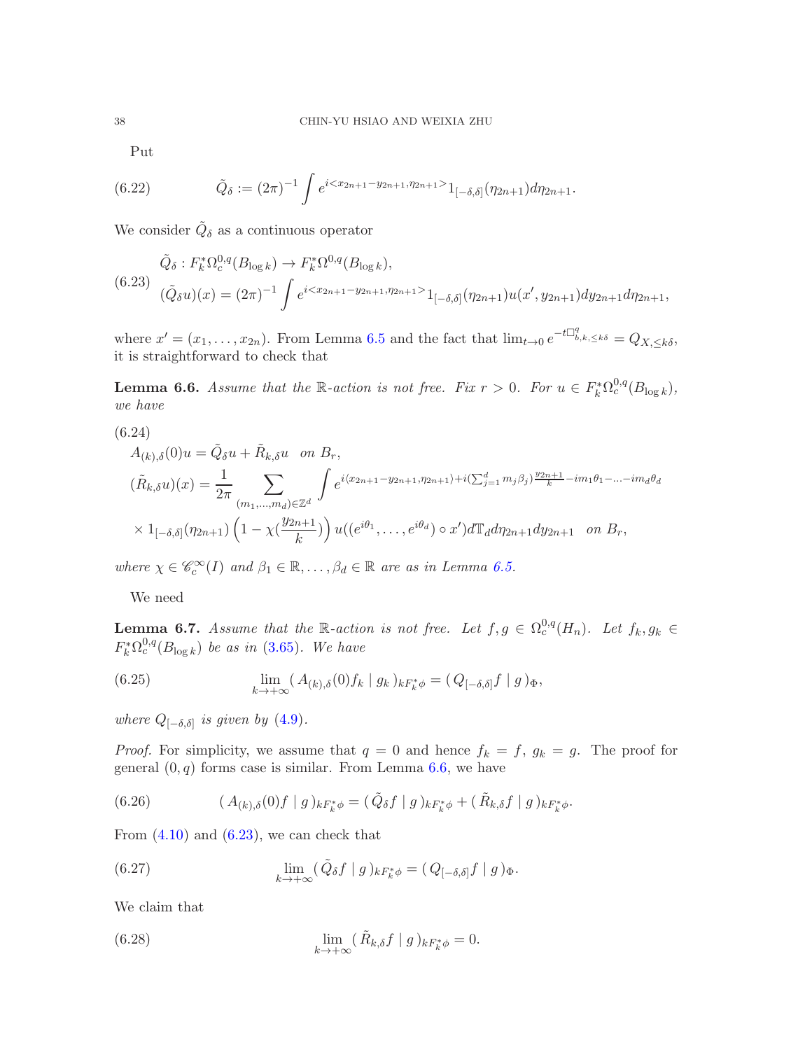Put

$$
\tilde{Q}_\delta := (2\pi)^{-1}\int e^{i<x_{2n+1}-y_{2n+1},\eta_{2n+1}>}1_{[-\delta,\delta]}(\eta_{2n+1})d\eta_{2n+1}. \tag{6.22}
$$

We consider $\tilde{Q}_\delta$ as a continuous operator

$$
\begin{aligned}
&\tilde{Q}_\delta : F_k^*\Omega_c^{0,q}(B_{\log k}) \to F_k^*\Omega^{0,q}(B_{\log k}),\\
&(\tilde{Q}_\delta u)(x) = (2\pi)^{-1}\int e^{i<x_{2n+1}-y_{2n+1},\eta_{2n+1}>}1_{[-\delta,\delta]}(\eta_{2n+1})u(x', y_{2n+1})dy_{2n+1}d\eta_{2n+1},
\end{aligned} \tag{6.23}
$$

where $x' = (x_1, \ldots, x_{2n})$. From Lemma 6.5 and the fact that $\lim_{t\to 0} e^{-t\Box^q_{b,k,\leq k\delta}} = Q_{X,\leq k\delta}$, it is straightforward to check that

**Lemma 6.6.** *Assume that the $\mathbb{R}$-action is not free. Fix $r > 0$. For $u \in F_k^*\Omega_c^{0,q}(B_{\log k})$, we have*

$$
\begin{aligned}
&A_{(k),\delta}(0)u = \tilde{Q}_\delta u + \tilde{R}_{k,\delta}u \quad \text{on } B_r,\\
&(\tilde{R}_{k,\delta}u)(x) = \frac{1}{2\pi}\sum_{(m_1,\ldots,m_d)\in\mathbb{Z}^d}\int e^{i\langle x_{2n+1}-y_{2n+1},\eta_{2n+1}\rangle + i(\sum_{j=1}^d m_j\beta_j)\frac{y_{2n+1}}{k} - im_1\theta_1 - \ldots - im_d\theta_d}\\
&\times 1_{[-\delta,\delta]}(\eta_{2n+1})\left(1-\chi(\frac{y_{2n+1}}{k})\right)u((e^{i\theta_1},\ldots,e^{i\theta_d})\circ x')d\mathbb{T}_d d\eta_{2n+1}dy_{2n+1} \quad \text{on } B_r,
\end{aligned} \tag{6.24}
$$

*where $\chi \in \mathscr{C}_c^\infty(I)$ and $\beta_1 \in \mathbb{R}, \ldots, \beta_d \in \mathbb{R}$ are as in Lemma 6.5.*

We need

**Lemma 6.7.** *Assume that the $\mathbb{R}$-action is not free. Let $f, g \in \Omega_c^{0,q}(H_n)$. Let $f_k, g_k \in F_k^*\Omega_c^{0,q}(B_{\log k})$ be as in (3.65). We have*

$$
\lim_{k\to+\infty}(\, A_{(k),\delta}(0)f_k \mid g_k\,)_{kF_k^*\phi} = (\, Q_{[-\delta,\delta]}f \mid g\,)_\Phi, \tag{6.25}
$$

*where $Q_{[-\delta,\delta]}$ is given by (4.9).*

*Proof.* For simplicity, we assume that $q = 0$ and hence $f_k = f$, $g_k = g$. The proof for general $(0, q)$ forms case is similar. From Lemma 6.6, we have

$$
(\, A_{(k),\delta}(0)f \mid g\,)_{kF_k^*\phi} = (\,\tilde{Q}_\delta f \mid g\,)_{kF_k^*\phi} + (\,\tilde{R}_{k,\delta}f \mid g\,)_{kF_k^*\phi}. \tag{6.26}
$$

From (4.10) and (6.23), we can check that

$$
\lim_{k\to+\infty}(\,\tilde{Q}_\delta f \mid g\,)_{kF_k^*\phi} = (\, Q_{[-\delta,\delta]}f \mid g\,)_\Phi. \tag{6.27}
$$

We claim that

$$
\lim_{k\to+\infty}(\,\tilde{R}_{k,\delta}f \mid g\,)_{kF_k^*\phi} = 0. \tag{6.28}
$$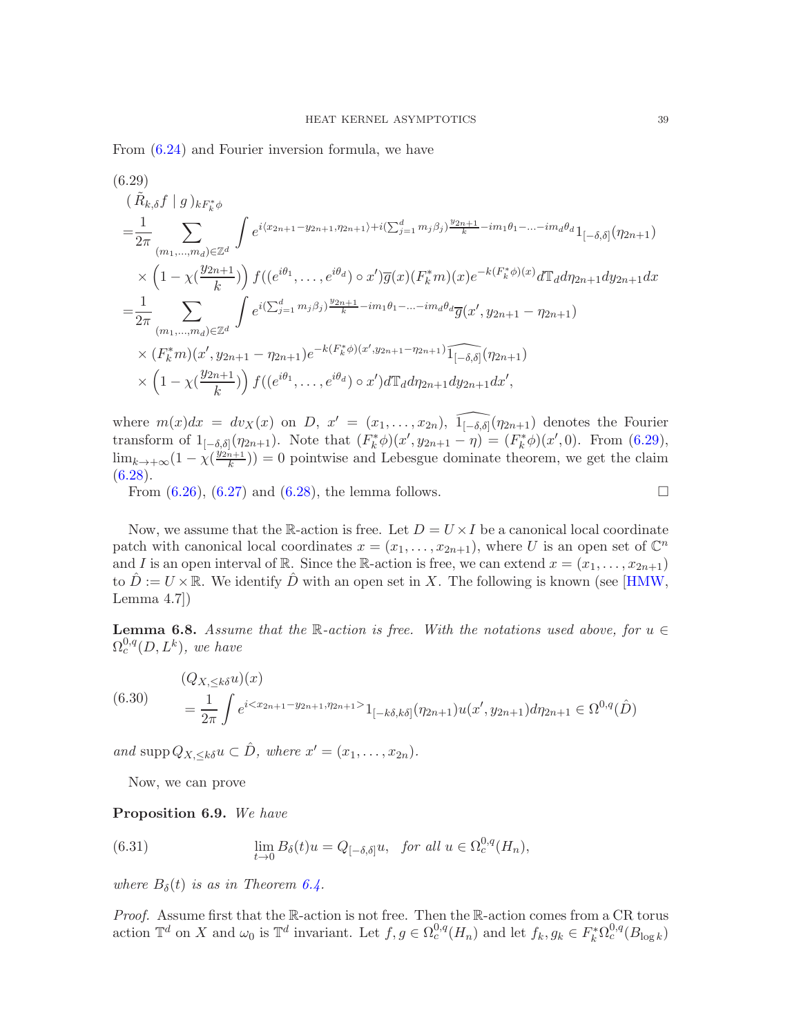From (6.24) and Fourier inversion formula, we have

$$
\begin{aligned}
(6.29)\quad & (\,\tilde{R}_{k,\delta} f \mid g\,)_{kF_k^*\phi} \\
=&\frac{1}{2\pi}\sum_{(m_1,\ldots,m_d)\in\mathbb{Z}^d}\int e^{i\langle x_{2n+1}-y_{2n+1},\eta_{2n+1}\rangle+i(\sum_{j=1}^d m_j\beta_j)\frac{y_{2n+1}}{k}-im_1\theta_1-\ldots-im_d\theta_d}1_{[-\delta,\delta]}(\eta_{2n+1}) \\
&\times\Big(1-\chi(\frac{y_{2n+1}}{k})\Big)f((e^{i\theta_1},\ldots,e^{i\theta_d})\circ x')\overline{g}(x)(F_k^*m)(x)e^{-k(F_k^*\phi)(x)}d\mathbb{T}_d d\eta_{2n+1}dy_{2n+1}dx \\
=&\frac{1}{2\pi}\sum_{(m_1,\ldots,m_d)\in\mathbb{Z}^d}\int e^{i(\sum_{j=1}^d m_j\beta_j)\frac{y_{2n+1}}{k}-im_1\theta_1-\ldots-im_d\theta_d}\overline{g}(x',y_{2n+1}-\eta_{2n+1}) \\
&\times(F_k^*m)(x',y_{2n+1}-\eta_{2n+1})e^{-k(F_k^*\phi)(x',y_{2n+1}-\eta_{2n+1})}\widehat{1_{[-\delta,\delta]}}(\eta_{2n+1}) \\
&\times\Big(1-\chi(\frac{y_{2n+1}}{k})\Big)f((e^{i\theta_1},\ldots,e^{i\theta_d})\circ x')d\mathbb{T}_d d\eta_{2n+1}dy_{2n+1}dx',
\end{aligned}
$$

where $m(x)dx = dv_X(x)$ on $D$, $x' = (x_1,\ldots,x_{2n})$, $\widehat{1_{[-\delta,\delta]}}(\eta_{2n+1})$ denotes the Fourier transform of $1_{[-\delta,\delta]}(\eta_{2n+1})$. Note that $(F_k^*\phi)(x', y_{2n+1}-\eta) = (F_k^*\phi)(x',0)$. From (6.29), $\lim_{k\to+\infty}(1-\chi(\frac{y_{2n+1}}{k})) = 0$ pointwise and Lebesgue dominate theorem, we get the claim (6.28).

From (6.26), (6.27) and (6.28), the lemma follows. $\square$

Now, we assume that the $\mathbb{R}$-action is free. Let $D = U\times I$ be a canonical local coordinate patch with canonical local coordinates $x = (x_1,\ldots,x_{2n+1})$, where $U$ is an open set of $\mathbb{C}^n$ and $I$ is an open interval of $\mathbb{R}$. Since the $\mathbb{R}$-action is free, we can extend $x = (x_1,\ldots,x_{2n+1})$ to $\hat{D} := U\times\mathbb{R}$. We identify $\hat{D}$ with an open set in $X$. The following is known (see [HMW, Lemma 4.7])

**Lemma 6.8.** *Assume that the $\mathbb{R}$-action is free. With the notations used above, for $u\in\Omega^{0,q}_c(D,L^k)$, we have*

$$
\begin{aligned}
(6.30)\quad & (Q_{X,\leq k\delta}u)(x) \\
&=\frac{1}{2\pi}\int e^{i<x_{2n+1}-y_{2n+1},\eta_{2n+1}>}1_{[-k\delta,k\delta]}(\eta_{2n+1})u(x',y_{2n+1})d\eta_{2n+1}\in\Omega^{0,q}(\hat{D})
\end{aligned}
$$

*and* $\operatorname{supp} Q_{X,\leq k\delta}u\subset\hat{D}$, *where* $x' = (x_1,\ldots,x_{2n})$.

Now, we can prove

**Proposition 6.9.** *We have*

$$
(6.31)\qquad \lim_{t\to 0}B_\delta(t)u = Q_{[-\delta,\delta]}u,\quad \textit{for all } u\in\Omega^{0,q}_c(H_n),
$$

*where $B_\delta(t)$ is as in Theorem 6.4.*

*Proof.* Assume first that the $\mathbb{R}$-action is not free. Then the $\mathbb{R}$-action comes from a CR torus action $\mathbb{T}^d$ on $X$ and $\omega_0$ is $\mathbb{T}^d$ invariant. Let $f, g\in\Omega^{0,q}_c(H_n)$ and let $f_k, g_k\in F_k^*\Omega^{0,q}_c(B_{\log k})$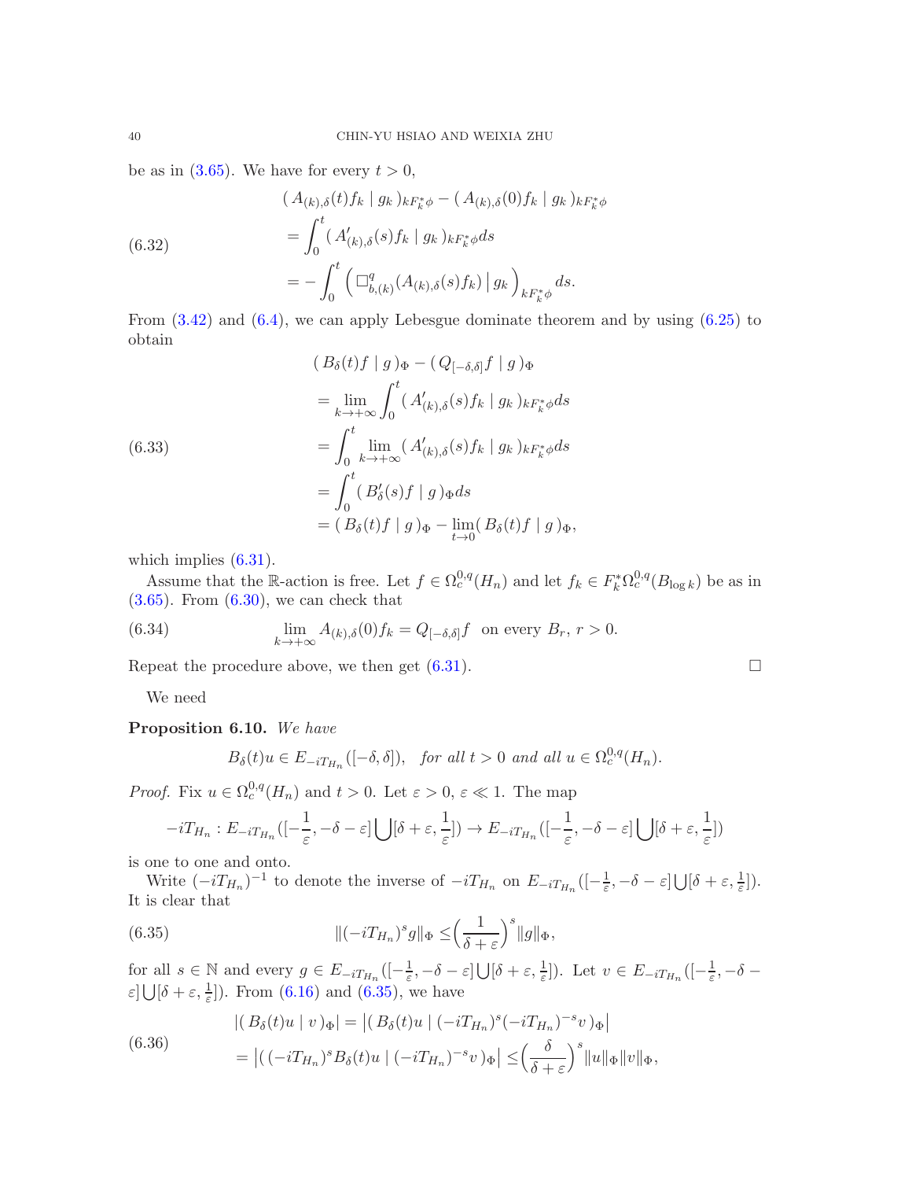be as in (3.65). We have for every $t > 0$,

$$
\begin{aligned}
&(\, A_{(k),\delta}(t) f_k \mid g_k \,)_{kF_k^*\phi} - (\, A_{(k),\delta}(0) f_k \mid g_k \,)_{kF_k^*\phi} \\
&= \int_0^t (\, A'_{(k),\delta}(s) f_k \mid g_k \,)_{kF_k^*\phi} ds \qquad\qquad (6.32)\\
&= -\int_0^t \Big(\, \Box^q_{b,(k)}(A_{(k),\delta}(s) f_k) \,\Big|\, g_k \,\Big)_{kF_k^*\phi} ds.
\end{aligned}
$$

From (3.42) and (6.4), we can apply Lebesgue dominate theorem and by using (6.25) to obtain

$$
\begin{aligned}
&(\, B_\delta(t) f \mid g \,)_\Phi - (\, Q_{[-\delta,\delta]} f \mid g \,)_\Phi \\
&= \lim_{k\to+\infty} \int_0^t (\, A'_{(k),\delta}(s) f_k \mid g_k \,)_{kF_k^*\phi} ds \\
&= \int_0^t \lim_{k\to+\infty} (\, A'_{(k),\delta}(s) f_k \mid g_k \,)_{kF_k^*\phi} ds \qquad\qquad (6.33)\\
&= \int_0^t (\, B'_\delta(s) f \mid g \,)_\Phi ds \\
&= (\, B_\delta(t) f \mid g \,)_\Phi - \lim_{t\to 0} (\, B_\delta(t) f \mid g \,)_\Phi,
\end{aligned}
$$

which implies (6.31).

Assume that the $\mathbb{R}$-action is free. Let $f \in \Omega^{0,q}_c(H_n)$ and let $f_k \in F_k^*\Omega^{0,q}_c(B_{\log k})$ be as in (3.65). From (6.30), we can check that

$$
\lim_{k\to+\infty} A_{(k),\delta}(0) f_k = Q_{[-\delta,\delta]} f \ \text{ on every } B_r,\ r > 0. \tag{6.34}
$$

Repeat the procedure above, we then get (6.31). $\square$

We need

**Proposition 6.10.** *We have*

$$
B_\delta(t) u \in E_{-iT_{H_n}}([-\delta,\delta]), \quad \textit{for all } t > 0 \textit{ and all } u \in \Omega^{0,q}_c(H_n).
$$

*Proof.* Fix $u \in \Omega^{0,q}_c(H_n)$ and $t > 0$. Let $\varepsilon > 0$, $\varepsilon \ll 1$. The map

$$
-iT_{H_n} : E_{-iT_{H_n}}([-\frac{1}{\varepsilon}, -\delta-\varepsilon] \bigcup [\delta+\varepsilon, \frac{1}{\varepsilon}]) \to E_{-iT_{H_n}}([-\frac{1}{\varepsilon}, -\delta-\varepsilon] \bigcup [\delta+\varepsilon, \frac{1}{\varepsilon}])
$$

is one to one and onto.

Write $(-iT_{H_n})^{-1}$ to denote the inverse of $-iT_{H_n}$ on $E_{-iT_{H_n}}([-\frac{1}{\varepsilon}, -\delta-\varepsilon] \bigcup [\delta+\varepsilon, \frac{1}{\varepsilon}])$. It is clear that

$$
\|(-iT_{H_n})^s g\|_\Phi \leq \Big(\frac{1}{\delta+\varepsilon}\Big)^s \|g\|_\Phi, \tag{6.35}
$$

for all $s \in \mathbb{N}$ and every $g \in E_{-iT_{H_n}}([-\frac{1}{\varepsilon}, -\delta-\varepsilon] \bigcup [\delta+\varepsilon, \frac{1}{\varepsilon}])$. Let $v \in E_{-iT_{H_n}}([-\frac{1}{\varepsilon}, -\delta-\varepsilon] \bigcup [\delta+\varepsilon, \frac{1}{\varepsilon}])$. From (6.16) and (6.35), we have

$$
\begin{aligned}
&\big|(\, B_\delta(t) u \mid v \,)_\Phi\big| = \big|(\, B_\delta(t) u \mid (-iT_{H_n})^s (-iT_{H_n})^{-s} v \,)_\Phi\big| \\
&= \big|(\, (-iT_{H_n})^s B_\delta(t) u \mid (-iT_{H_n})^{-s} v \,)_\Phi\big| \leq \Big(\frac{\delta}{\delta+\varepsilon}\Big)^s \|u\|_\Phi \|v\|_\Phi,
\end{aligned} \tag{6.36}
$$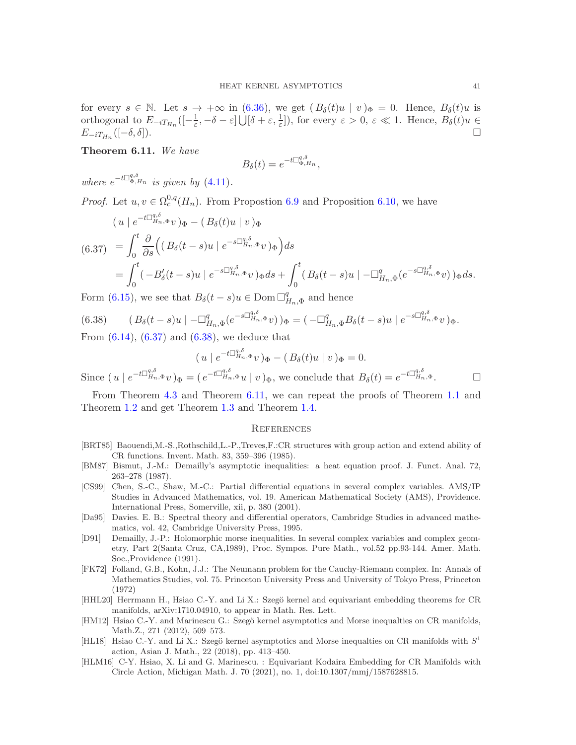for every $s \in \mathbb{N}$. Let $s \to +\infty$ in (6.36), we get $(\, B_\delta(t)u \mid v\,)_\Phi = 0$. Hence, $B_\delta(t)u$ is orthogonal to $E_{-iT_{H_n}}([-\frac{1}{\varepsilon}, -\delta-\varepsilon]\bigcup[\delta+\varepsilon, \frac{1}{\varepsilon}])$, for every $\varepsilon > 0$, $\varepsilon \ll 1$. Hence, $B_\delta(t)u \in E_{-iT_{H_n}}([-\delta, \delta])$. $\square$

**Theorem 6.11.** *We have*

$$B_\delta(t) = e^{-t\Box^{q,\delta}_{\Phi,H_n}},$$

*where* $e^{-t\Box^{q,\delta}_{\Phi,H_n}}$ *is given by* (4.11).

*Proof.* Let $u, v \in \Omega^{0,q}_c(H_n)$. From Propostion 6.9 and Proposition 6.10, we have

$$
\begin{aligned}
&(\, u \mid e^{-t\Box^{q,\delta}_{H_n,\Phi}} v\,)_\Phi - (\, B_\delta(t)u \mid v\,)_\Phi \\
(6.37)\quad &= \int_0^t \frac{\partial}{\partial s}\Big((\, B_\delta(t-s)u \mid e^{-s\Box^{q,\delta}_{H_n,\Phi}} v\,)_\Phi\Big) ds \\
&= \int_0^t (\, -B'_\delta(t-s)u \mid e^{-s\Box^{q,\delta}_{H_n,\Phi}} v\,)_\Phi ds + \int_0^t (\, B_\delta(t-s)u \mid -\Box^q_{H_n,\Phi}(e^{-s\Box^{q,\delta}_{H_n,\Phi}} v)\,)_\Phi ds.
\end{aligned}
$$

Form (6.15), we see that $B_\delta(t-s)u \in \operatorname{Dom}\Box^q_{H_n,\Phi}$ and hence

$$
(6.38)\qquad (\, B_\delta(t-s)u \mid -\Box^q_{H_n,\Phi}(e^{-s\Box^{q,\delta}_{H_n,\Phi}} v)\,)_\Phi = (\, -\Box^q_{H_n,\Phi}B_\delta(t-s)u \mid e^{-s\Box^{q,\delta}_{H_n,\Phi}} v\,)_\Phi.
$$

From (6.14), (6.37) and (6.38), we deduce that

$$(\, u \mid e^{-t\Box^{q,\delta}_{H_n,\Phi}} v\,)_\Phi - (\, B_\delta(t)u \mid v\,)_\Phi = 0.$$

Since $(\, u \mid e^{-t\Box^{q,\delta}_{H_n,\Phi}} v\,)_\Phi = (\, e^{-t\Box^{q,\delta}_{H_n,\Phi}} u \mid v\,)_\Phi$, we conclude that $B_\delta(t) = e^{-t\Box^{q,\delta}_{H_n,\Phi}}$. $\square$

From Theorem 4.3 and Theorem 6.11, we can repeat the proofs of Theorem 1.1 and Theorem 1.2 and get Theorem 1.3 and Theorem 1.4.

## References

[BRT85] Baouendi,M.-S.,Rothschild,L.-P.,Treves,F.:CR structures with group action and extend ability of CR functions. Invent. Math. 83, 359–396 (1985).

[BM87] Bismut, J.-M.: Demailly's asymptotic inequalities: a heat equation proof. J. Funct. Anal. 72, 263–278 (1987).

[CS99] Chen, S.-C., Shaw, M.-C.: Partial differential equations in several complex variables. AMS/IP Studies in Advanced Mathematics, vol. 19. American Mathematical Society (AMS), Providence. International Press, Somerville, xii, p. 380 (2001).

[Da95] Davies. E. B.: Spectral theory and differential operators, Cambridge Studies in advanced mathematics, vol. 42, Cambridge University Press, 1995.

[D91] Demailly, J.-P.: Holomorphic morse inequalities. In several complex variables and complex geometry, Part 2(Santa Cruz, CA,1989), Proc. Sympos. Pure Math., vol.52 pp.93-144. Amer. Math. Soc.,Providence (1991).

[FK72] Folland, G.B., Kohn, J.J.: The Neumann problem for the Cauchy-Riemann complex. In: Annals of Mathematics Studies, vol. 75. Princeton University Press and University of Tokyo Press, Princeton (1972)

[HHL20] Herrmann H., Hsiao C.-Y. and Li X.: Szegö kernel and equivariant embedding theorems for CR manifolds, arXiv:1710.04910, to appear in Math. Res. Lett.

[HM12] Hsiao C.-Y. and Marinescu G.: Szegö kernel asymptotics and Morse inequalties on CR manifolds, Math.Z., 271 (2012), 509–573.

[HL18] Hsiao C.-Y. and Li X.: Szegö kernel asymptotics and Morse inequalties on CR manifolds with $S^1$ action, Asian J. Math., 22 (2018), pp. 413–450.

[HLM16] C-Y. Hsiao, X. Li and G. Marinescu. : Equivariant Kodaira Embedding for CR Manifolds with Circle Action, Michigan Math. J. 70 (2021), no. 1, doi:10.1307/mmj/1587628815.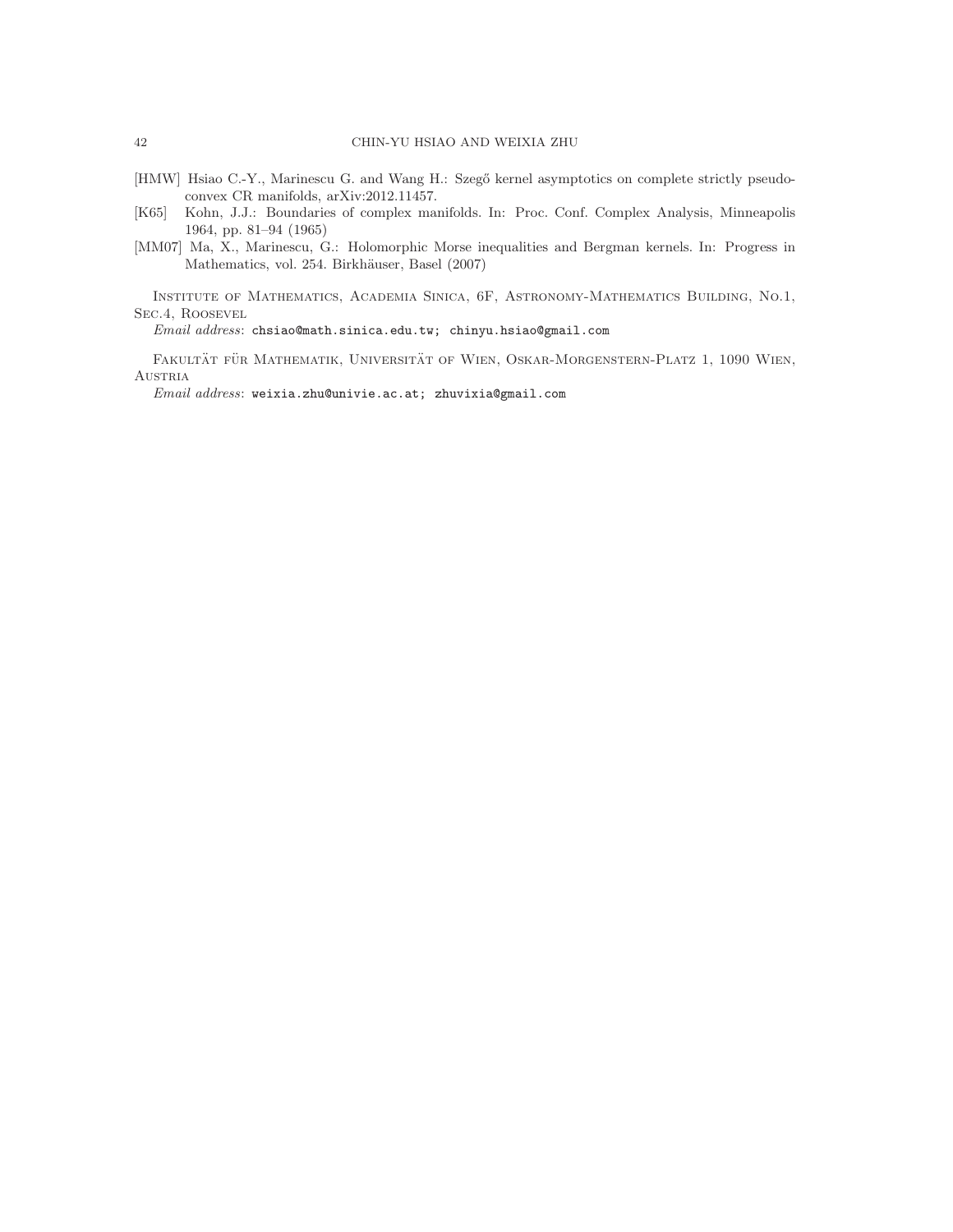- [HMW] Hsiao C.-Y., Marinescu G. and Wang H.: Szegő kernel asymptotics on complete strictly pseudoconvex CR manifolds, arXiv:2012.11457.
- [K65] Kohn, J.J.: Boundaries of complex manifolds. In: Proc. Conf. Complex Analysis, Minneapolis 1964, pp. 81–94 (1965)
- [MM07] Ma, X., Marinescu, G.: Holomorphic Morse inequalities and Bergman kernels. In: Progress in Mathematics, vol. 254. Birkhäuser, Basel (2007)

Institute of Mathematics, Academia Sinica, 6F, Astronomy-Mathematics Building, No.1, Sec.4, Roosevel

*Email address*: chsiao@math.sinica.edu.tw; chinyu.hsiao@gmail.com

Fakultät für Mathematik, Universität of Wien, Oskar-Morgenstern-Platz 1, 1090 Wien, Austria

*Email address*: weixia.zhu@univie.ac.at; zhuvixia@gmail.com